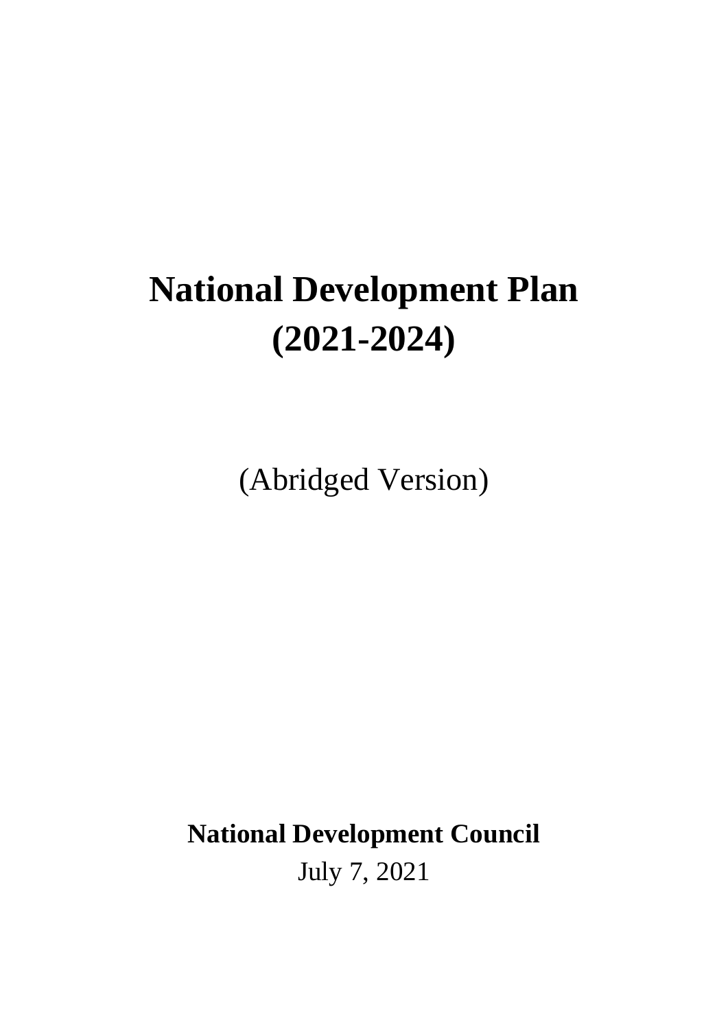# National Development Plan (2021-2024)

(Abridged Version)

**National Development Council**

July 7, 2021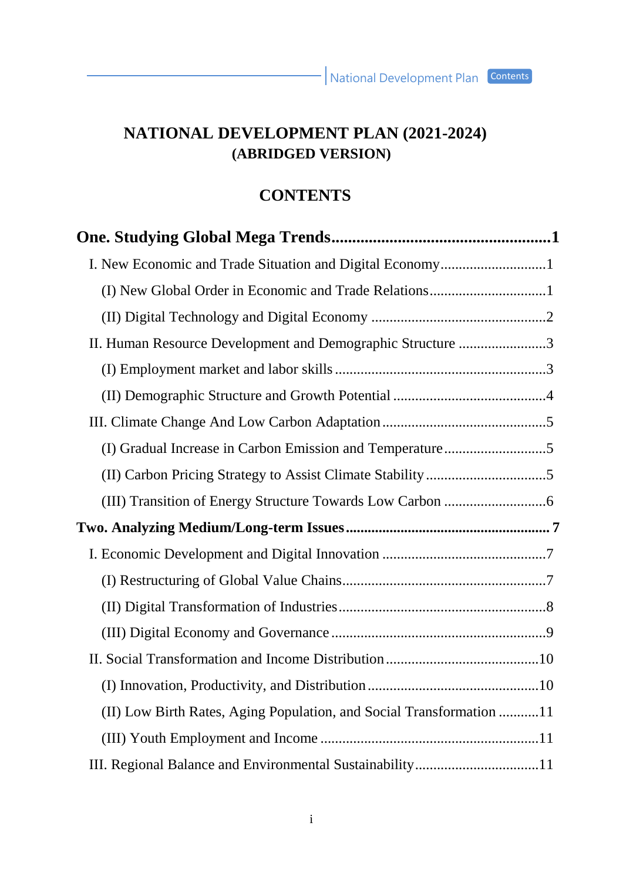# NATIONAL DEVELOPMENT PLAN (2021-2024)
## (ABRIDGED VERSION)

## CONTENTS

**One. Studying Global Mega Trends....................................................1**

I. New Economic and Trade Situation and Digital Economy............................1

(I) New Global Order in Economic and Trade Relations...............................1

(II) Digital Technology and Digital Economy ...............................................2

II. Human Resource Development and Demographic Structure ........................3

(I) Employment market and labor skills .........................................................3

(II) Demographic Structure and Growth Potential ..........................................4

III. Climate Change And Low Carbon Adaptation .............................................5

(I) Gradual Increase in Carbon Emission and Temperature............................5

(II) Carbon Pricing Strategy to Assist Climate Stability .................................5

(III) Transition of Energy Structure Towards Low Carbon ............................6

**Two. Analyzing Medium/Long-term Issues ...................................................... 7**

I. Economic Development and Digital Innovation .............................................7

(I) Restructuring of Global Value Chains.......................................................7

(II) Digital Transformation of Industries........................................................8

(III) Digital Economy and Governance ..........................................................9

II. Social Transformation and Income Distribution..........................................10

(I) Innovation, Productivity, and Distribution...............................................10

(II) Low Birth Rates, Aging Population, and Social Transformation ...........11

(III) Youth Employment and Income ...........................................................11

III. Regional Balance and Environmental Sustainability..................................11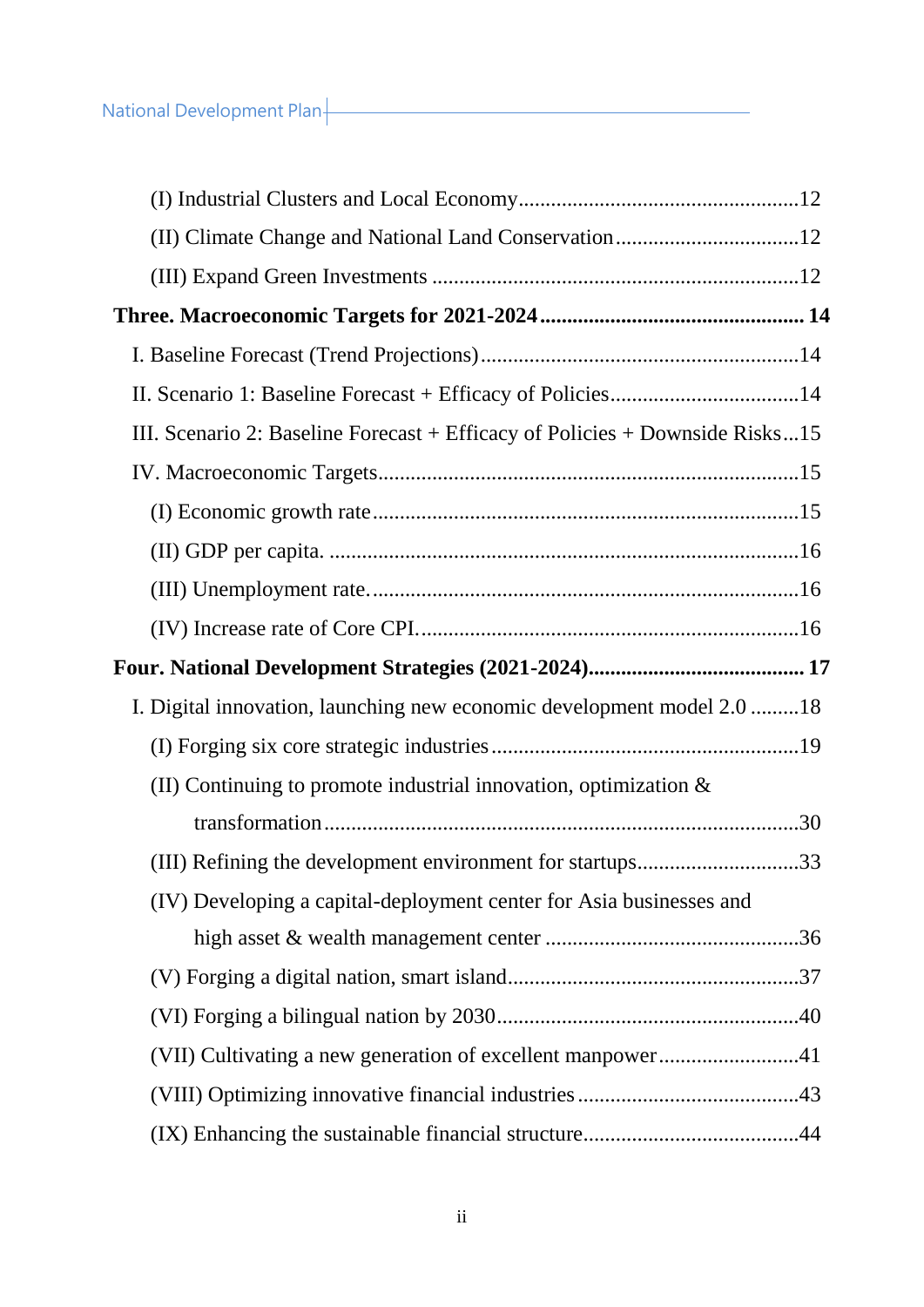(I) Industrial Clusters and Local Economy....................................................12

(II) Climate Change and National Land Conservation..................................12

(III) Expand Green Investments ....................................................................12

**Three. Macroeconomic Targets for 2021-2024................................................. 14**

I. Baseline Forecast (Trend Projections)...........................................................14

II. Scenario 1: Baseline Forecast + Efficacy of Policies...................................14

III. Scenario 2: Baseline Forecast + Efficacy of Policies + Downside Risks...15

IV. Macroeconomic Targets.............................................................................15

(I) Economic growth rate...............................................................................15

(II) GDP per capita. .......................................................................................16

(III) Unemployment rate.................................................................................16

(IV) Increase rate of Core CPI........................................................................16

**Four. National Development Strategies (2021-2024)........................................ 17**

I. Digital innovation, launching new economic development model 2.0 .........18

(I) Forging six core strategic industries.........................................................19

(II) Continuing to promote industrial innovation, optimization & transformation........................................................................................30

(III) Refining the development environment for startups..............................33

(IV) Developing a capital-deployment center for Asia businesses and high asset & wealth management center ...............................................36

(V) Forging a digital nation, smart island......................................................37

(VI) Forging a bilingual nation by 2030........................................................40

(VII) Cultivating a new generation of excellent manpower..........................41

(VIII) Optimizing innovative financial industries.........................................43

(IX) Enhancing the sustainable financial structure........................................44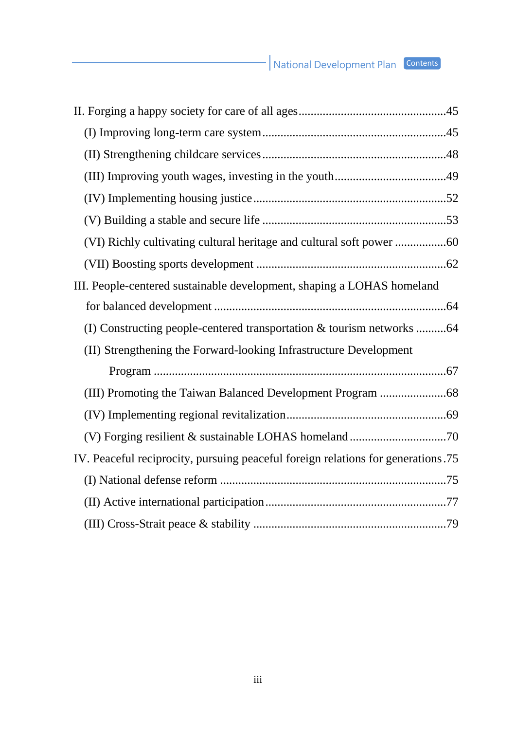II. Forging a happy society for care of all ages ........................................45

(I) Improving long-term care system ........................................45

(II) Strengthening childcare services ........................................48

(III) Improving youth wages, investing in the youth ........................................49

(IV) Implementing housing justice ........................................52

(V) Building a stable and secure life ........................................53

(VI) Richly cultivating cultural heritage and cultural soft power ........................................60

(VII) Boosting sports development ........................................62

III. People-centered sustainable development, shaping a LOHAS homeland for balanced development ........................................64

(I) Constructing people-centered transportation & tourism networks ........................................64

(II) Strengthening the Forward-looking Infrastructure Development Program ........................................67

(III) Promoting the Taiwan Balanced Development Program ........................................68

(IV) Implementing regional revitalization ........................................69

(V) Forging resilient & sustainable LOHAS homeland ........................................70

IV. Peaceful reciprocity, pursuing peaceful foreign relations for generations ........................................75

(I) National defense reform ........................................75

(II) Active international participation ........................................77

(III) Cross-Strait peace & stability ........................................79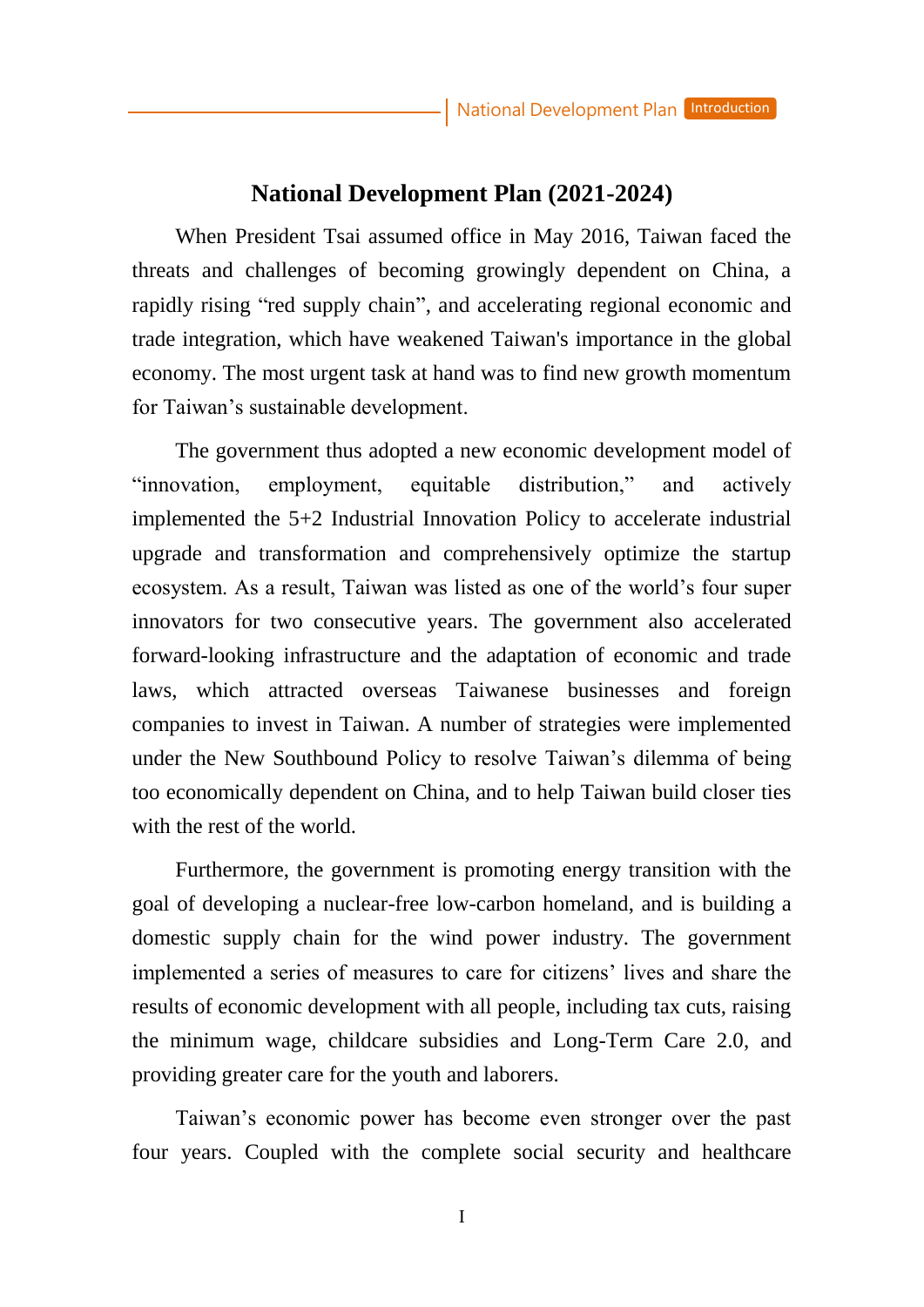# National Development Plan (2021-2024)

When President Tsai assumed office in May 2016, Taiwan faced the threats and challenges of becoming growingly dependent on China, a rapidly rising "red supply chain", and accelerating regional economic and trade integration, which have weakened Taiwan's importance in the global economy. The most urgent task at hand was to find new growth momentum for Taiwan's sustainable development.

The government thus adopted a new economic development model of "innovation, employment, equitable distribution," and actively implemented the 5+2 Industrial Innovation Policy to accelerate industrial upgrade and transformation and comprehensively optimize the startup ecosystem. As a result, Taiwan was listed as one of the world's four super innovators for two consecutive years. The government also accelerated forward-looking infrastructure and the adaptation of economic and trade laws, which attracted overseas Taiwanese businesses and foreign companies to invest in Taiwan. A number of strategies were implemented under the New Southbound Policy to resolve Taiwan's dilemma of being too economically dependent on China, and to help Taiwan build closer ties with the rest of the world.

Furthermore, the government is promoting energy transition with the goal of developing a nuclear-free low-carbon homeland, and is building a domestic supply chain for the wind power industry. The government implemented a series of measures to care for citizens' lives and share the results of economic development with all people, including tax cuts, raising the minimum wage, childcare subsidies and Long-Term Care 2.0, and providing greater care for the youth and laborers.

Taiwan's economic power has become even stronger over the past four years. Coupled with the complete social security and healthcare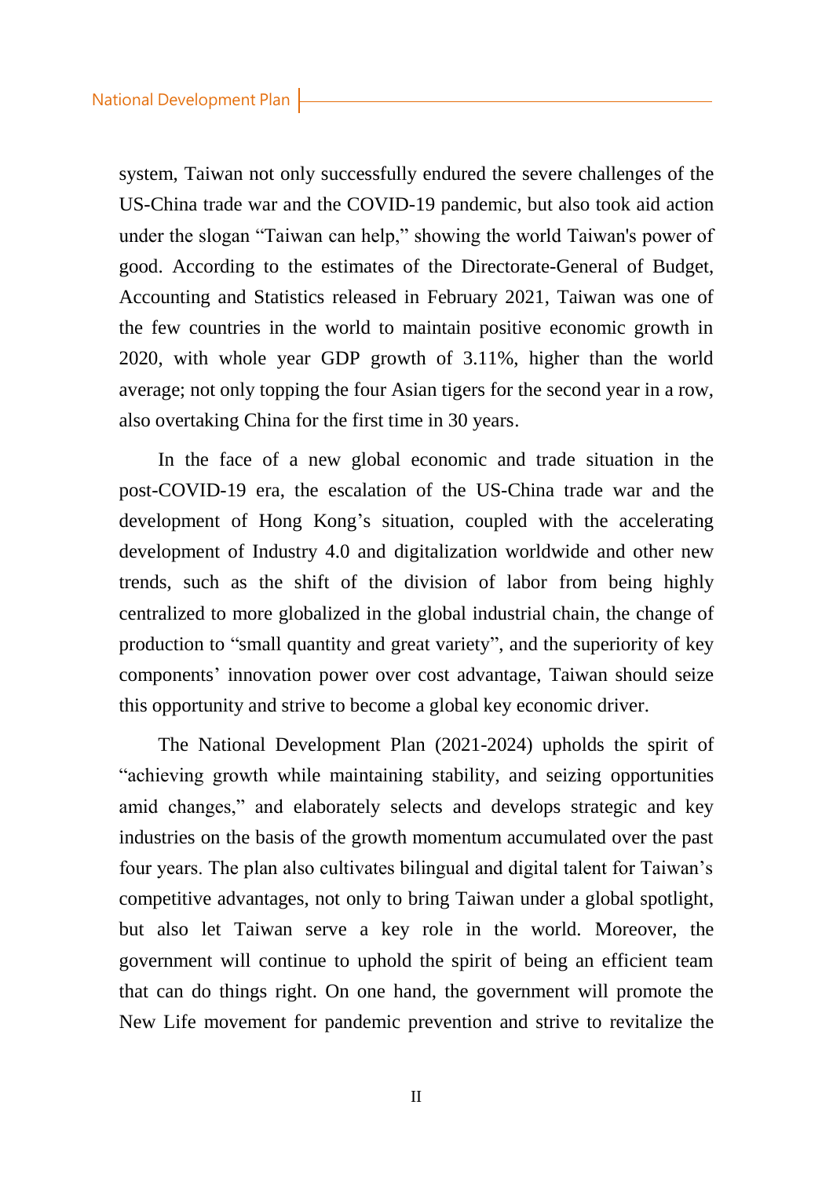system, Taiwan not only successfully endured the severe challenges of the US-China trade war and the COVID-19 pandemic, but also took aid action under the slogan "Taiwan can help," showing the world Taiwan's power of good. According to the estimates of the Directorate-General of Budget, Accounting and Statistics released in February 2021, Taiwan was one of the few countries in the world to maintain positive economic growth in 2020, with whole year GDP growth of 3.11%, higher than the world average; not only topping the four Asian tigers for the second year in a row, also overtaking China for the first time in 30 years.

In the face of a new global economic and trade situation in the post-COVID-19 era, the escalation of the US-China trade war and the development of Hong Kong's situation, coupled with the accelerating development of Industry 4.0 and digitalization worldwide and other new trends, such as the shift of the division of labor from being highly centralized to more globalized in the global industrial chain, the change of production to "small quantity and great variety", and the superiority of key components' innovation power over cost advantage, Taiwan should seize this opportunity and strive to become a global key economic driver.

The National Development Plan (2021-2024) upholds the spirit of "achieving growth while maintaining stability, and seizing opportunities amid changes," and elaborately selects and develops strategic and key industries on the basis of the growth momentum accumulated over the past four years. The plan also cultivates bilingual and digital talent for Taiwan's competitive advantages, not only to bring Taiwan under a global spotlight, but also let Taiwan serve a key role in the world. Moreover, the government will continue to uphold the spirit of being an efficient team that can do things right. On one hand, the government will promote the New Life movement for pandemic prevention and strive to revitalize the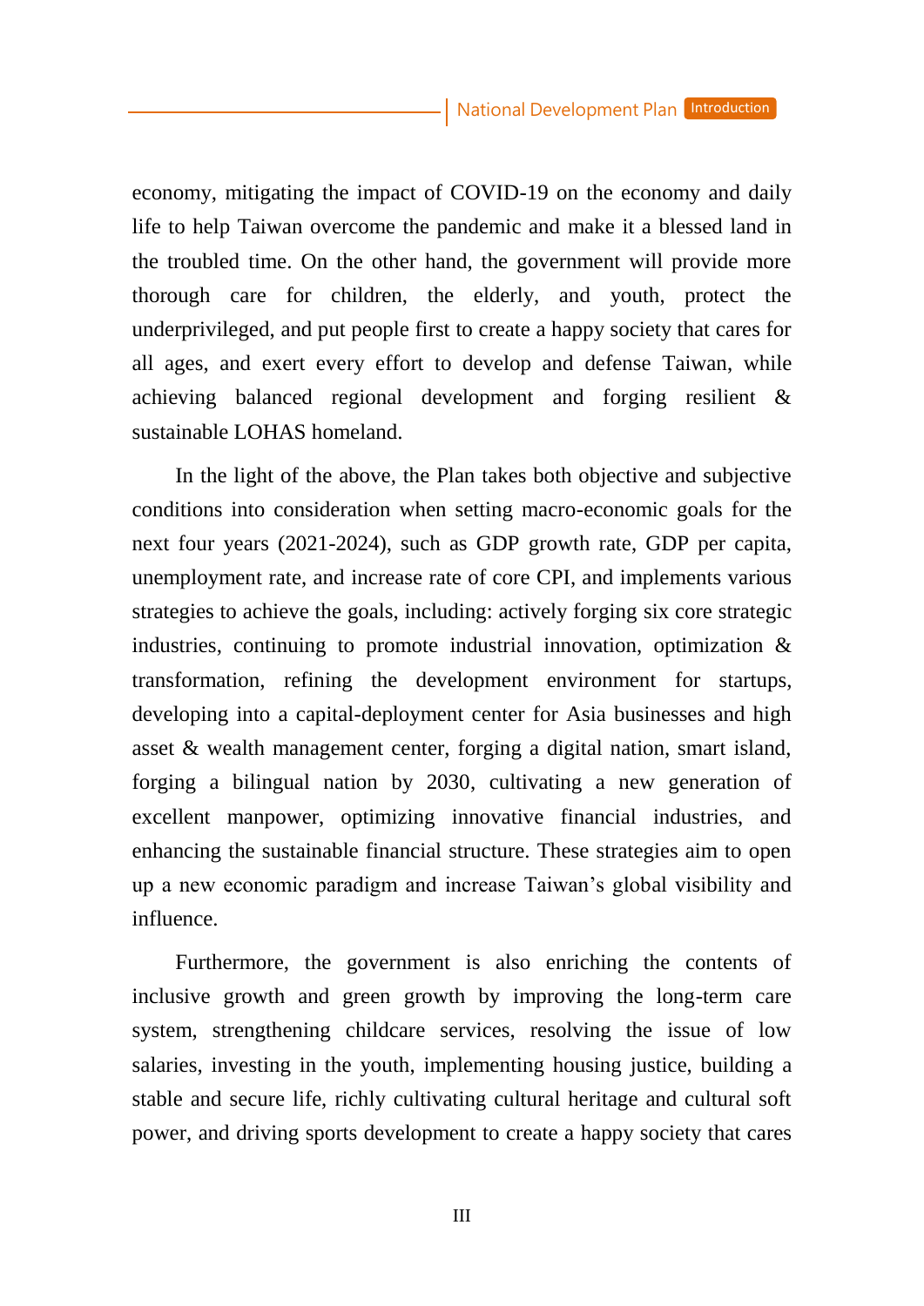economy, mitigating the impact of COVID-19 on the economy and daily life to help Taiwan overcome the pandemic and make it a blessed land in the troubled time. On the other hand, the government will provide more thorough care for children, the elderly, and youth, protect the underprivileged, and put people first to create a happy society that cares for all ages, and exert every effort to develop and defense Taiwan, while achieving balanced regional development and forging resilient & sustainable LOHAS homeland.

In the light of the above, the Plan takes both objective and subjective conditions into consideration when setting macro-economic goals for the next four years (2021-2024), such as GDP growth rate, GDP per capita, unemployment rate, and increase rate of core CPI, and implements various strategies to achieve the goals, including: actively forging six core strategic industries, continuing to promote industrial innovation, optimization & transformation, refining the development environment for startups, developing into a capital-deployment center for Asia businesses and high asset & wealth management center, forging a digital nation, smart island, forging a bilingual nation by 2030, cultivating a new generation of excellent manpower, optimizing innovative financial industries, and enhancing the sustainable financial structure. These strategies aim to open up a new economic paradigm and increase Taiwan's global visibility and influence.

Furthermore, the government is also enriching the contents of inclusive growth and green growth by improving the long-term care system, strengthening childcare services, resolving the issue of low salaries, investing in the youth, implementing housing justice, building a stable and secure life, richly cultivating cultural heritage and cultural soft power, and driving sports development to create a happy society that cares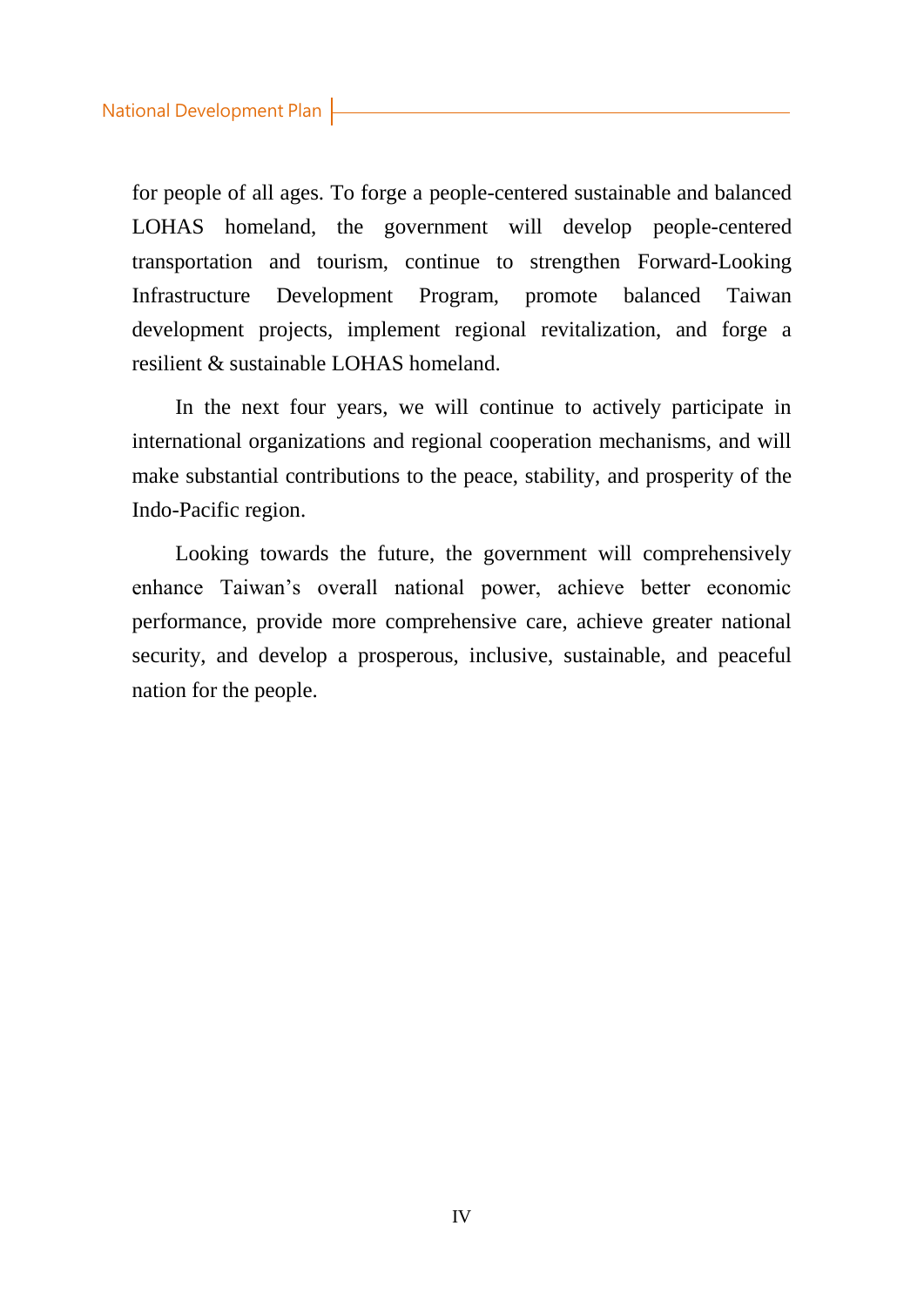for people of all ages. To forge a people-centered sustainable and balanced LOHAS homeland, the government will develop people-centered transportation and tourism, continue to strengthen Forward-Looking Infrastructure Development Program, promote balanced Taiwan development projects, implement regional revitalization, and forge a resilient & sustainable LOHAS homeland.

In the next four years, we will continue to actively participate in international organizations and regional cooperation mechanisms, and will make substantial contributions to the peace, stability, and prosperity of the Indo-Pacific region.

Looking towards the future, the government will comprehensively enhance Taiwan's overall national power, achieve better economic performance, provide more comprehensive care, achieve greater national security, and develop a prosperous, inclusive, sustainable, and peaceful nation for the people.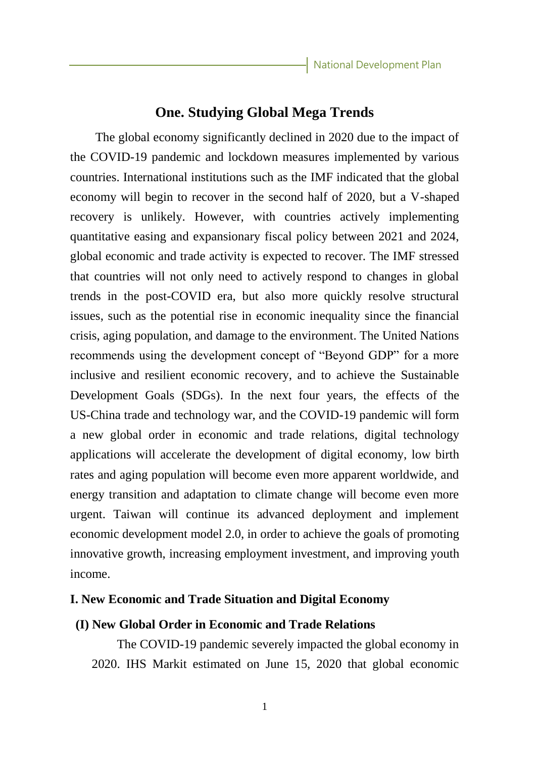# One. Studying Global Mega Trends

The global economy significantly declined in 2020 due to the impact of the COVID-19 pandemic and lockdown measures implemented by various countries. International institutions such as the IMF indicated that the global economy will begin to recover in the second half of 2020, but a V-shaped recovery is unlikely. However, with countries actively implementing quantitative easing and expansionary fiscal policy between 2021 and 2024, global economic and trade activity is expected to recover. The IMF stressed that countries will not only need to actively respond to changes in global trends in the post-COVID era, but also more quickly resolve structural issues, such as the potential rise in economic inequality since the financial crisis, aging population, and damage to the environment. The United Nations recommends using the development concept of "Beyond GDP" for a more inclusive and resilient economic recovery, and to achieve the Sustainable Development Goals (SDGs). In the next four years, the effects of the US-China trade and technology war, and the COVID-19 pandemic will form a new global order in economic and trade relations, digital technology applications will accelerate the development of digital economy, low birth rates and aging population will become even more apparent worldwide, and energy transition and adaptation to climate change will become even more urgent. Taiwan will continue its advanced deployment and implement economic development model 2.0, in order to achieve the goals of promoting innovative growth, increasing employment investment, and improving youth income.

## I. New Economic and Trade Situation and Digital Economy

### (I) New Global Order in Economic and Trade Relations

The COVID-19 pandemic severely impacted the global economy in 2020. IHS Markit estimated on June 15, 2020 that global economic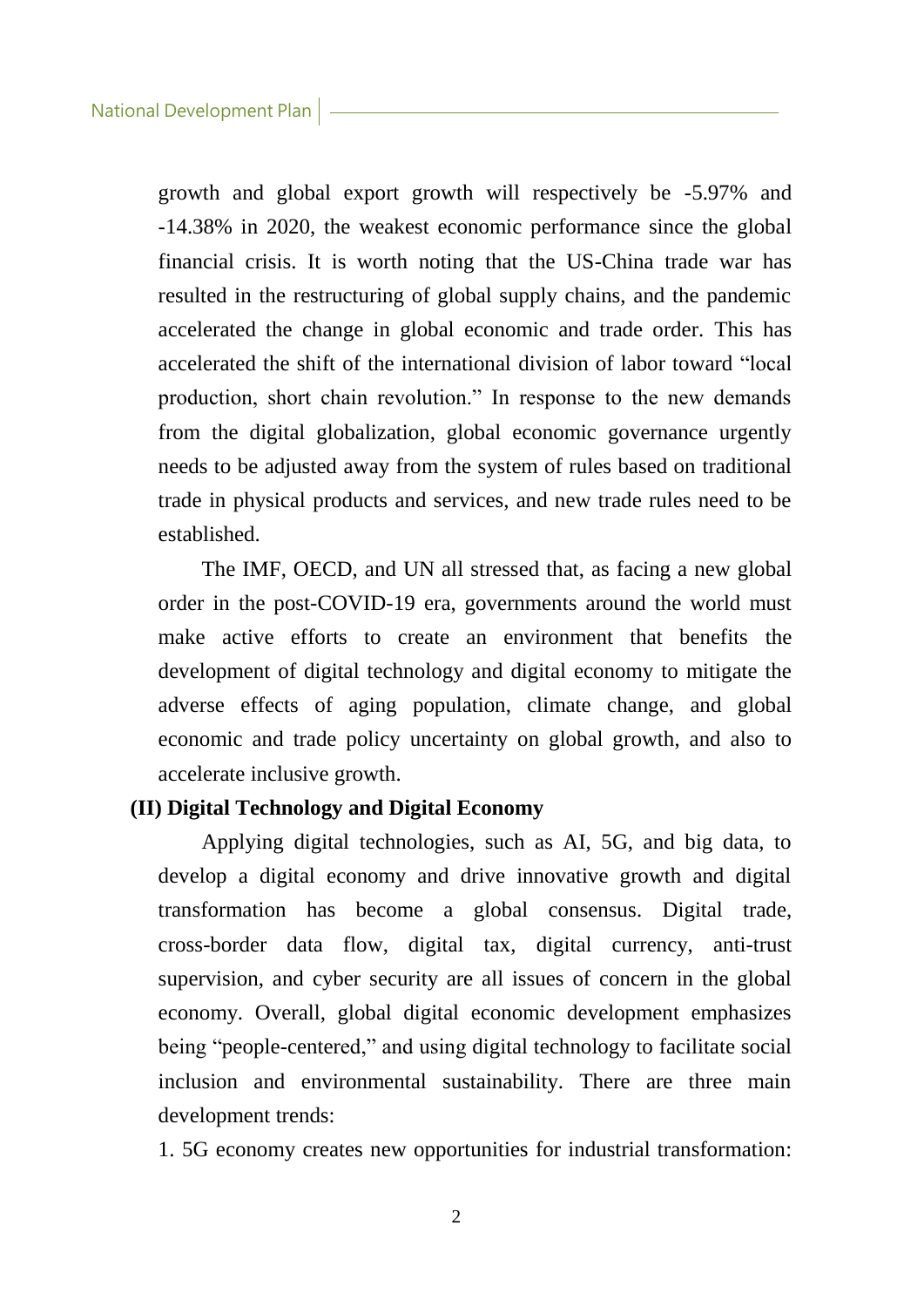growth and global export growth will respectively be -5.97% and -14.38% in 2020, the weakest economic performance since the global financial crisis. It is worth noting that the US-China trade war has resulted in the restructuring of global supply chains, and the pandemic accelerated the change in global economic and trade order. This has accelerated the shift of the international division of labor toward "local production, short chain revolution." In response to the new demands from the digital globalization, global economic governance urgently needs to be adjusted away from the system of rules based on traditional trade in physical products and services, and new trade rules need to be established.

The IMF, OECD, and UN all stressed that, as facing a new global order in the post-COVID-19 era, governments around the world must make active efforts to create an environment that benefits the development of digital technology and digital economy to mitigate the adverse effects of aging population, climate change, and global economic and trade policy uncertainty on global growth, and also to accelerate inclusive growth.

**(II) Digital Technology and Digital Economy**

Applying digital technologies, such as AI, 5G, and big data, to develop a digital economy and drive innovative growth and digital transformation has become a global consensus. Digital trade, cross-border data flow, digital tax, digital currency, anti-trust supervision, and cyber security are all issues of concern in the global economy. Overall, global digital economic development emphasizes being "people-centered," and using digital technology to facilitate social inclusion and environmental sustainability. There are three main development trends:

1. 5G economy creates new opportunities for industrial transformation: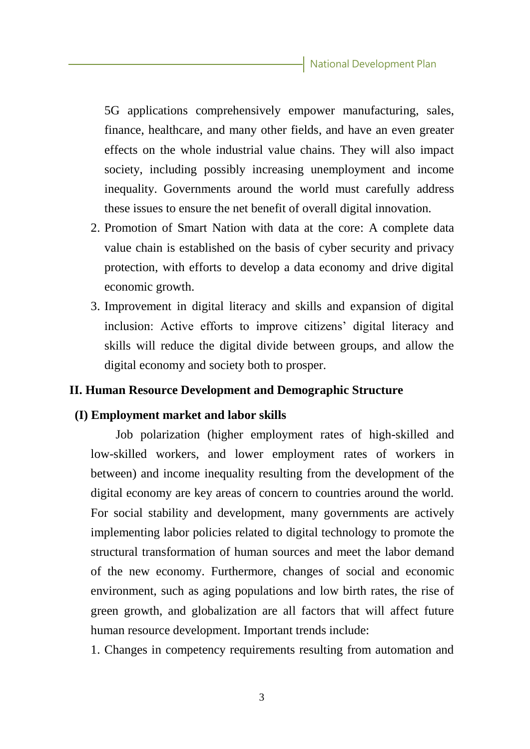5G applications comprehensively empower manufacturing, sales, finance, healthcare, and many other fields, and have an even greater effects on the whole industrial value chains. They will also impact society, including possibly increasing unemployment and income inequality. Governments around the world must carefully address these issues to ensure the net benefit of overall digital innovation.

2. Promotion of Smart Nation with data at the core: A complete data value chain is established on the basis of cyber security and privacy protection, with efforts to develop a data economy and drive digital economic growth.
3. Improvement in digital literacy and skills and expansion of digital inclusion: Active efforts to improve citizens' digital literacy and skills will reduce the digital divide between groups, and allow the digital economy and society both to prosper.

## II. Human Resource Development and Demographic Structure

### (I) Employment market and labor skills

Job polarization (higher employment rates of high-skilled and low-skilled workers, and lower employment rates of workers in between) and income inequality resulting from the development of the digital economy are key areas of concern to countries around the world. For social stability and development, many governments are actively implementing labor policies related to digital technology to promote the structural transformation of human sources and meet the labor demand of the new economy. Furthermore, changes of social and economic environment, such as aging populations and low birth rates, the rise of green growth, and globalization are all factors that will affect future human resource development. Important trends include:

1. Changes in competency requirements resulting from automation and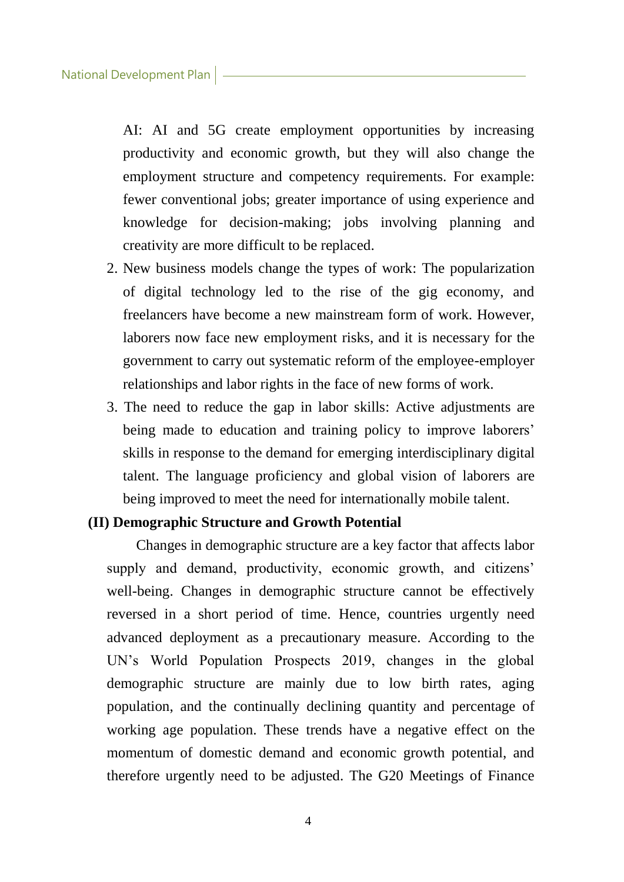AI: AI and 5G create employment opportunities by increasing productivity and economic growth, but they will also change the employment structure and competency requirements. For example: fewer conventional jobs; greater importance of using experience and knowledge for decision-making; jobs involving planning and creativity are more difficult to be replaced.

2. New business models change the types of work: The popularization of digital technology led to the rise of the gig economy, and freelancers have become a new mainstream form of work. However, laborers now face new employment risks, and it is necessary for the government to carry out systematic reform of the employee-employer relationships and labor rights in the face of new forms of work.
3. The need to reduce the gap in labor skills: Active adjustments are being made to education and training policy to improve laborers' skills in response to the demand for emerging interdisciplinary digital talent. The language proficiency and global vision of laborers are being improved to meet the need for internationally mobile talent.

### (II) Demographic Structure and Growth Potential

Changes in demographic structure are a key factor that affects labor supply and demand, productivity, economic growth, and citizens' well-being. Changes in demographic structure cannot be effectively reversed in a short period of time. Hence, countries urgently need advanced deployment as a precautionary measure. According to the UN's World Population Prospects 2019, changes in the global demographic structure are mainly due to low birth rates, aging population, and the continually declining quantity and percentage of working age population. These trends have a negative effect on the momentum of domestic demand and economic growth potential, and therefore urgently need to be adjusted. The G20 Meetings of Finance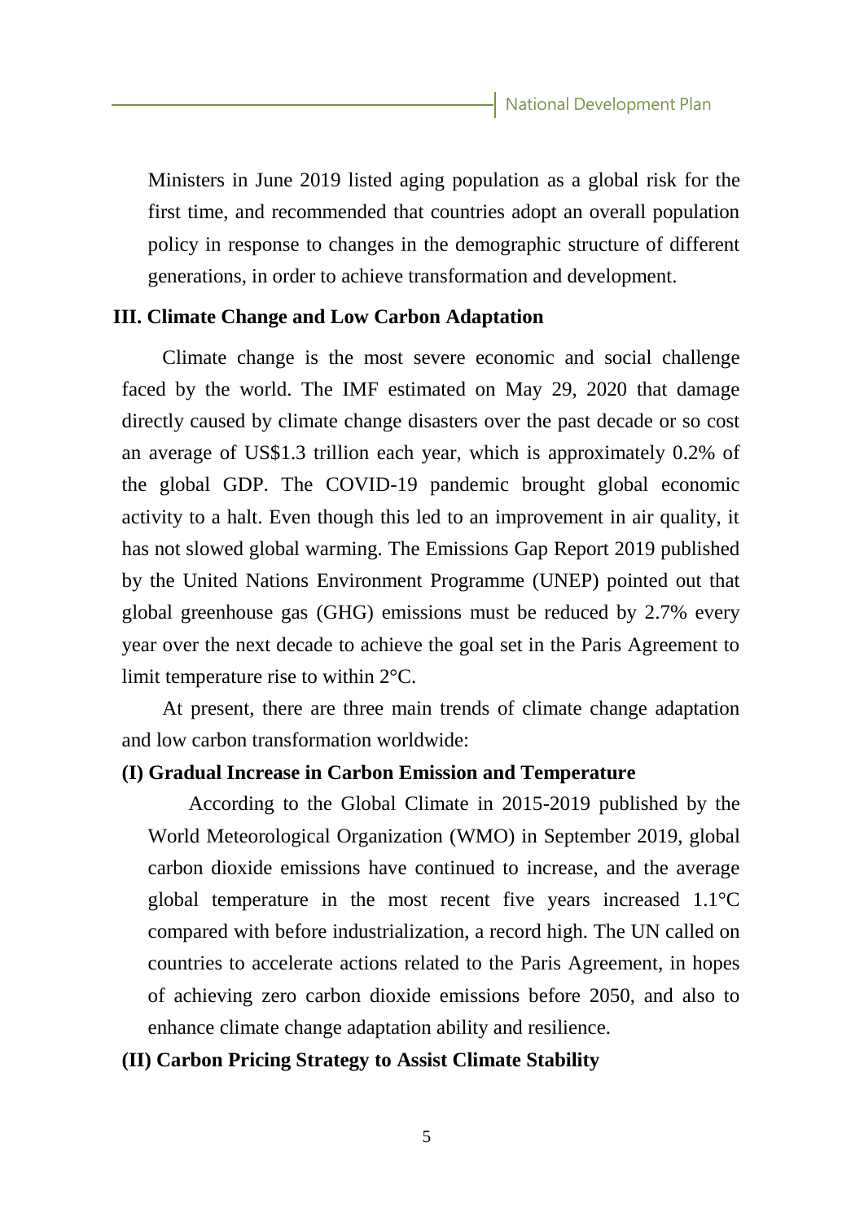Ministers in June 2019 listed aging population as a global risk for the first time, and recommended that countries adopt an overall population policy in response to changes in the demographic structure of different generations, in order to achieve transformation and development.

## III. Climate Change and Low Carbon Adaptation

Climate change is the most severe economic and social challenge faced by the world. The IMF estimated on May 29, 2020 that damage directly caused by climate change disasters over the past decade or so cost an average of US$1.3 trillion each year, which is approximately 0.2% of the global GDP. The COVID-19 pandemic brought global economic activity to a halt. Even though this led to an improvement in air quality, it has not slowed global warming. The Emissions Gap Report 2019 published by the United Nations Environment Programme (UNEP) pointed out that global greenhouse gas (GHG) emissions must be reduced by 2.7% every year over the next decade to achieve the goal set in the Paris Agreement to limit temperature rise to within 2°C.

At present, there are three main trends of climate change adaptation and low carbon transformation worldwide:

### (I) Gradual Increase in Carbon Emission and Temperature

According to the Global Climate in 2015-2019 published by the World Meteorological Organization (WMO) in September 2019, global carbon dioxide emissions have continued to increase, and the average global temperature in the most recent five years increased 1.1°C compared with before industrialization, a record high. The UN called on countries to accelerate actions related to the Paris Agreement, in hopes of achieving zero carbon dioxide emissions before 2050, and also to enhance climate change adaptation ability and resilience.

### (II) Carbon Pricing Strategy to Assist Climate Stability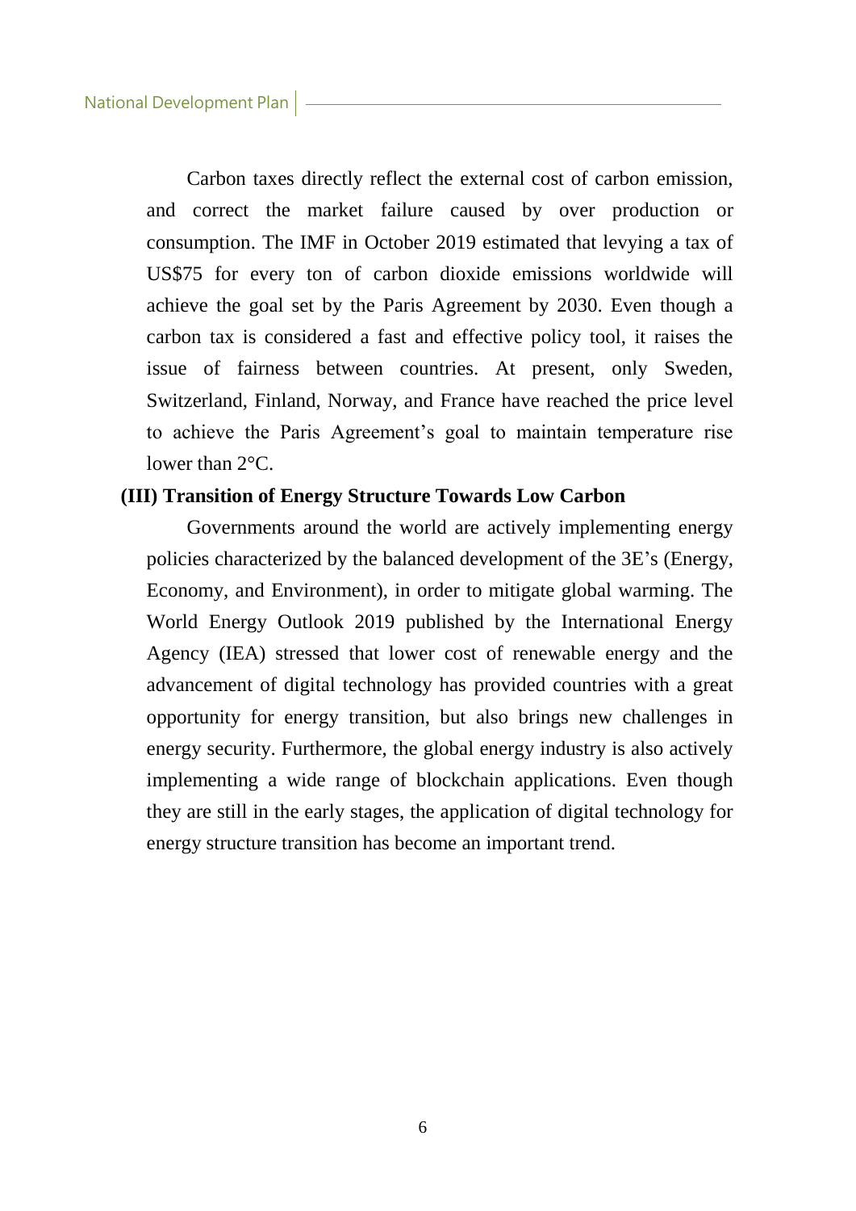Carbon taxes directly reflect the external cost of carbon emission, and correct the market failure caused by over production or consumption. The IMF in October 2019 estimated that levying a tax of US$75 for every ton of carbon dioxide emissions worldwide will achieve the goal set by the Paris Agreement by 2030. Even though a carbon tax is considered a fast and effective policy tool, it raises the issue of fairness between countries. At present, only Sweden, Switzerland, Finland, Norway, and France have reached the price level to achieve the Paris Agreement's goal to maintain temperature rise lower than 2°C.

### (III) Transition of Energy Structure Towards Low Carbon

Governments around the world are actively implementing energy policies characterized by the balanced development of the 3E's (Energy, Economy, and Environment), in order to mitigate global warming. The World Energy Outlook 2019 published by the International Energy Agency (IEA) stressed that lower cost of renewable energy and the advancement of digital technology has provided countries with a great opportunity for energy transition, but also brings new challenges in energy security. Furthermore, the global energy industry is also actively implementing a wide range of blockchain applications. Even though they are still in the early stages, the application of digital technology for energy structure transition has become an important trend.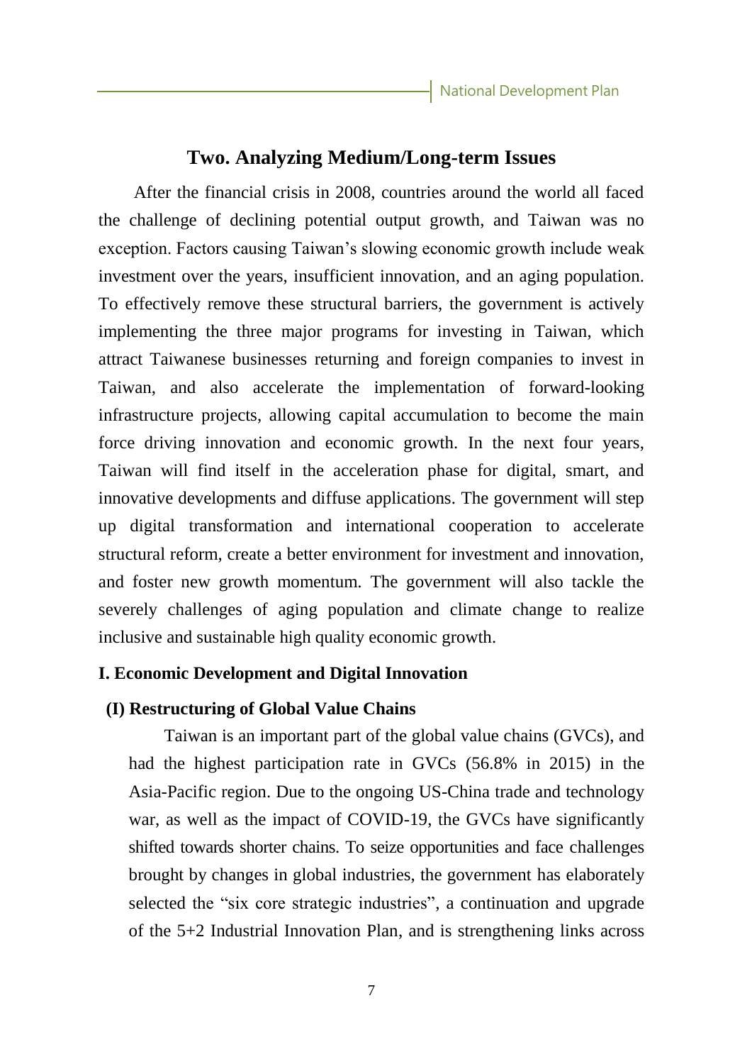## Two. Analyzing Medium/Long-term Issues

After the financial crisis in 2008, countries around the world all faced the challenge of declining potential output growth, and Taiwan was no exception. Factors causing Taiwan's slowing economic growth include weak investment over the years, insufficient innovation, and an aging population. To effectively remove these structural barriers, the government is actively implementing the three major programs for investing in Taiwan, which attract Taiwanese businesses returning and foreign companies to invest in Taiwan, and also accelerate the implementation of forward-looking infrastructure projects, allowing capital accumulation to become the main force driving innovation and economic growth. In the next four years, Taiwan will find itself in the acceleration phase for digital, smart, and innovative developments and diffuse applications. The government will step up digital transformation and international cooperation to accelerate structural reform, create a better environment for investment and innovation, and foster new growth momentum. The government will also tackle the severely challenges of aging population and climate change to realize inclusive and sustainable high quality economic growth.

### I. Economic Development and Digital Innovation

#### (I) Restructuring of Global Value Chains

Taiwan is an important part of the global value chains (GVCs), and had the highest participation rate in GVCs (56.8% in 2015) in the Asia-Pacific region. Due to the ongoing US-China trade and technology war, as well as the impact of COVID-19, the GVCs have significantly shifted towards shorter chains. To seize opportunities and face challenges brought by changes in global industries, the government has elaborately selected the "six core strategic industries", a continuation and upgrade of the 5+2 Industrial Innovation Plan, and is strengthening links across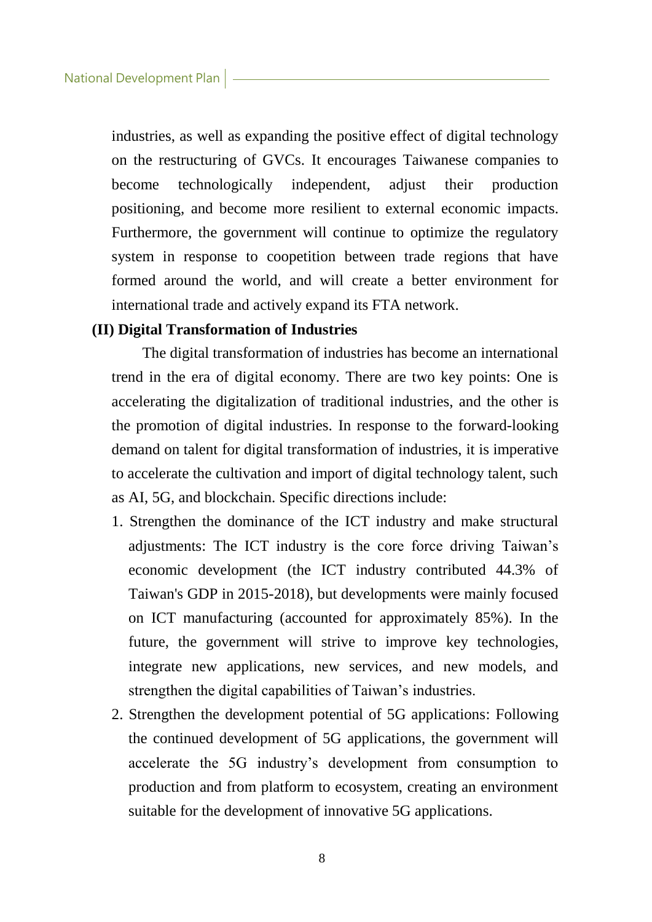industries, as well as expanding the positive effect of digital technology on the restructuring of GVCs. It encourages Taiwanese companies to become technologically independent, adjust their production positioning, and become more resilient to external economic impacts. Furthermore, the government will continue to optimize the regulatory system in response to coopetition between trade regions that have formed around the world, and will create a better environment for international trade and actively expand its FTA network.

### (II) Digital Transformation of Industries

The digital transformation of industries has become an international trend in the era of digital economy. There are two key points: One is accelerating the digitalization of traditional industries, and the other is the promotion of digital industries. In response to the forward-looking demand on talent for digital transformation of industries, it is imperative to accelerate the cultivation and import of digital technology talent, such as AI, 5G, and blockchain. Specific directions include:

1. Strengthen the dominance of the ICT industry and make structural adjustments: The ICT industry is the core force driving Taiwan's economic development (the ICT industry contributed 44.3% of Taiwan's GDP in 2015-2018), but developments were mainly focused on ICT manufacturing (accounted for approximately 85%). In the future, the government will strive to improve key technologies, integrate new applications, new services, and new models, and strengthen the digital capabilities of Taiwan's industries.
2. Strengthen the development potential of 5G applications: Following the continued development of 5G applications, the government will accelerate the 5G industry's development from consumption to production and from platform to ecosystem, creating an environment suitable for the development of innovative 5G applications.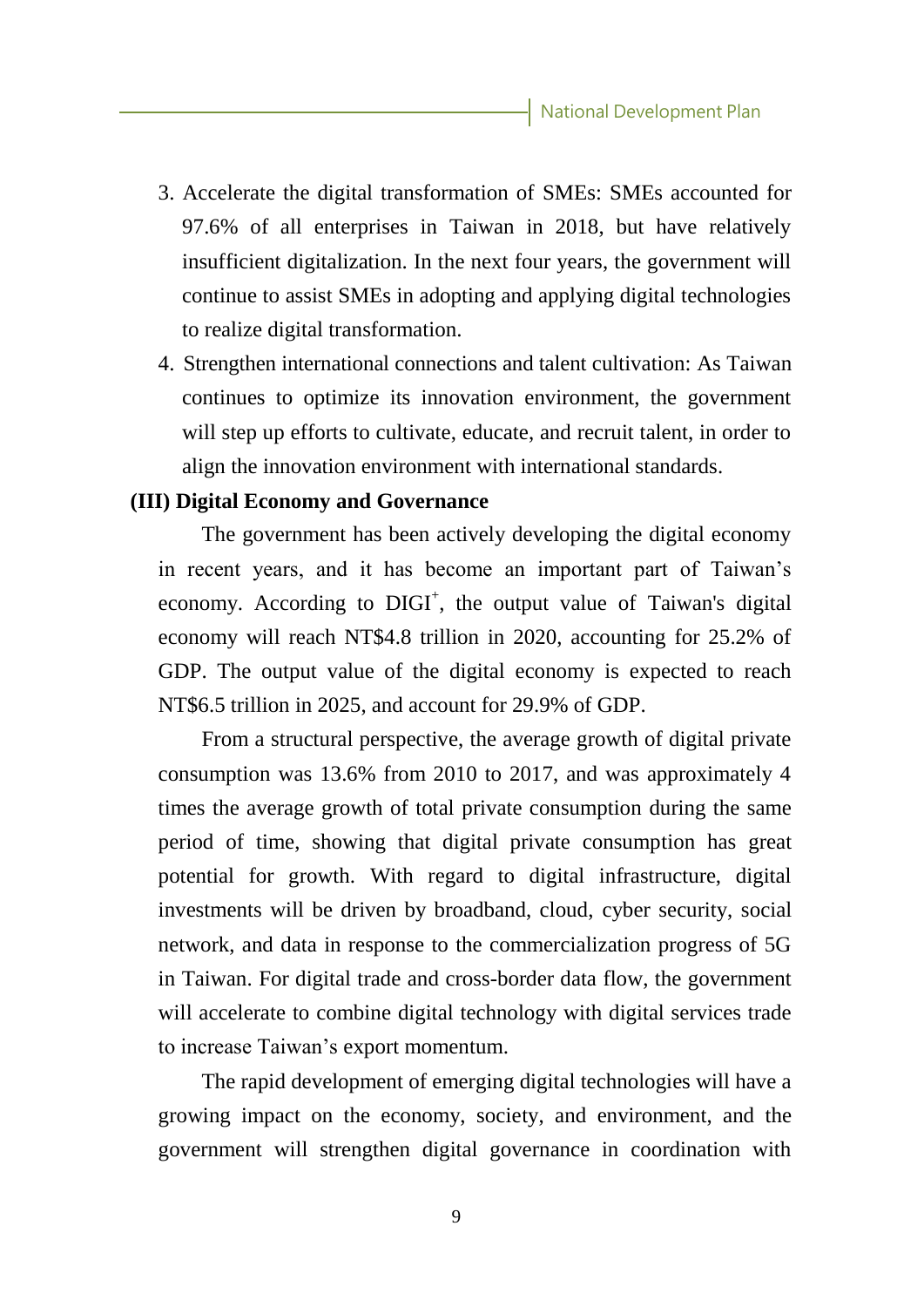3. Accelerate the digital transformation of SMEs: SMEs accounted for 97.6% of all enterprises in Taiwan in 2018, but have relatively insufficient digitalization. In the next four years, the government will continue to assist SMEs in adopting and applying digital technologies to realize digital transformation.
4. Strengthen international connections and talent cultivation: As Taiwan continues to optimize its innovation environment, the government will step up efforts to cultivate, educate, and recruit talent, in order to align the innovation environment with international standards.

**(III) Digital Economy and Governance**

The government has been actively developing the digital economy in recent years, and it has become an important part of Taiwan's economy. According to DIGI⁺, the output value of Taiwan's digital economy will reach NT$4.8 trillion in 2020, accounting for 25.2% of GDP. The output value of the digital economy is expected to reach NT$6.5 trillion in 2025, and account for 29.9% of GDP.

From a structural perspective, the average growth of digital private consumption was 13.6% from 2010 to 2017, and was approximately 4 times the average growth of total private consumption during the same period of time, showing that digital private consumption has great potential for growth. With regard to digital infrastructure, digital investments will be driven by broadband, cloud, cyber security, social network, and data in response to the commercialization progress of 5G in Taiwan. For digital trade and cross-border data flow, the government will accelerate to combine digital technology with digital services trade to increase Taiwan's export momentum.

The rapid development of emerging digital technologies will have a growing impact on the economy, society, and environment, and the government will strengthen digital governance in coordination with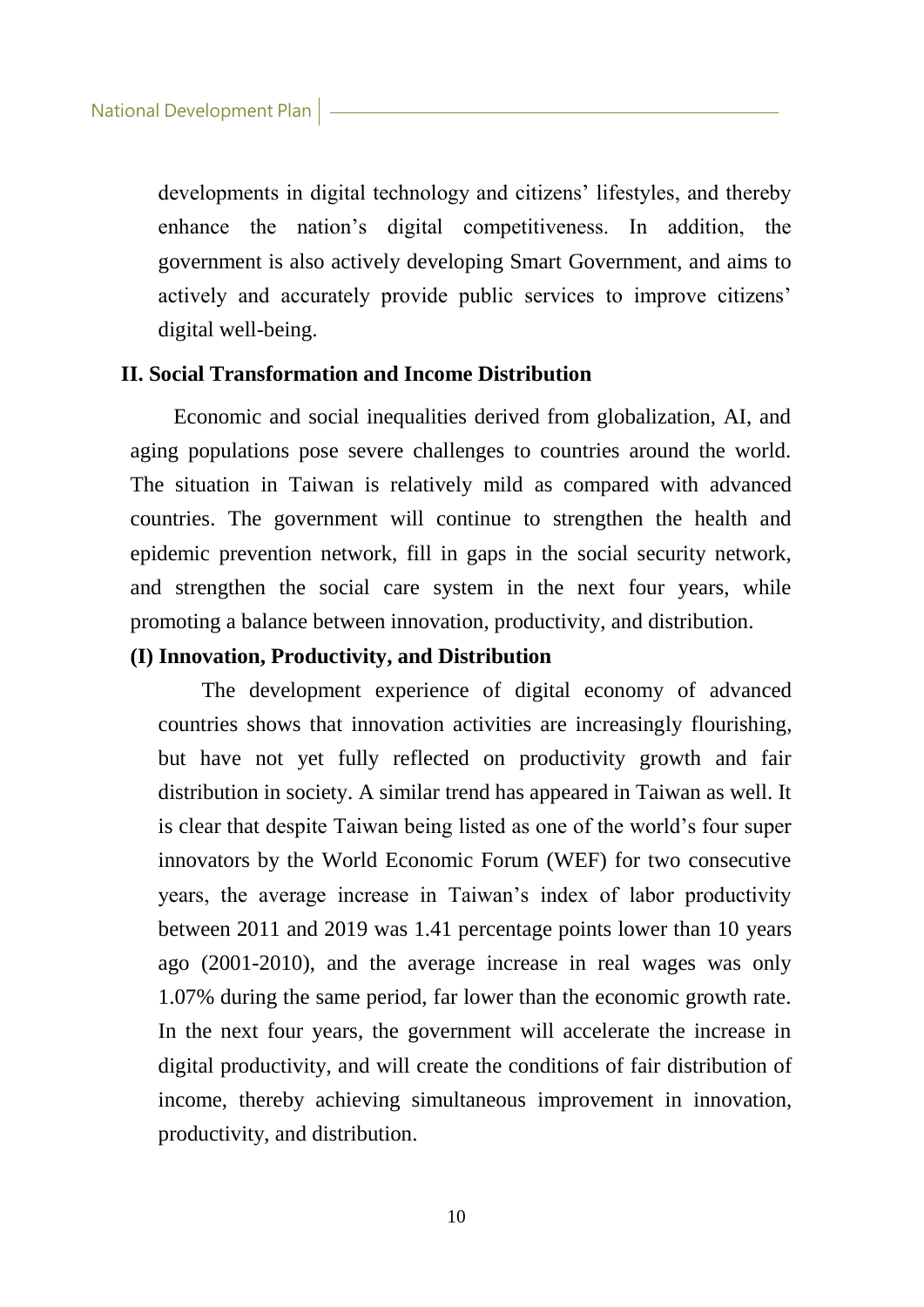developments in digital technology and citizens' lifestyles, and thereby enhance the nation's digital competitiveness. In addition, the government is also actively developing Smart Government, and aims to actively and accurately provide public services to improve citizens' digital well-being.

## II. Social Transformation and Income Distribution

Economic and social inequalities derived from globalization, AI, and aging populations pose severe challenges to countries around the world. The situation in Taiwan is relatively mild as compared with advanced countries. The government will continue to strengthen the health and epidemic prevention network, fill in gaps in the social security network, and strengthen the social care system in the next four years, while promoting a balance between innovation, productivity, and distribution.

### (I) Innovation, Productivity, and Distribution

The development experience of digital economy of advanced countries shows that innovation activities are increasingly flourishing, but have not yet fully reflected on productivity growth and fair distribution in society. A similar trend has appeared in Taiwan as well. It is clear that despite Taiwan being listed as one of the world's four super innovators by the World Economic Forum (WEF) for two consecutive years, the average increase in Taiwan's index of labor productivity between 2011 and 2019 was 1.41 percentage points lower than 10 years ago (2001-2010), and the average increase in real wages was only 1.07% during the same period, far lower than the economic growth rate. In the next four years, the government will accelerate the increase in digital productivity, and will create the conditions of fair distribution of income, thereby achieving simultaneous improvement in innovation, productivity, and distribution.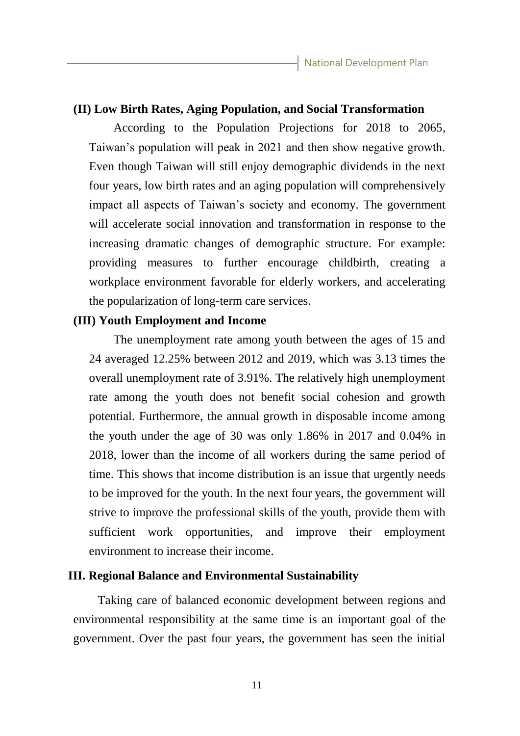### (II) Low Birth Rates, Aging Population, and Social Transformation

According to the Population Projections for 2018 to 2065, Taiwan's population will peak in 2021 and then show negative growth. Even though Taiwan will still enjoy demographic dividends in the next four years, low birth rates and an aging population will comprehensively impact all aspects of Taiwan's society and economy. The government will accelerate social innovation and transformation in response to the increasing dramatic changes of demographic structure. For example: providing measures to further encourage childbirth, creating a workplace environment favorable for elderly workers, and accelerating the popularization of long-term care services.

### (III) Youth Employment and Income

The unemployment rate among youth between the ages of 15 and 24 averaged 12.25% between 2012 and 2019, which was 3.13 times the overall unemployment rate of 3.91%. The relatively high unemployment rate among the youth does not benefit social cohesion and growth potential. Furthermore, the annual growth in disposable income among the youth under the age of 30 was only 1.86% in 2017 and 0.04% in 2018, lower than the income of all workers during the same period of time. This shows that income distribution is an issue that urgently needs to be improved for the youth. In the next four years, the government will strive to improve the professional skills of the youth, provide them with sufficient work opportunities, and improve their employment environment to increase their income.

## III. Regional Balance and Environmental Sustainability

Taking care of balanced economic development between regions and environmental responsibility at the same time is an important goal of the government. Over the past four years, the government has seen the initial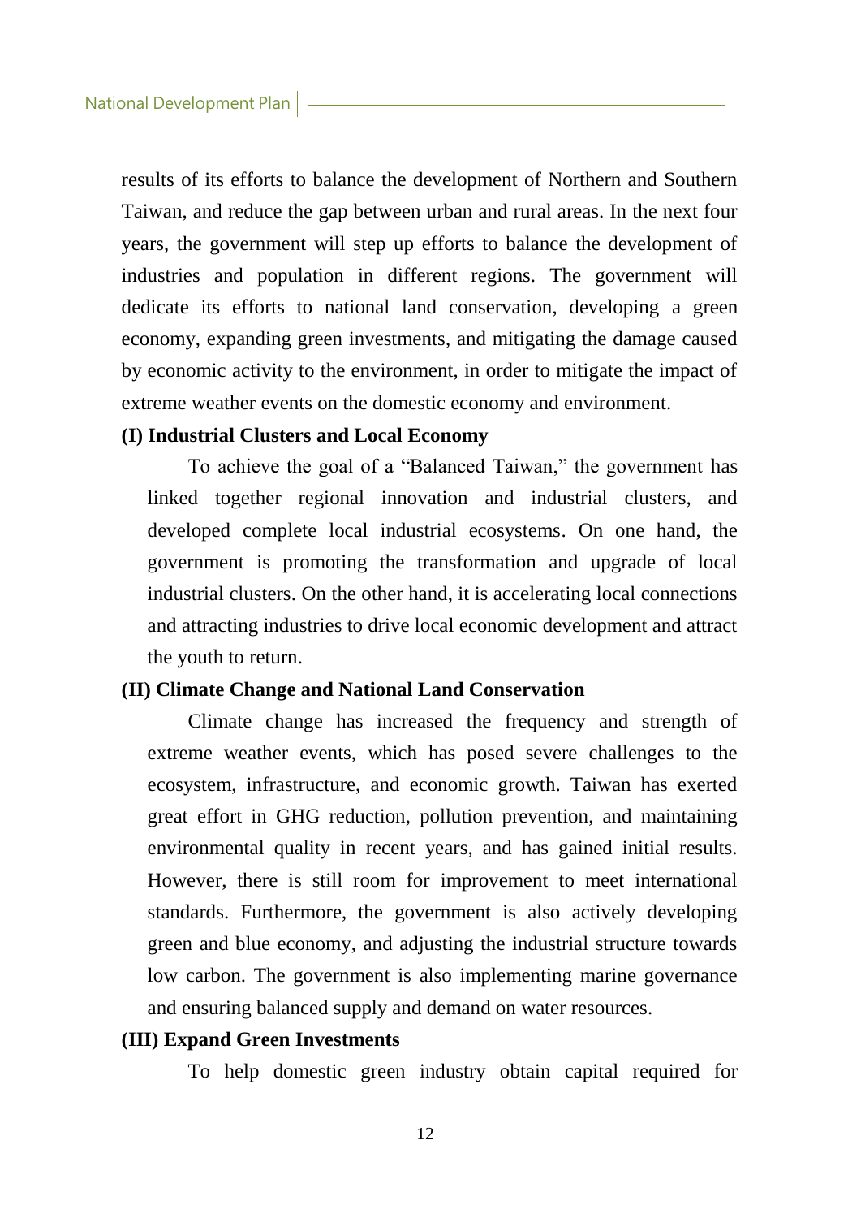results of its efforts to balance the development of Northern and Southern Taiwan, and reduce the gap between urban and rural areas. In the next four years, the government will step up efforts to balance the development of industries and population in different regions. The government will dedicate its efforts to national land conservation, developing a green economy, expanding green investments, and mitigating the damage caused by economic activity to the environment, in order to mitigate the impact of extreme weather events on the domestic economy and environment.

### (I) Industrial Clusters and Local Economy

To achieve the goal of a "Balanced Taiwan," the government has linked together regional innovation and industrial clusters, and developed complete local industrial ecosystems. On one hand, the government is promoting the transformation and upgrade of local industrial clusters. On the other hand, it is accelerating local connections and attracting industries to drive local economic development and attract the youth to return.

### (II) Climate Change and National Land Conservation

Climate change has increased the frequency and strength of extreme weather events, which has posed severe challenges to the ecosystem, infrastructure, and economic growth. Taiwan has exerted great effort in GHG reduction, pollution prevention, and maintaining environmental quality in recent years, and has gained initial results. However, there is still room for improvement to meet international standards. Furthermore, the government is also actively developing green and blue economy, and adjusting the industrial structure towards low carbon. The government is also implementing marine governance and ensuring balanced supply and demand on water resources.

### (III) Expand Green Investments

To help domestic green industry obtain capital required for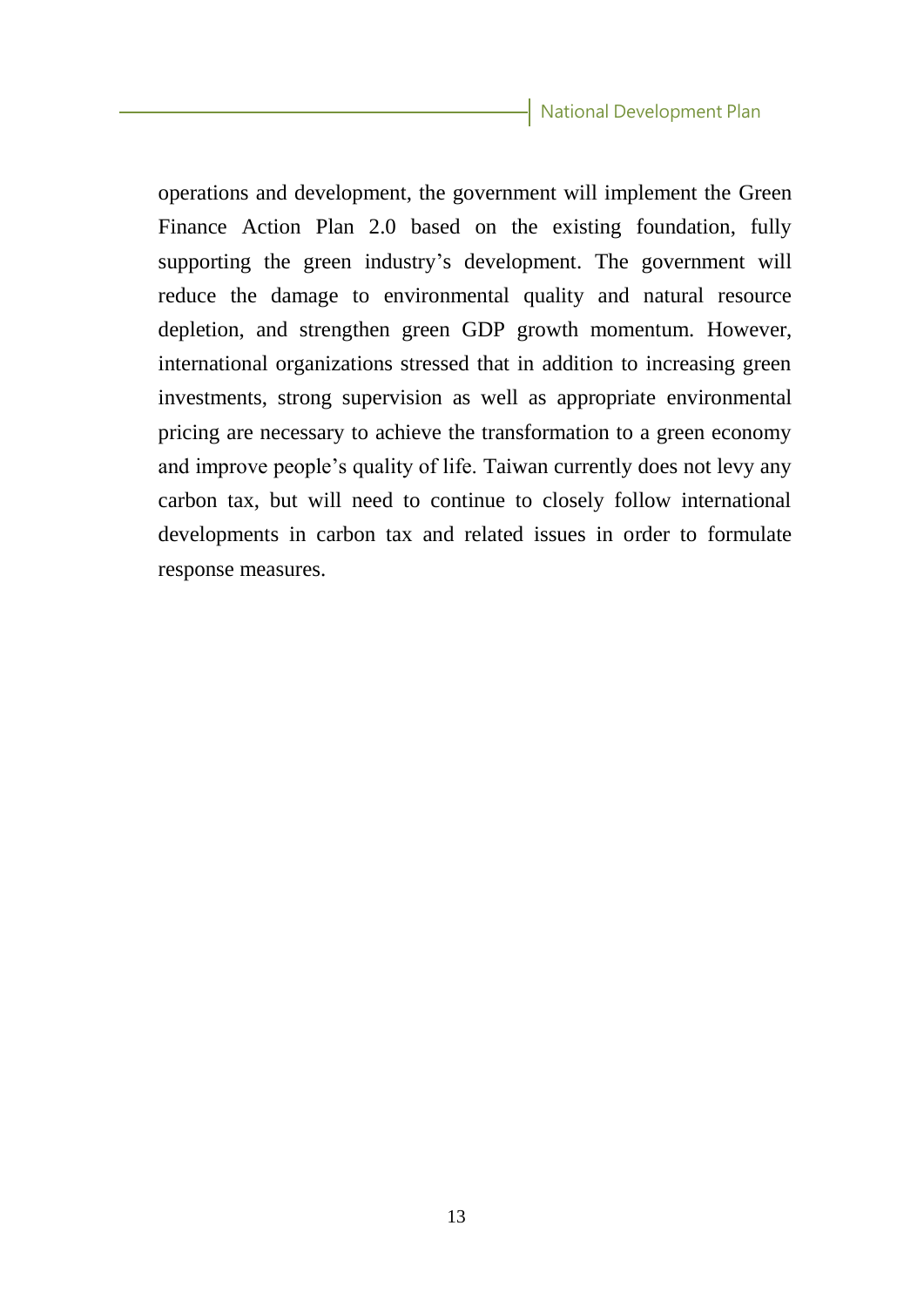operations and development, the government will implement the Green Finance Action Plan 2.0 based on the existing foundation, fully supporting the green industry's development. The government will reduce the damage to environmental quality and natural resource depletion, and strengthen green GDP growth momentum. However, international organizations stressed that in addition to increasing green investments, strong supervision as well as appropriate environmental pricing are necessary to achieve the transformation to a green economy and improve people's quality of life. Taiwan currently does not levy any carbon tax, but will need to continue to closely follow international developments in carbon tax and related issues in order to formulate response measures.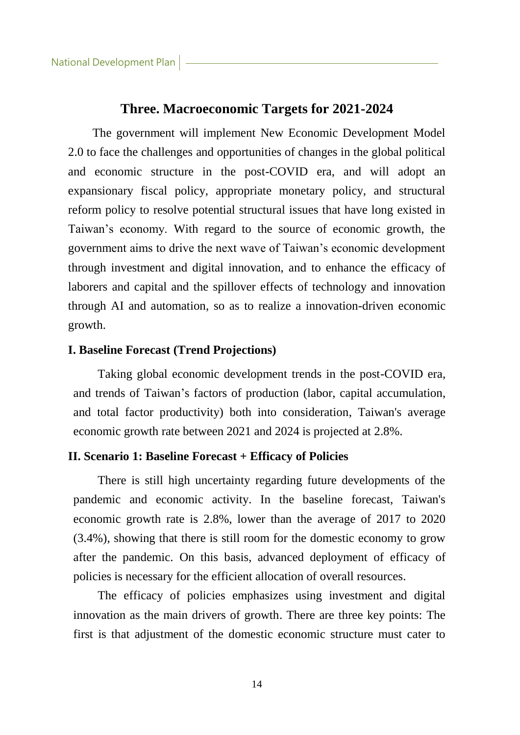## Three. Macroeconomic Targets for 2021-2024

The government will implement New Economic Development Model 2.0 to face the challenges and opportunities of changes in the global political and economic structure in the post-COVID era, and will adopt an expansionary fiscal policy, appropriate monetary policy, and structural reform policy to resolve potential structural issues that have long existed in Taiwan’s economy. With regard to the source of economic growth, the government aims to drive the next wave of Taiwan’s economic development through investment and digital innovation, and to enhance the efficacy of laborers and capital and the spillover effects of technology and innovation through AI and automation, so as to realize a innovation-driven economic growth.

### I. Baseline Forecast (Trend Projections)

Taking global economic development trends in the post-COVID era, and trends of Taiwan’s factors of production (labor, capital accumulation, and total factor productivity) both into consideration, Taiwan's average economic growth rate between 2021 and 2024 is projected at 2.8%.

### II. Scenario 1: Baseline Forecast + Efficacy of Policies

There is still high uncertainty regarding future developments of the pandemic and economic activity. In the baseline forecast, Taiwan's economic growth rate is 2.8%, lower than the average of 2017 to 2020 (3.4%), showing that there is still room for the domestic economy to grow after the pandemic. On this basis, advanced deployment of efficacy of policies is necessary for the efficient allocation of overall resources.

The efficacy of policies emphasizes using investment and digital innovation as the main drivers of growth. There are three key points: The first is that adjustment of the domestic economic structure must cater to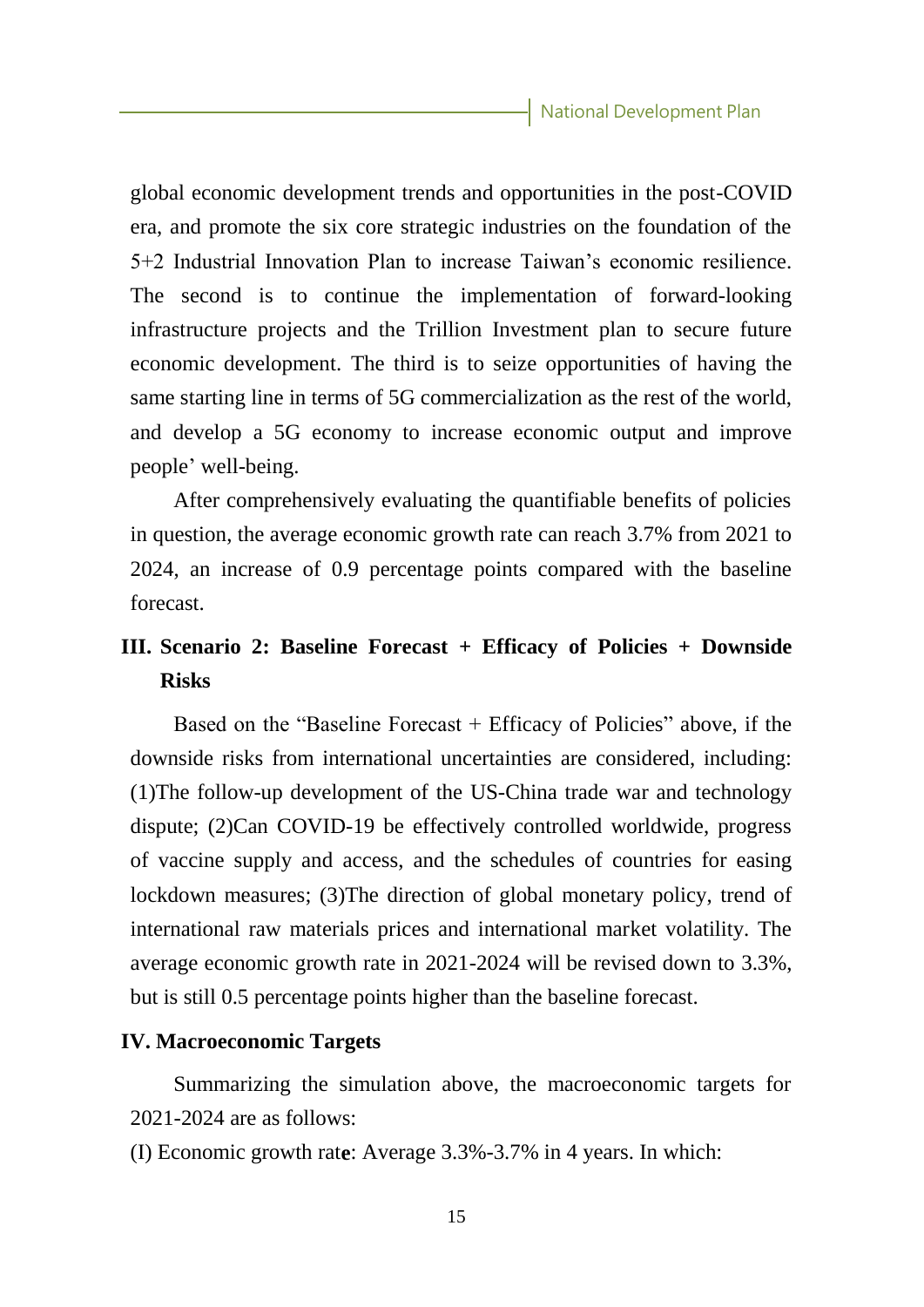global economic development trends and opportunities in the post-COVID era, and promote the six core strategic industries on the foundation of the 5+2 Industrial Innovation Plan to increase Taiwan's economic resilience. The second is to continue the implementation of forward-looking infrastructure projects and the Trillion Investment plan to secure future economic development. The third is to seize opportunities of having the same starting line in terms of 5G commercialization as the rest of the world, and develop a 5G economy to increase economic output and improve people' well-being.

After comprehensively evaluating the quantifiable benefits of policies in question, the average economic growth rate can reach 3.7% from 2021 to 2024, an increase of 0.9 percentage points compared with the baseline forecast.

## III. Scenario 2: Baseline Forecast + Efficacy of Policies + Downside Risks

Based on the "Baseline Forecast + Efficacy of Policies" above, if the downside risks from international uncertainties are considered, including: (1)The follow-up development of the US-China trade war and technology dispute; (2)Can COVID-19 be effectively controlled worldwide, progress of vaccine supply and access, and the schedules of countries for easing lockdown measures; (3)The direction of global monetary policy, trend of international raw materials prices and international market volatility. The average economic growth rate in 2021-2024 will be revised down to 3.3%, but is still 0.5 percentage points higher than the baseline forecast.

## IV. Macroeconomic Targets

Summarizing the simulation above, the macroeconomic targets for 2021-2024 are as follows:

(I) Economic growth rate: Average 3.3%-3.7% in 4 years. In which: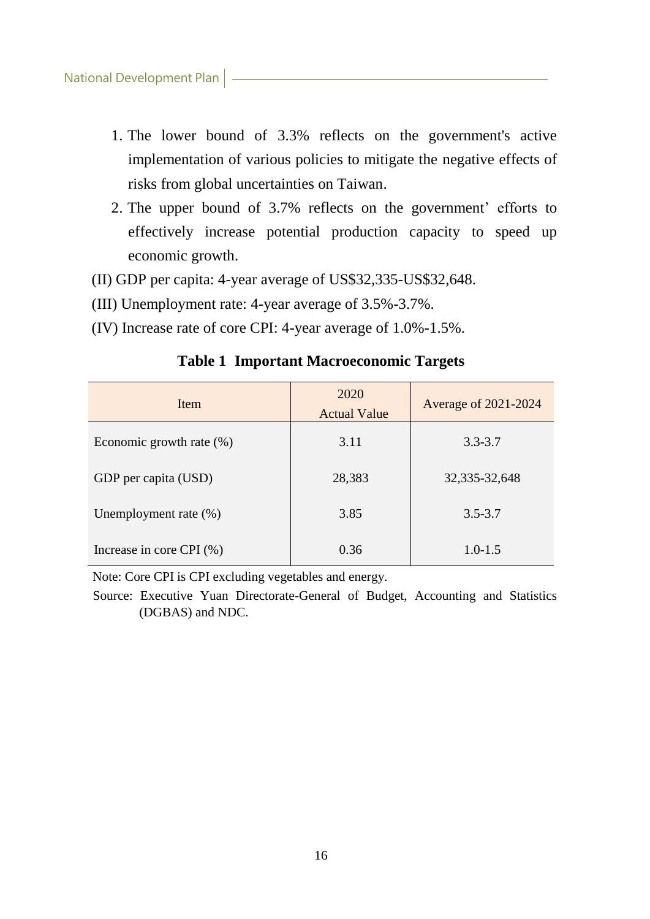1. The lower bound of 3.3% reflects on the government's active implementation of various policies to mitigate the negative effects of risks from global uncertainties on Taiwan.
2. The upper bound of 3.7% reflects on the government' efforts to effectively increase potential production capacity to speed up economic growth.

(II) GDP per capita: 4-year average of US$32,335-US$32,648.

(III) Unemployment rate: 4-year average of 3.5%-3.7%.

(IV) Increase rate of core CPI: 4-year average of 1.0%-1.5%.

**Table 1 Important Macroeconomic Targets**

| Item | 2020 Actual Value | Average of 2021-2024 |
|---|---|---|
| Economic growth rate (%) | 3.11 | 3.3-3.7 |
| GDP per capita (USD) | 28,383 | 32,335-32,648 |
| Unemployment rate (%) | 3.85 | 3.5-3.7 |
| Increase in core CPI (%) | 0.36 | 1.0-1.5 |

Note: Core CPI is CPI excluding vegetables and energy.

Source: Executive Yuan Directorate-General of Budget, Accounting and Statistics (DGBAS) and NDC.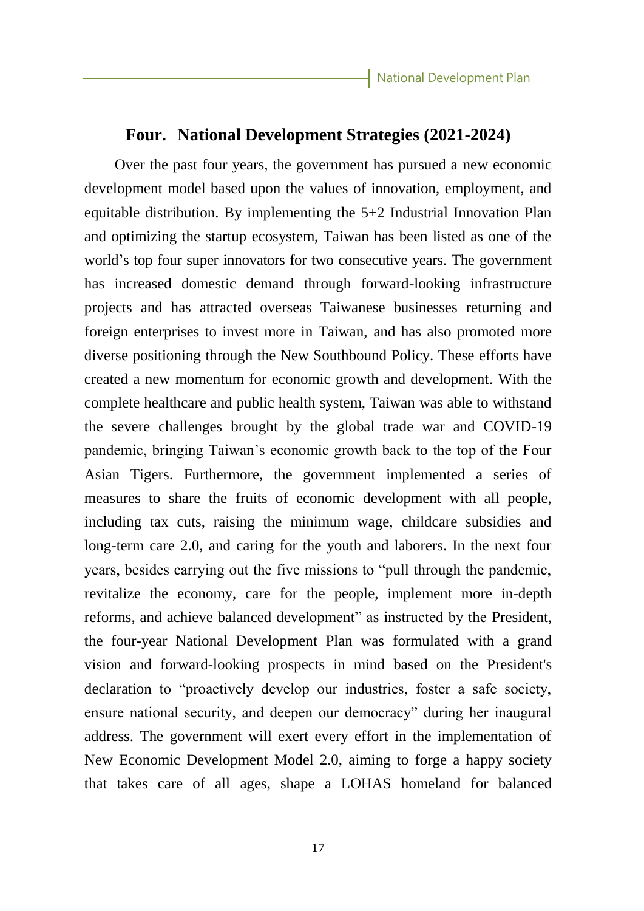## Four. National Development Strategies (2021-2024)

Over the past four years, the government has pursued a new economic development model based upon the values of innovation, employment, and equitable distribution. By implementing the 5+2 Industrial Innovation Plan and optimizing the startup ecosystem, Taiwan has been listed as one of the world's top four super innovators for two consecutive years. The government has increased domestic demand through forward-looking infrastructure projects and has attracted overseas Taiwanese businesses returning and foreign enterprises to invest more in Taiwan, and has also promoted more diverse positioning through the New Southbound Policy. These efforts have created a new momentum for economic growth and development. With the complete healthcare and public health system, Taiwan was able to withstand the severe challenges brought by the global trade war and COVID-19 pandemic, bringing Taiwan's economic growth back to the top of the Four Asian Tigers. Furthermore, the government implemented a series of measures to share the fruits of economic development with all people, including tax cuts, raising the minimum wage, childcare subsidies and long-term care 2.0, and caring for the youth and laborers. In the next four years, besides carrying out the five missions to "pull through the pandemic, revitalize the economy, care for the people, implement more in-depth reforms, and achieve balanced development" as instructed by the President, the four-year National Development Plan was formulated with a grand vision and forward-looking prospects in mind based on the President's declaration to "proactively develop our industries, foster a safe society, ensure national security, and deepen our democracy" during her inaugural address. The government will exert every effort in the implementation of New Economic Development Model 2.0, aiming to forge a happy society that takes care of all ages, shape a LOHAS homeland for balanced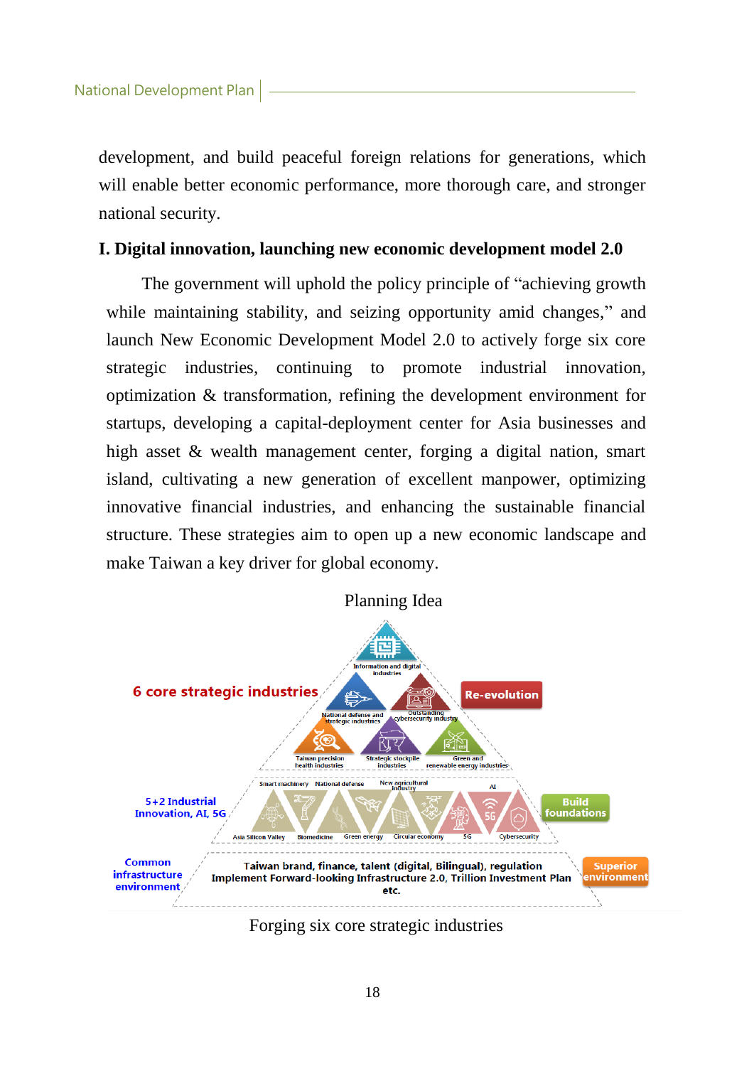development, and build peaceful foreign relations for generations, which will enable better economic performance, more thorough care, and stronger national security.

## I. Digital innovation, launching new economic development model 2.0

The government will uphold the policy principle of “achieving growth while maintaining stability, and seizing opportunity amid changes,” and launch New Economic Development Model 2.0 to actively forge six core strategic industries, continuing to promote industrial innovation, optimization & transformation, refining the development environment for startups, developing a capital-deployment center for Asia businesses and high asset & wealth management center, forging a digital nation, smart island, cultivating a new generation of excellent manpower, optimizing innovative financial industries, and enhancing the sustainable financial structure. These strategies aim to open up a new economic landscape and make Taiwan a key driver for global economy.

Planning Idea

6 core strategic industries

Information and digital industries

National defense and strategic industries

Outstanding cybersecurity industry

Re-evolution

Taiwan precision health industries

Strategic stockpile industries

Green and renewable energy industries

5+2 Industrial Innovation, AI, 5G

Smart machinery | National defense | New agricultural industry | AI

Asia Silicon Valley | Biomedicine | Green energy | Circular economy | 5G | Cybersecurity

Build foundations

Common infrastructure environment

Taiwan brand, finance, talent (digital, Bilingual), regulation
Implement Forward-looking Infrastructure 2.0, Trillion Investment Plan etc.

Superior environment

Forging six core strategic industries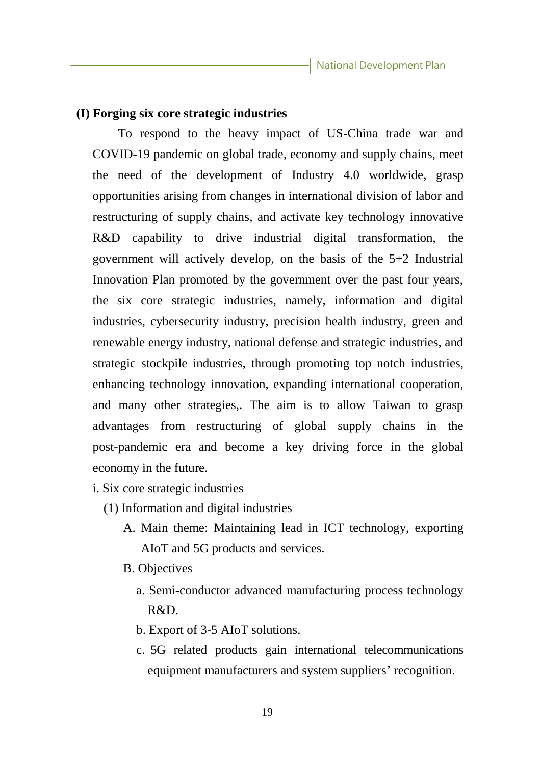### (I) Forging six core strategic industries

To respond to the heavy impact of US-China trade war and COVID-19 pandemic on global trade, economy and supply chains, meet the need of the development of Industry 4.0 worldwide, grasp opportunities arising from changes in international division of labor and restructuring of supply chains, and activate key technology innovative R&D capability to drive industrial digital transformation, the government will actively develop, on the basis of the 5+2 Industrial Innovation Plan promoted by the government over the past four years, the six core strategic industries, namely, information and digital industries, cybersecurity industry, precision health industry, green and renewable energy industry, national defense and strategic industries, and strategic stockpile industries, through promoting top notch industries, enhancing technology innovation, expanding international cooperation, and many other strategies,. The aim is to allow Taiwan to grasp advantages from restructuring of global supply chains in the post-pandemic era and become a key driving force in the global economy in the future.

i. Six core strategic industries

(1) Information and digital industries

A. Main theme: Maintaining lead in ICT technology, exporting AIoT and 5G products and services.

B. Objectives

a. Semi-conductor advanced manufacturing process technology R&D.

b. Export of 3-5 AIoT solutions.

c. 5G related products gain international telecommunications equipment manufacturers and system suppliers' recognition.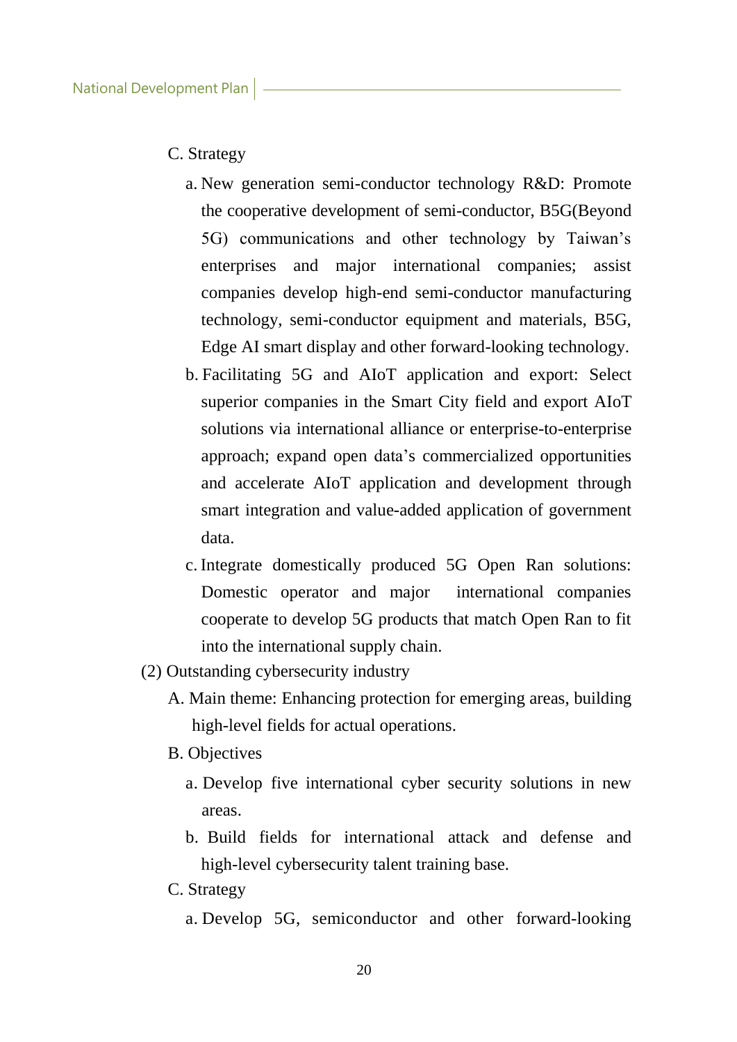C. Strategy

a. New generation semi-conductor technology R&D: Promote the cooperative development of semi-conductor, B5G(Beyond 5G) communications and other technology by Taiwan's enterprises and major international companies; assist companies develop high-end semi-conductor manufacturing technology, semi-conductor equipment and materials, B5G, Edge AI smart display and other forward-looking technology.

b. Facilitating 5G and AIoT application and export: Select superior companies in the Smart City field and export AIoT solutions via international alliance or enterprise-to-enterprise approach; expand open data's commercialized opportunities and accelerate AIoT application and development through smart integration and value-added application of government data.

c. Integrate domestically produced 5G Open Ran solutions: Domestic operator and major international companies cooperate to develop 5G products that match Open Ran to fit into the international supply chain.

(2) Outstanding cybersecurity industry

A. Main theme: Enhancing protection for emerging areas, building high-level fields for actual operations.

B. Objectives

a. Develop five international cyber security solutions in new areas.

b. Build fields for international attack and defense and high-level cybersecurity talent training base.

C. Strategy

a. Develop 5G, semiconductor and other forward-looking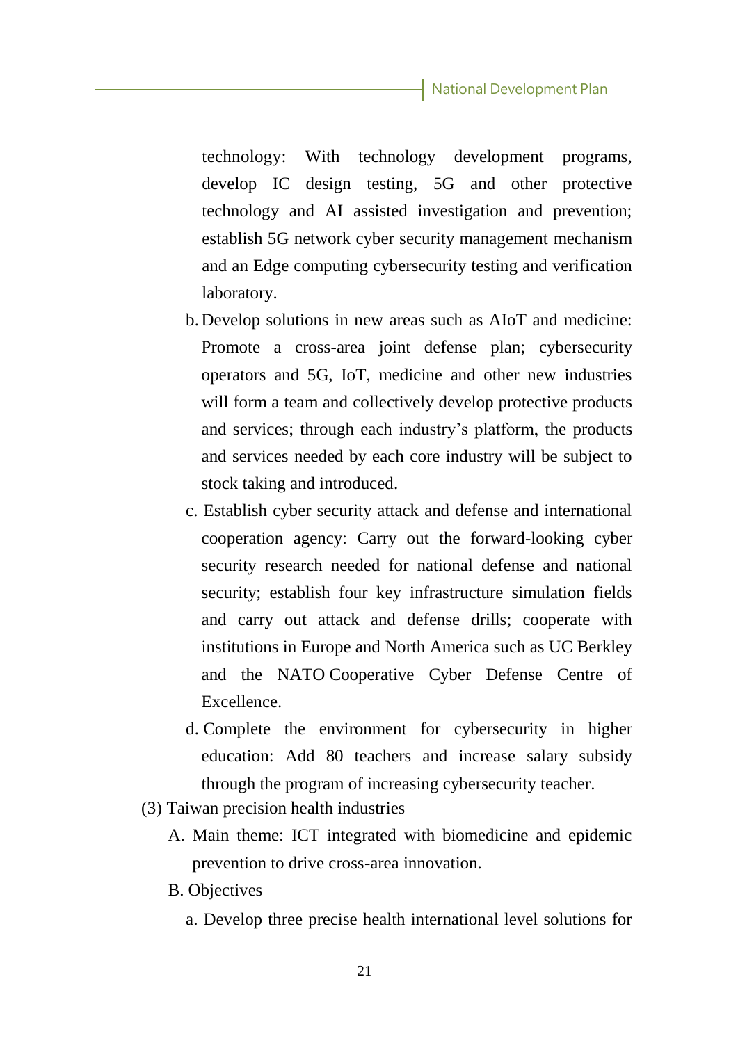technology: With technology development programs, develop IC design testing, 5G and other protective technology and AI assisted investigation and prevention; establish 5G network cyber security management mechanism and an Edge computing cybersecurity testing and verification laboratory.

b. Develop solutions in new areas such as AIoT and medicine: Promote a cross-area joint defense plan; cybersecurity operators and 5G, IoT, medicine and other new industries will form a team and collectively develop protective products and services; through each industry's platform, the products and services needed by each core industry will be subject to stock taking and introduced.

c. Establish cyber security attack and defense and international cooperation agency: Carry out the forward-looking cyber security research needed for national defense and national security; establish four key infrastructure simulation fields and carry out attack and defense drills; cooperate with institutions in Europe and North America such as UC Berkley and the NATO Cooperative Cyber Defense Centre of Excellence.

d. Complete the environment for cybersecurity in higher education: Add 80 teachers and increase salary subsidy through the program of increasing cybersecurity teacher.

(3) Taiwan precision health industries

A. Main theme: ICT integrated with biomedicine and epidemic prevention to drive cross-area innovation.

B. Objectives

a. Develop three precise health international level solutions for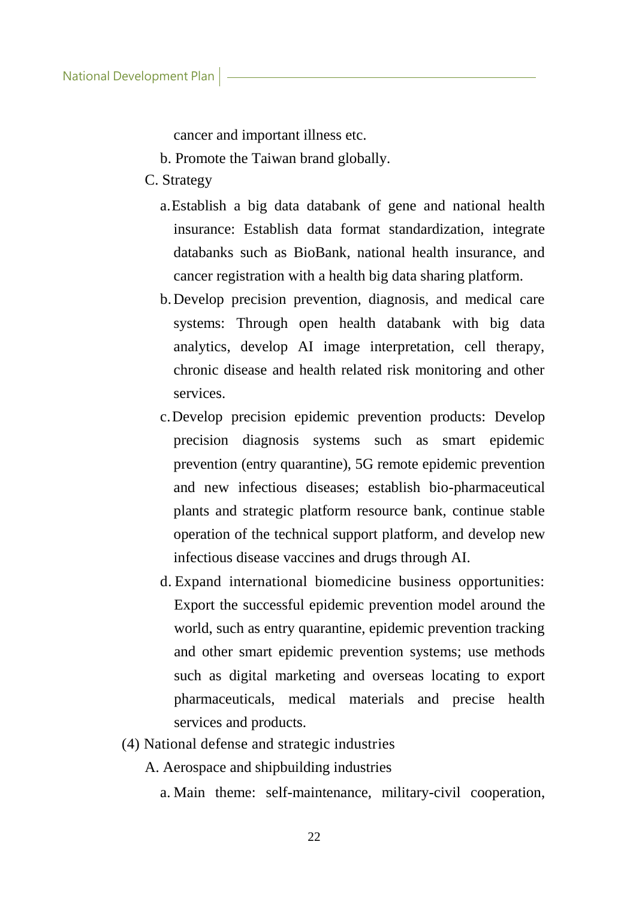cancer and important illness etc.

b. Promote the Taiwan brand globally.

C. Strategy

a. Establish a big data databank of gene and national health insurance: Establish data format standardization, integrate databanks such as BioBank, national health insurance, and cancer registration with a health big data sharing platform.

b. Develop precision prevention, diagnosis, and medical care systems: Through open health databank with big data analytics, develop AI image interpretation, cell therapy, chronic disease and health related risk monitoring and other services.

c. Develop precision epidemic prevention products: Develop precision diagnosis systems such as smart epidemic prevention (entry quarantine), 5G remote epidemic prevention and new infectious diseases; establish bio-pharmaceutical plants and strategic platform resource bank, continue stable operation of the technical support platform, and develop new infectious disease vaccines and drugs through AI.

d. Expand international biomedicine business opportunities: Export the successful epidemic prevention model around the world, such as entry quarantine, epidemic prevention tracking and other smart epidemic prevention systems; use methods such as digital marketing and overseas locating to export pharmaceuticals, medical materials and precise health services and products.

(4) National defense and strategic industries

A. Aerospace and shipbuilding industries

a. Main theme: self-maintenance, military-civil cooperation,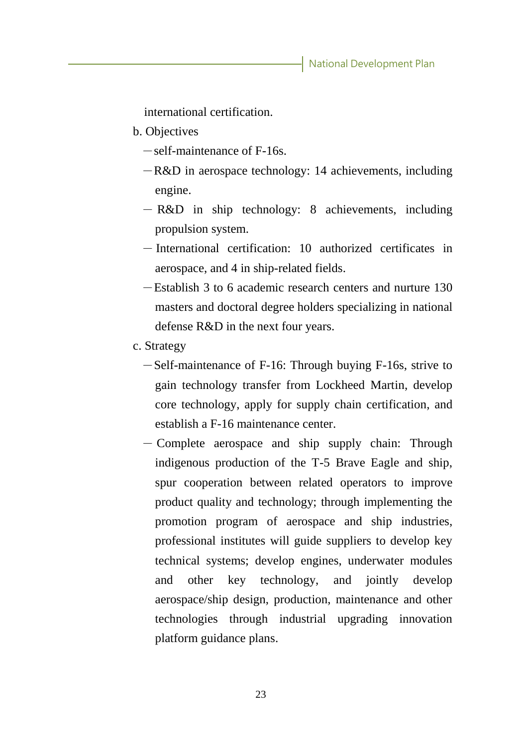international certification.

b. Objectives

－self-maintenance of F-16s.

－R&D in aerospace technology: 14 achievements, including engine.

－ R&D in ship technology: 8 achievements, including propulsion system.

－ International certification: 10 authorized certificates in aerospace, and 4 in ship-related fields.

－Establish 3 to 6 academic research centers and nurture 130 masters and doctoral degree holders specializing in national defense R&D in the next four years.

c. Strategy

－Self-maintenance of F-16: Through buying F-16s, strive to gain technology transfer from Lockheed Martin, develop core technology, apply for supply chain certification, and establish a F-16 maintenance center.

－ Complete aerospace and ship supply chain: Through indigenous production of the T-5 Brave Eagle and ship, spur cooperation between related operators to improve product quality and technology; through implementing the promotion program of aerospace and ship industries, professional institutes will guide suppliers to develop key technical systems; develop engines, underwater modules and other key technology, and jointly develop aerospace/ship design, production, maintenance and other technologies through industrial upgrading innovation platform guidance plans.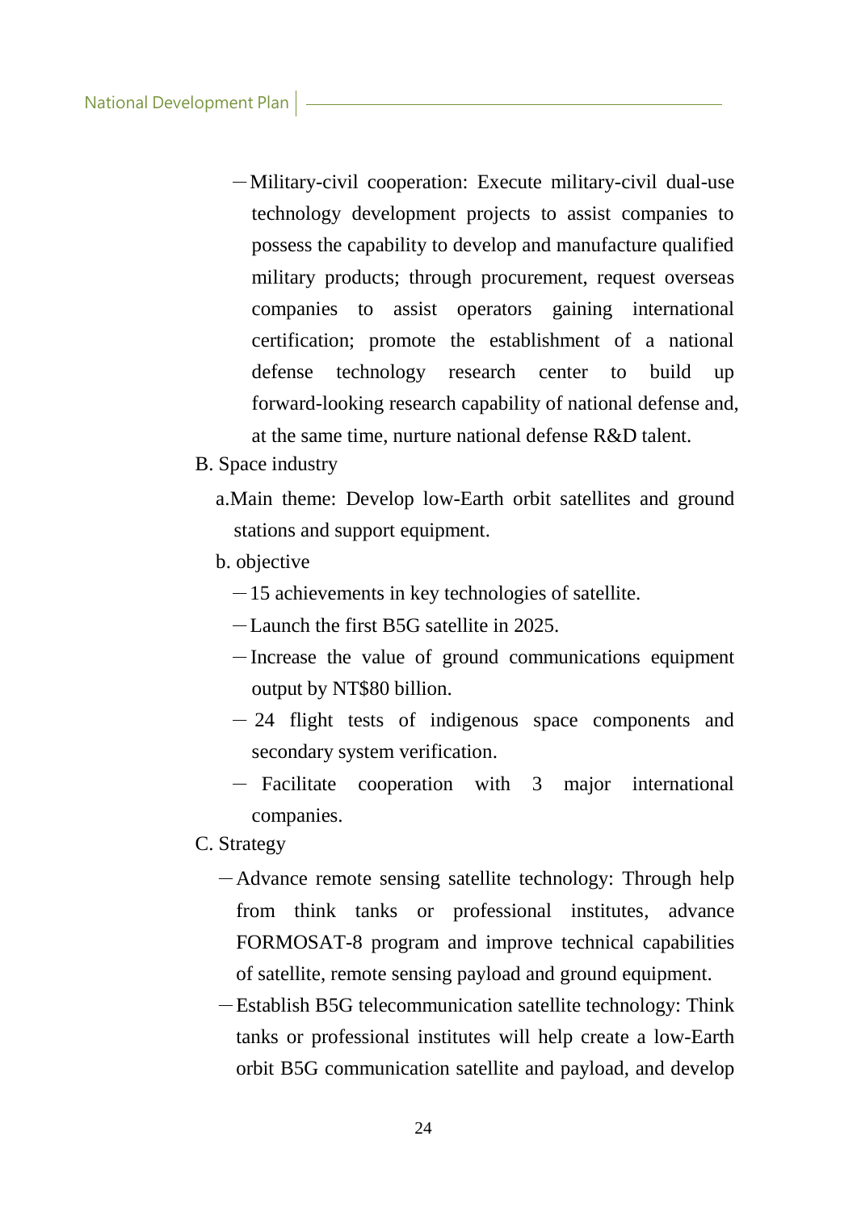- Military-civil cooperation: Execute military-civil dual-use technology development projects to assist companies to possess the capability to develop and manufacture qualified military products; through procurement, request overseas companies to assist operators gaining international certification; promote the establishment of a national defense technology research center to build up forward-looking research capability of national defense and, at the same time, nurture national defense R&D talent.

B. Space industry

a. Main theme: Develop low-Earth orbit satellites and ground stations and support equipment.

b. objective

- 15 achievements in key technologies of satellite.
- Launch the first B5G satellite in 2025.
- Increase the value of ground communications equipment output by NT$80 billion.
- 24 flight tests of indigenous space components and secondary system verification.
- Facilitate cooperation with 3 major international companies.

C. Strategy

- Advance remote sensing satellite technology: Through help from think tanks or professional institutes, advance FORMOSAT-8 program and improve technical capabilities of satellite, remote sensing payload and ground equipment.
- Establish B5G telecommunication satellite technology: Think tanks or professional institutes will help create a low-Earth orbit B5G communication satellite and payload, and develop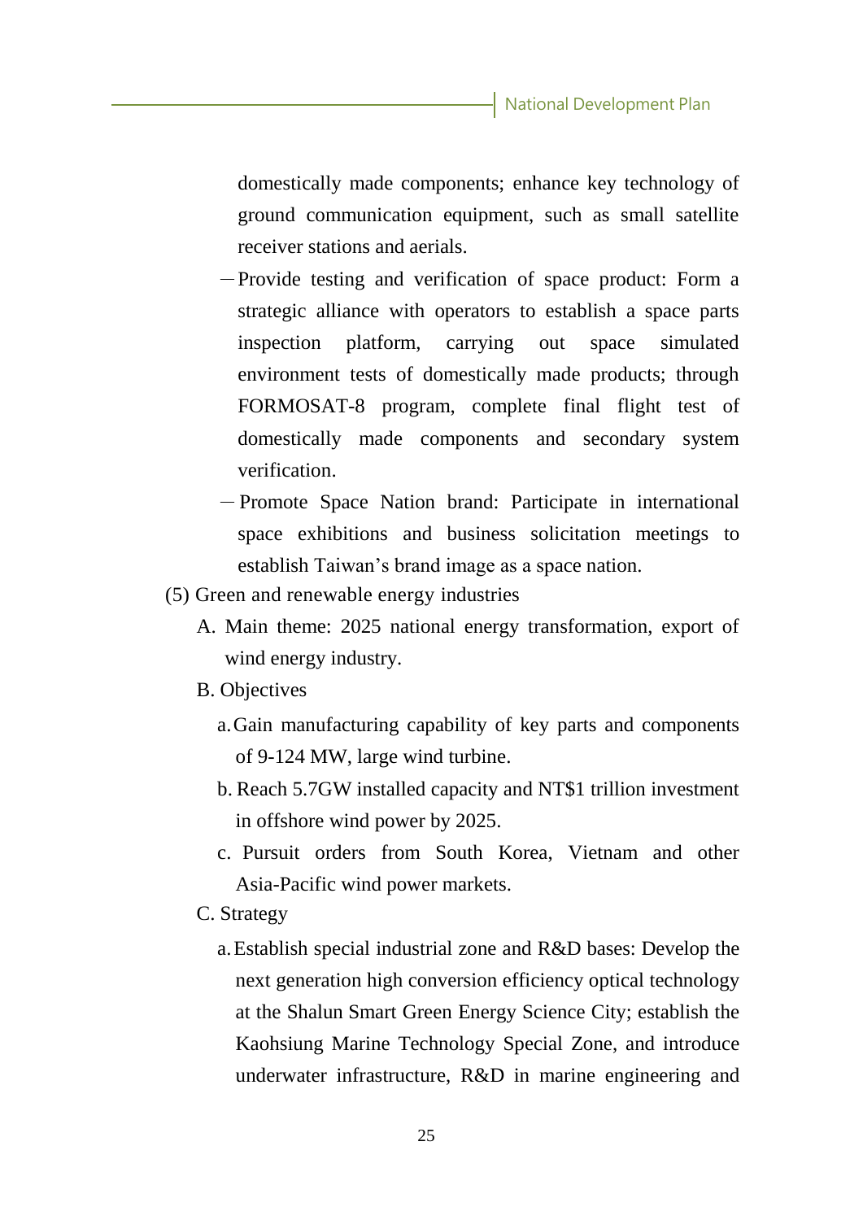domestically made components; enhance key technology of ground communication equipment, such as small satellite receiver stations and aerials.

－Provide testing and verification of space product: Form a strategic alliance with operators to establish a space parts inspection platform, carrying out space simulated environment tests of domestically made products; through FORMOSAT-8 program, complete final flight test of domestically made components and secondary system verification.

－Promote Space Nation brand: Participate in international space exhibitions and business solicitation meetings to establish Taiwan's brand image as a space nation.

(5) Green and renewable energy industries

A. Main theme: 2025 national energy transformation, export of wind energy industry.

B. Objectives

a. Gain manufacturing capability of key parts and components of 9-124 MW, large wind turbine.

b. Reach 5.7GW installed capacity and NT$1 trillion investment in offshore wind power by 2025.

c. Pursuit orders from South Korea, Vietnam and other Asia-Pacific wind power markets.

C. Strategy

a. Establish special industrial zone and R&D bases: Develop the next generation high conversion efficiency optical technology at the Shalun Smart Green Energy Science City; establish the Kaohsiung Marine Technology Special Zone, and introduce underwater infrastructure, R&D in marine engineering and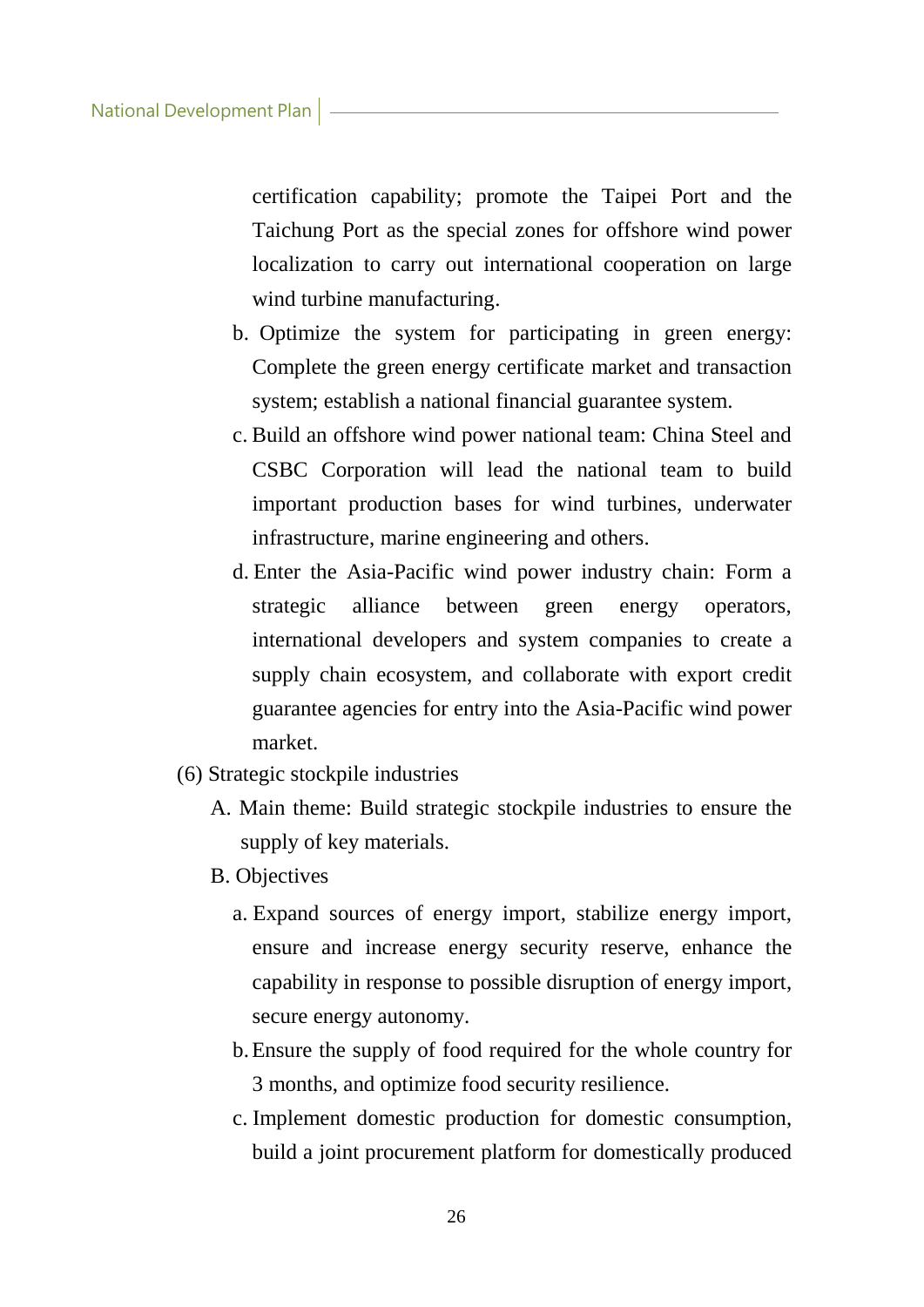certification capability; promote the Taipei Port and the Taichung Port as the special zones for offshore wind power localization to carry out international cooperation on large wind turbine manufacturing.

b. Optimize the system for participating in green energy: Complete the green energy certificate market and transaction system; establish a national financial guarantee system.

c. Build an offshore wind power national team: China Steel and CSBC Corporation will lead the national team to build important production bases for wind turbines, underwater infrastructure, marine engineering and others.

d. Enter the Asia-Pacific wind power industry chain: Form a strategic alliance between green energy operators, international developers and system companies to create a supply chain ecosystem, and collaborate with export credit guarantee agencies for entry into the Asia-Pacific wind power market.

(6) Strategic stockpile industries

A. Main theme: Build strategic stockpile industries to ensure the supply of key materials.

B. Objectives

a. Expand sources of energy import, stabilize energy import, ensure and increase energy security reserve, enhance the capability in response to possible disruption of energy import, secure energy autonomy.

b. Ensure the supply of food required for the whole country for 3 months, and optimize food security resilience.

c. Implement domestic production for domestic consumption, build a joint procurement platform for domestically produced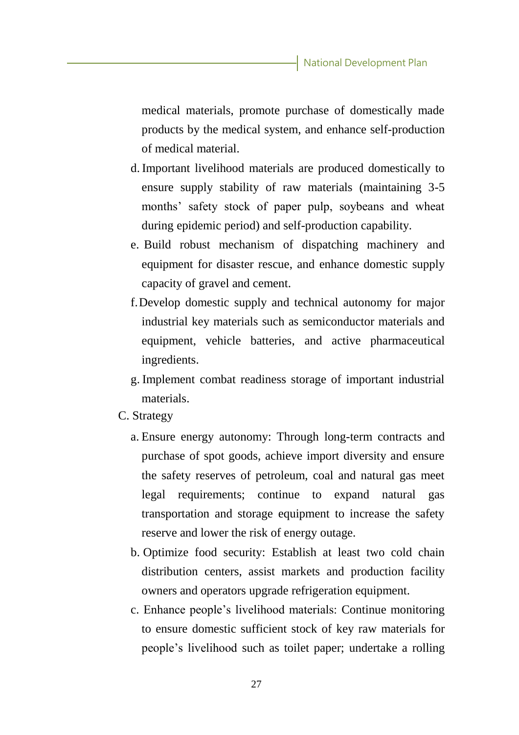medical materials, promote purchase of domestically made products by the medical system, and enhance self-production of medical material.

d. Important livelihood materials are produced domestically to ensure supply stability of raw materials (maintaining 3-5 months' safety stock of paper pulp, soybeans and wheat during epidemic period) and self-production capability.

e. Build robust mechanism of dispatching machinery and equipment for disaster rescue, and enhance domestic supply capacity of gravel and cement.

f. Develop domestic supply and technical autonomy for major industrial key materials such as semiconductor materials and equipment, vehicle batteries, and active pharmaceutical ingredients.

g. Implement combat readiness storage of important industrial materials.

C. Strategy

a. Ensure energy autonomy: Through long-term contracts and purchase of spot goods, achieve import diversity and ensure the safety reserves of petroleum, coal and natural gas meet legal requirements; continue to expand natural gas transportation and storage equipment to increase the safety reserve and lower the risk of energy outage.

b. Optimize food security: Establish at least two cold chain distribution centers, assist markets and production facility owners and operators upgrade refrigeration equipment.

c. Enhance people's livelihood materials: Continue monitoring to ensure domestic sufficient stock of key raw materials for people's livelihood such as toilet paper; undertake a rolling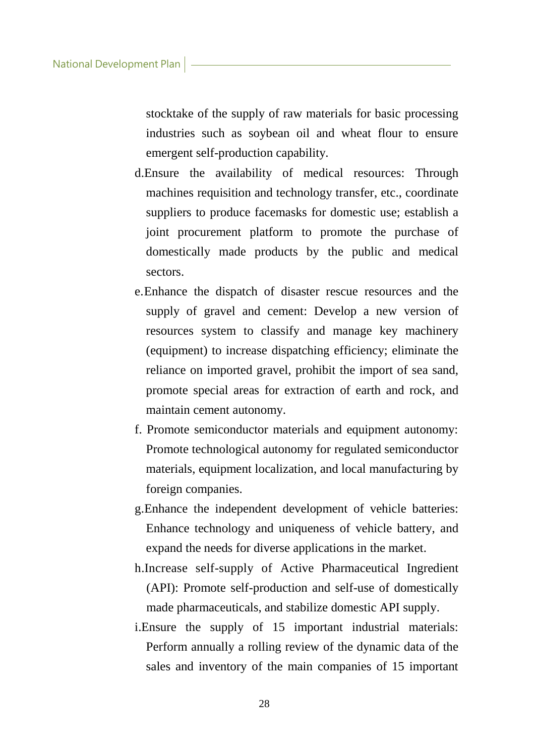stocktake of the supply of raw materials for basic processing industries such as soybean oil and wheat flour to ensure emergent self-production capability.

d. Ensure the availability of medical resources: Through machines requisition and technology transfer, etc., coordinate suppliers to produce facemasks for domestic use; establish a joint procurement platform to promote the purchase of domestically made products by the public and medical sectors.

e. Enhance the dispatch of disaster rescue resources and the supply of gravel and cement: Develop a new version of resources system to classify and manage key machinery (equipment) to increase dispatching efficiency; eliminate the reliance on imported gravel, prohibit the import of sea sand, promote special areas for extraction of earth and rock, and maintain cement autonomy.

f. Promote semiconductor materials and equipment autonomy: Promote technological autonomy for regulated semiconductor materials, equipment localization, and local manufacturing by foreign companies.

g. Enhance the independent development of vehicle batteries: Enhance technology and uniqueness of vehicle battery, and expand the needs for diverse applications in the market.

h. Increase self-supply of Active Pharmaceutical Ingredient (API): Promote self-production and self-use of domestically made pharmaceuticals, and stabilize domestic API supply.

i. Ensure the supply of 15 important industrial materials: Perform annually a rolling review of the dynamic data of the sales and inventory of the main companies of 15 important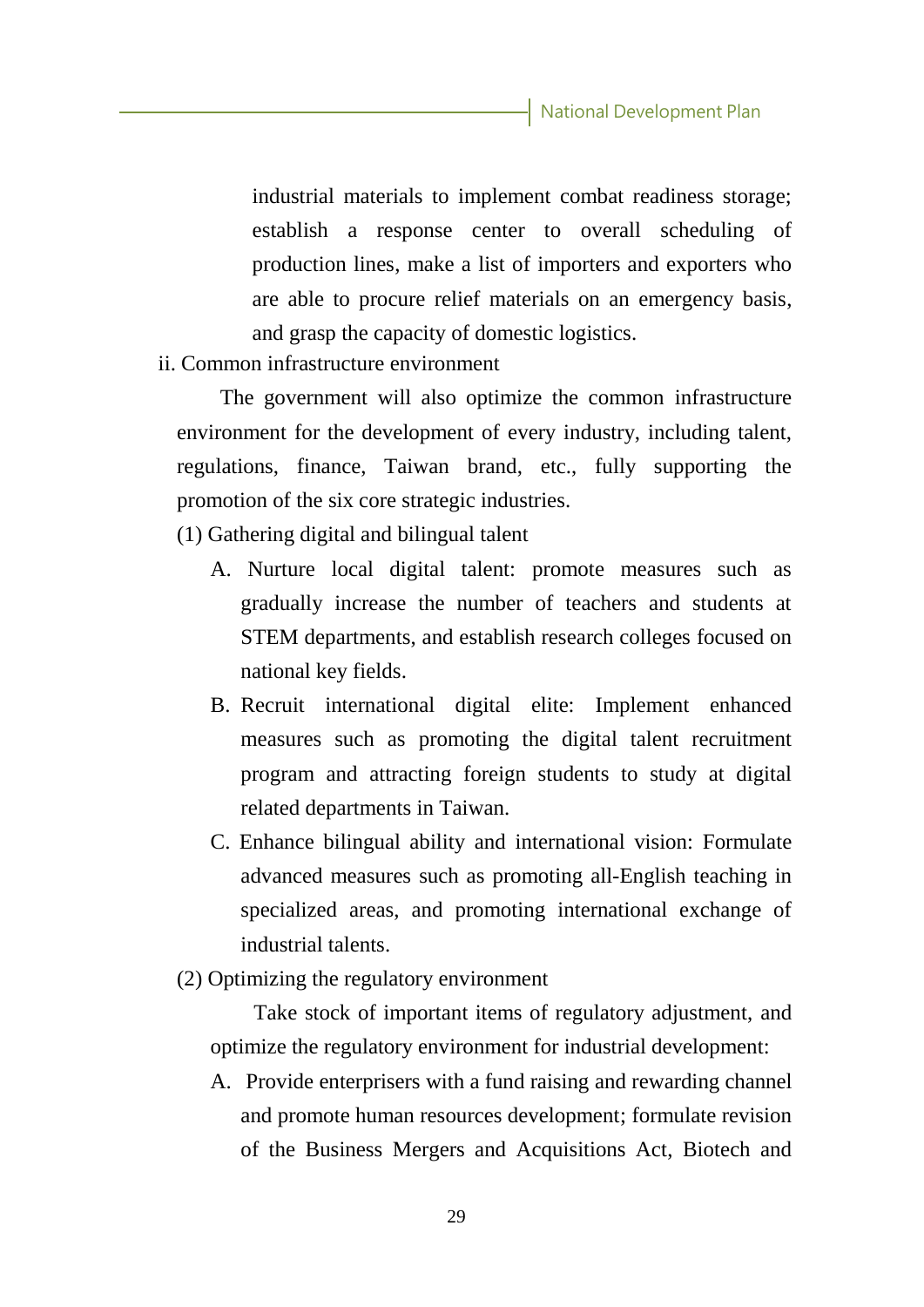industrial materials to implement combat readiness storage; establish a response center to overall scheduling of production lines, make a list of importers and exporters who are able to procure relief materials on an emergency basis, and grasp the capacity of domestic logistics.

ii. Common infrastructure environment

The government will also optimize the common infrastructure environment for the development of every industry, including talent, regulations, finance, Taiwan brand, etc., fully supporting the promotion of the six core strategic industries.

(1) Gathering digital and bilingual talent

A. Nurture local digital talent: promote measures such as gradually increase the number of teachers and students at STEM departments, and establish research colleges focused on national key fields.

B. Recruit international digital elite: Implement enhanced measures such as promoting the digital talent recruitment program and attracting foreign students to study at digital related departments in Taiwan.

C. Enhance bilingual ability and international vision: Formulate advanced measures such as promoting all-English teaching in specialized areas, and promoting international exchange of industrial talents.

(2) Optimizing the regulatory environment

Take stock of important items of regulatory adjustment, and optimize the regulatory environment for industrial development:

A. Provide enterprisers with a fund raising and rewarding channel and promote human resources development; formulate revision of the Business Mergers and Acquisitions Act, Biotech and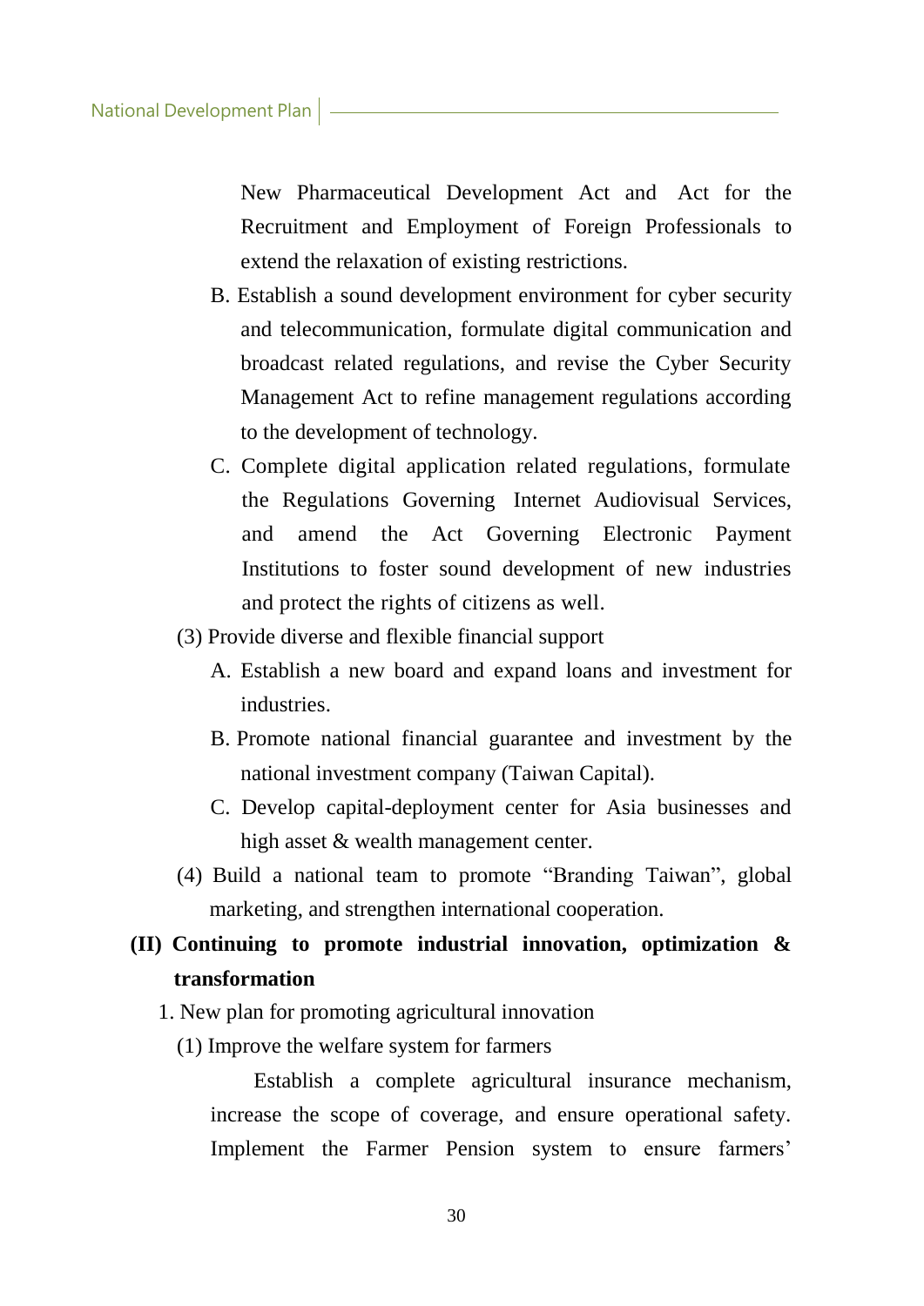New Pharmaceutical Development Act and Act for the Recruitment and Employment of Foreign Professionals to extend the relaxation of existing restrictions.

B. Establish a sound development environment for cyber security and telecommunication, formulate digital communication and broadcast related regulations, and revise the Cyber Security Management Act to refine management regulations according to the development of technology.

C. Complete digital application related regulations, formulate the Regulations Governing Internet Audiovisual Services, and amend the Act Governing Electronic Payment Institutions to foster sound development of new industries and protect the rights of citizens as well.

(3) Provide diverse and flexible financial support

A. Establish a new board and expand loans and investment for industries.

B. Promote national financial guarantee and investment by the national investment company (Taiwan Capital).

C. Develop capital-deployment center for Asia businesses and high asset & wealth management center.

(4) Build a national team to promote "Branding Taiwan", global marketing, and strengthen international cooperation.

## (II) Continuing to promote industrial innovation, optimization & transformation

1. New plan for promoting agricultural innovation

(1) Improve the welfare system for farmers

Establish a complete agricultural insurance mechanism, increase the scope of coverage, and ensure operational safety. Implement the Farmer Pension system to ensure farmers'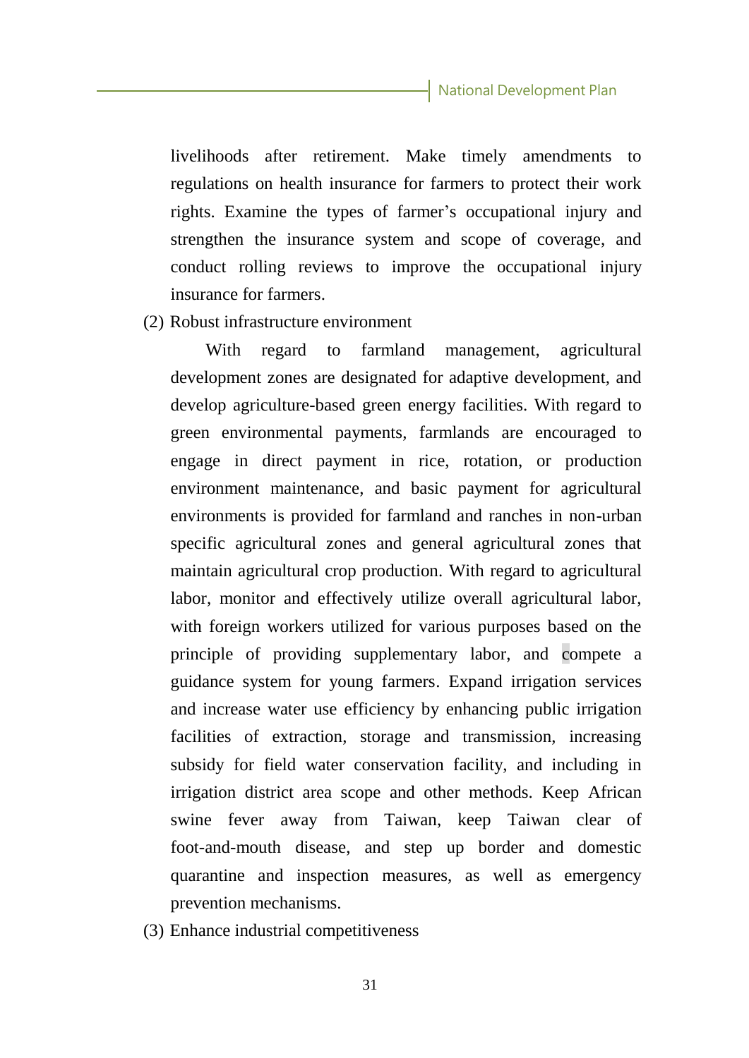livelihoods after retirement. Make timely amendments to regulations on health insurance for farmers to protect their work rights. Examine the types of farmer's occupational injury and strengthen the insurance system and scope of coverage, and conduct rolling reviews to improve the occupational injury insurance for farmers.

(2) Robust infrastructure environment

With regard to farmland management, agricultural development zones are designated for adaptive development, and develop agriculture-based green energy facilities. With regard to green environmental payments, farmlands are encouraged to engage in direct payment in rice, rotation, or production environment maintenance, and basic payment for agricultural environments is provided for farmland and ranches in non-urban specific agricultural zones and general agricultural zones that maintain agricultural crop production. With regard to agricultural labor, monitor and effectively utilize overall agricultural labor, with foreign workers utilized for various purposes based on the principle of providing supplementary labor, and compete a guidance system for young farmers. Expand irrigation services and increase water use efficiency by enhancing public irrigation facilities of extraction, storage and transmission, increasing subsidy for field water conservation facility, and including in irrigation district area scope and other methods. Keep African swine fever away from Taiwan, keep Taiwan clear of foot-and-mouth disease, and step up border and domestic quarantine and inspection measures, as well as emergency prevention mechanisms.

(3) Enhance industrial competitiveness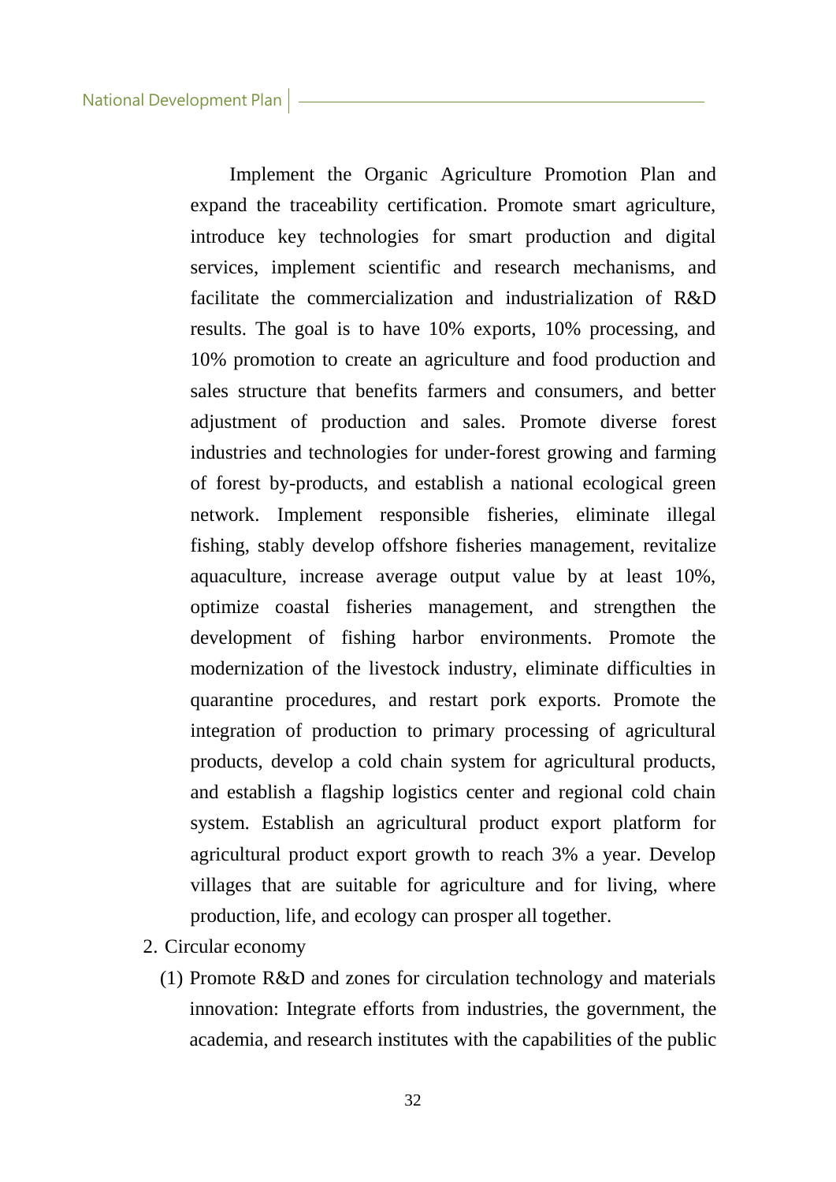Implement the Organic Agriculture Promotion Plan and expand the traceability certification. Promote smart agriculture, introduce key technologies for smart production and digital services, implement scientific and research mechanisms, and facilitate the commercialization and industrialization of R&D results. The goal is to have 10% exports, 10% processing, and 10% promotion to create an agriculture and food production and sales structure that benefits farmers and consumers, and better adjustment of production and sales. Promote diverse forest industries and technologies for under-forest growing and farming of forest by-products, and establish a national ecological green network. Implement responsible fisheries, eliminate illegal fishing, stably develop offshore fisheries management, revitalize aquaculture, increase average output value by at least 10%, optimize coastal fisheries management, and strengthen the development of fishing harbor environments. Promote the modernization of the livestock industry, eliminate difficulties in quarantine procedures, and restart pork exports. Promote the integration of production to primary processing of agricultural products, develop a cold chain system for agricultural products, and establish a flagship logistics center and regional cold chain system. Establish an agricultural product export platform for agricultural product export growth to reach 3% a year. Develop villages that are suitable for agriculture and for living, where production, life, and ecology can prosper all together.

2. Circular economy

(1) Promote R&D and zones for circulation technology and materials innovation: Integrate efforts from industries, the government, the academia, and research institutes with the capabilities of the public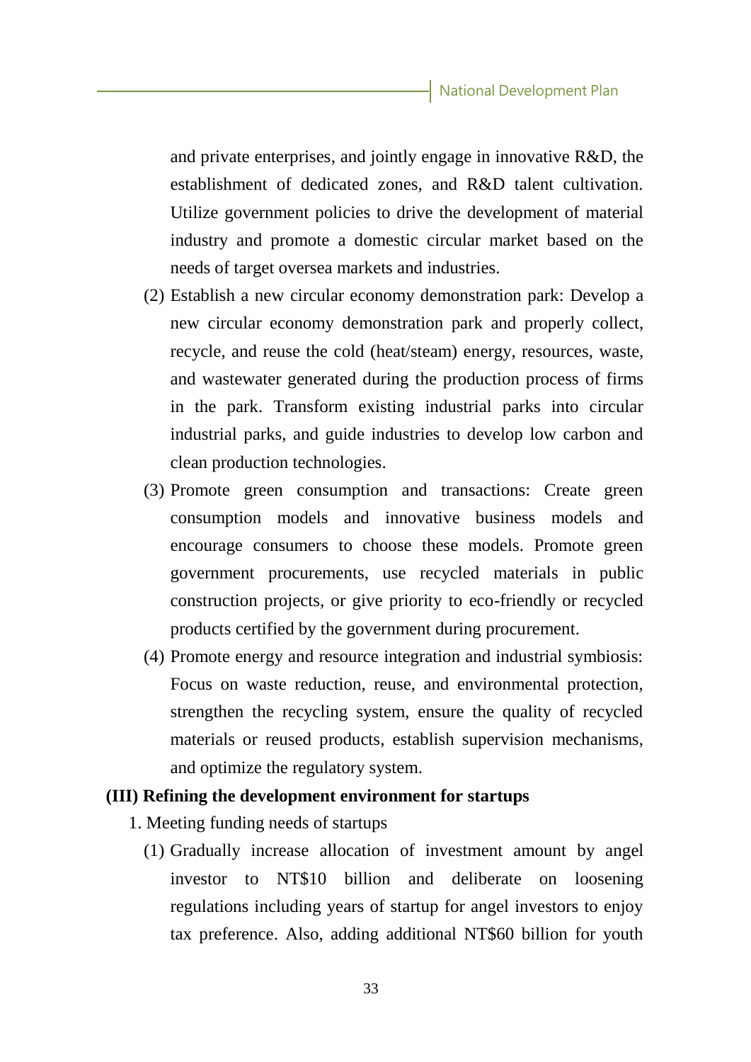and private enterprises, and jointly engage in innovative R&D, the establishment of dedicated zones, and R&D talent cultivation. Utilize government policies to drive the development of material industry and promote a domestic circular market based on the needs of target oversea markets and industries.

(2) Establish a new circular economy demonstration park: Develop a new circular economy demonstration park and properly collect, recycle, and reuse the cold (heat/steam) energy, resources, waste, and wastewater generated during the production process of firms in the park. Transform existing industrial parks into circular industrial parks, and guide industries to develop low carbon and clean production technologies.

(3) Promote green consumption and transactions: Create green consumption models and innovative business models and encourage consumers to choose these models. Promote green government procurements, use recycled materials in public construction projects, or give priority to eco-friendly or recycled products certified by the government during procurement.

(4) Promote energy and resource integration and industrial symbiosis: Focus on waste reduction, reuse, and environmental protection, strengthen the recycling system, ensure the quality of recycled materials or reused products, establish supervision mechanisms, and optimize the regulatory system.

**(III) Refining the development environment for startups**

1. Meeting funding needs of startups

(1) Gradually increase allocation of investment amount by angel investor to NT$10 billion and deliberate on loosening regulations including years of startup for angel investors to enjoy tax preference. Also, adding additional NT$60 billion for youth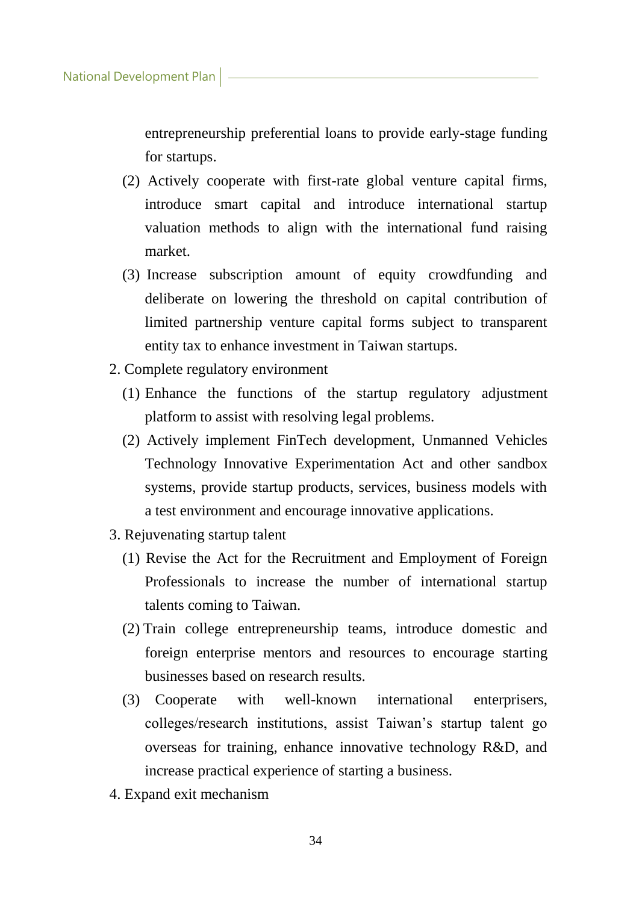entrepreneurship preferential loans to provide early-stage funding for startups.

(2) Actively cooperate with first-rate global venture capital firms, introduce smart capital and introduce international startup valuation methods to align with the international fund raising market.

(3) Increase subscription amount of equity crowdfunding and deliberate on lowering the threshold on capital contribution of limited partnership venture capital forms subject to transparent entity tax to enhance investment in Taiwan startups.

2. Complete regulatory environment

   (1) Enhance the functions of the startup regulatory adjustment platform to assist with resolving legal problems.

   (2) Actively implement FinTech development, Unmanned Vehicles Technology Innovative Experimentation Act and other sandbox systems, provide startup products, services, business models with a test environment and encourage innovative applications.

3. Rejuvenating startup talent

   (1) Revise the Act for the Recruitment and Employment of Foreign Professionals to increase the number of international startup talents coming to Taiwan.

   (2) Train college entrepreneurship teams, introduce domestic and foreign enterprise mentors and resources to encourage starting businesses based on research results.

   (3) Cooperate with well-known international enterprisers, colleges/research institutions, assist Taiwan's startup talent go overseas for training, enhance innovative technology R&D, and increase practical experience of starting a business.

4. Expand exit mechanism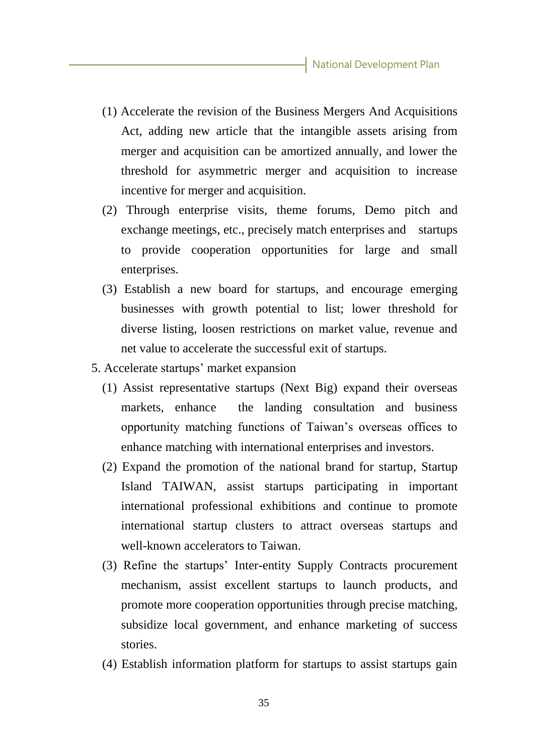(1) Accelerate the revision of the Business Mergers And Acquisitions Act, adding new article that the intangible assets arising from merger and acquisition can be amortized annually, and lower the threshold for asymmetric merger and acquisition to increase incentive for merger and acquisition.

(2) Through enterprise visits, theme forums, Demo pitch and exchange meetings, etc., precisely match enterprises and startups to provide cooperation opportunities for large and small enterprises.

(3) Establish a new board for startups, and encourage emerging businesses with growth potential to list; lower threshold for diverse listing, loosen restrictions on market value, revenue and net value to accelerate the successful exit of startups.

5. Accelerate startups' market expansion

(1) Assist representative startups (Next Big) expand their overseas markets, enhance the landing consultation and business opportunity matching functions of Taiwan's overseas offices to enhance matching with international enterprises and investors.

(2) Expand the promotion of the national brand for startup, Startup Island TAIWAN, assist startups participating in important international professional exhibitions and continue to promote international startup clusters to attract overseas startups and well-known accelerators to Taiwan.

(3) Refine the startups' Inter-entity Supply Contracts procurement mechanism, assist excellent startups to launch products, and promote more cooperation opportunities through precise matching, subsidize local government, and enhance marketing of success stories.

(4) Establish information platform for startups to assist startups gain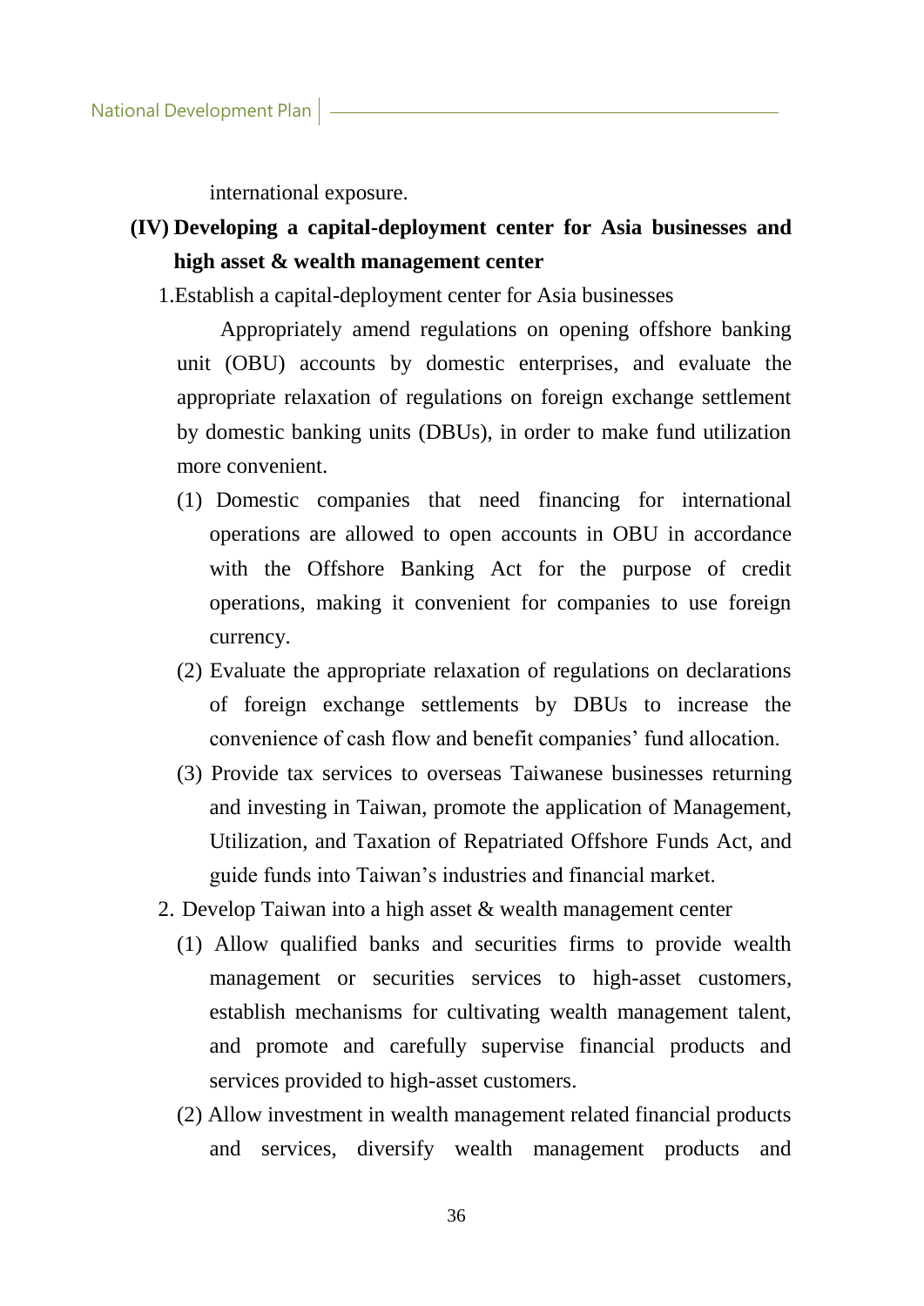international exposure.

### (IV) Developing a capital-deployment center for Asia businesses and high asset & wealth management center

1.Establish a capital-deployment center for Asia businesses

Appropriately amend regulations on opening offshore banking unit (OBU) accounts by domestic enterprises, and evaluate the appropriate relaxation of regulations on foreign exchange settlement by domestic banking units (DBUs), in order to make fund utilization more convenient.

(1) Domestic companies that need financing for international operations are allowed to open accounts in OBU in accordance with the Offshore Banking Act for the purpose of credit operations, making it convenient for companies to use foreign currency.

(2) Evaluate the appropriate relaxation of regulations on declarations of foreign exchange settlements by DBUs to increase the convenience of cash flow and benefit companies' fund allocation.

(3) Provide tax services to overseas Taiwanese businesses returning and investing in Taiwan, promote the application of Management, Utilization, and Taxation of Repatriated Offshore Funds Act, and guide funds into Taiwan's industries and financial market.

2. Develop Taiwan into a high asset & wealth management center

(1) Allow qualified banks and securities firms to provide wealth management or securities services to high-asset customers, establish mechanisms for cultivating wealth management talent, and promote and carefully supervise financial products and services provided to high-asset customers.

(2) Allow investment in wealth management related financial products and services, diversify wealth management products and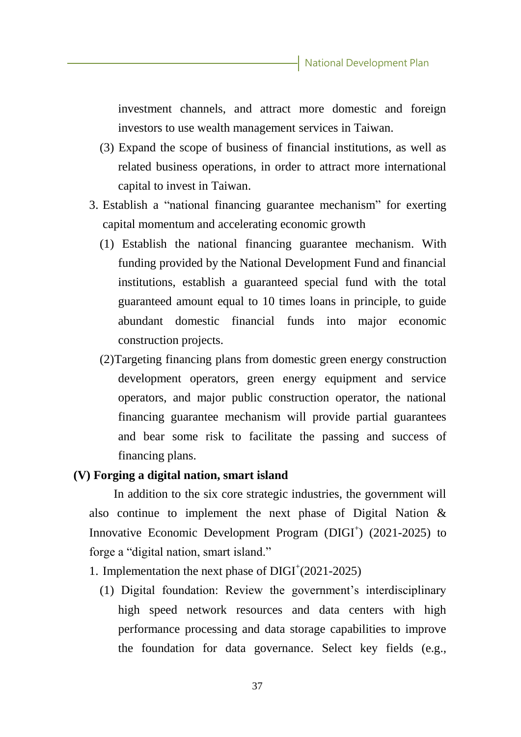investment channels, and attract more domestic and foreign investors to use wealth management services in Taiwan.

(3) Expand the scope of business of financial institutions, as well as related business operations, in order to attract more international capital to invest in Taiwan.

3. Establish a "national financing guarantee mechanism" for exerting capital momentum and accelerating economic growth

(1) Establish the national financing guarantee mechanism. With funding provided by the National Development Fund and financial institutions, establish a guaranteed special fund with the total guaranteed amount equal to 10 times loans in principle, to guide abundant domestic financial funds into major economic construction projects.

(2)Targeting financing plans from domestic green energy construction development operators, green energy equipment and service operators, and major public construction operator, the national financing guarantee mechanism will provide partial guarantees and bear some risk to facilitate the passing and success of financing plans.

**(V) Forging a digital nation, smart island**

In addition to the six core strategic industries, the government will also continue to implement the next phase of Digital Nation & Innovative Economic Development Program ($DIGI^{+}$) (2021-2025) to forge a "digital nation, smart island."

1. Implementation the next phase of $DIGI^{+}$(2021-2025)

(1) Digital foundation: Review the government's interdisciplinary high speed network resources and data centers with high performance processing and data storage capabilities to improve the foundation for data governance. Select key fields (e.g.,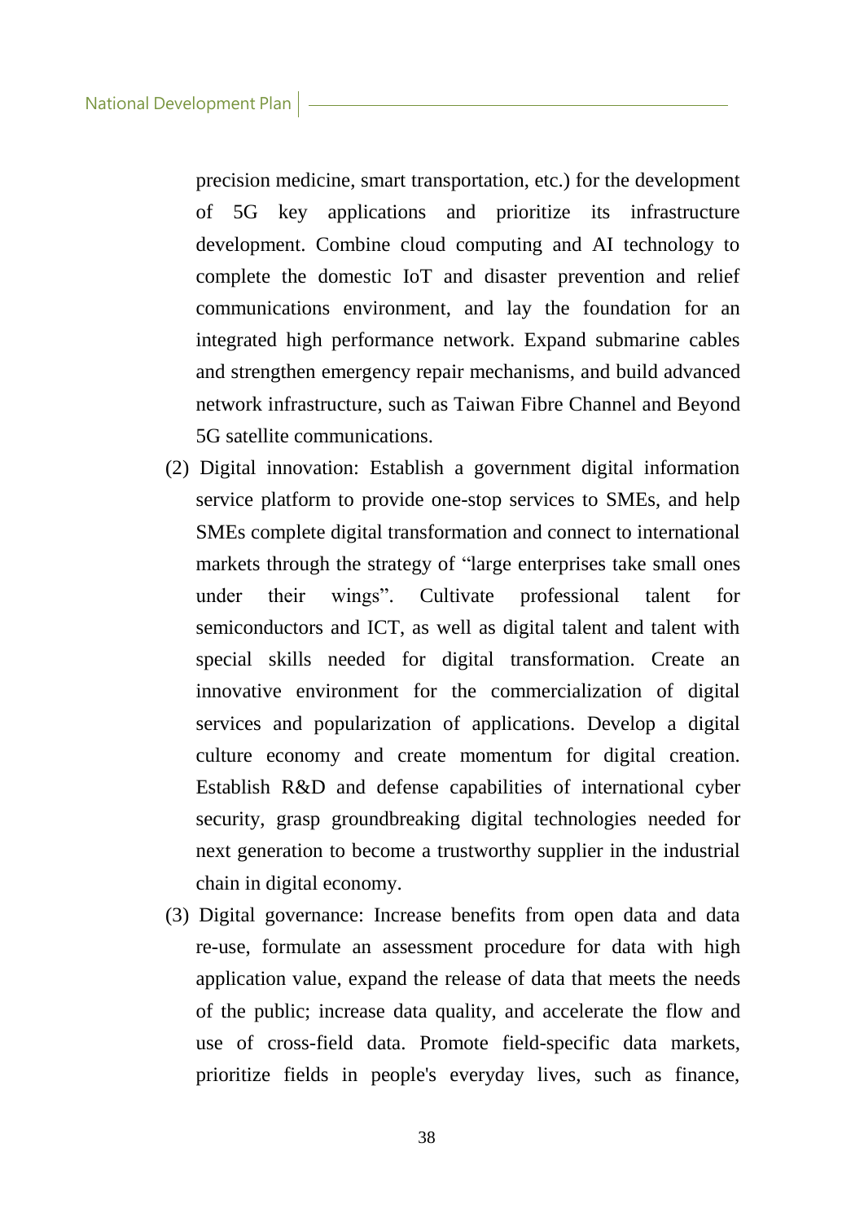precision medicine, smart transportation, etc.) for the development of 5G key applications and prioritize its infrastructure development. Combine cloud computing and AI technology to complete the domestic IoT and disaster prevention and relief communications environment, and lay the foundation for an integrated high performance network. Expand submarine cables and strengthen emergency repair mechanisms, and build advanced network infrastructure, such as Taiwan Fibre Channel and Beyond 5G satellite communications.

(2) Digital innovation: Establish a government digital information service platform to provide one-stop services to SMEs, and help SMEs complete digital transformation and connect to international markets through the strategy of "large enterprises take small ones under their wings". Cultivate professional talent for semiconductors and ICT, as well as digital talent and talent with special skills needed for digital transformation. Create an innovative environment for the commercialization of digital services and popularization of applications. Develop a digital culture economy and create momentum for digital creation. Establish R&D and defense capabilities of international cyber security, grasp groundbreaking digital technologies needed for next generation to become a trustworthy supplier in the industrial chain in digital economy.

(3) Digital governance: Increase benefits from open data and data re-use, formulate an assessment procedure for data with high application value, expand the release of data that meets the needs of the public; increase data quality, and accelerate the flow and use of cross-field data. Promote field-specific data markets, prioritize fields in people's everyday lives, such as finance,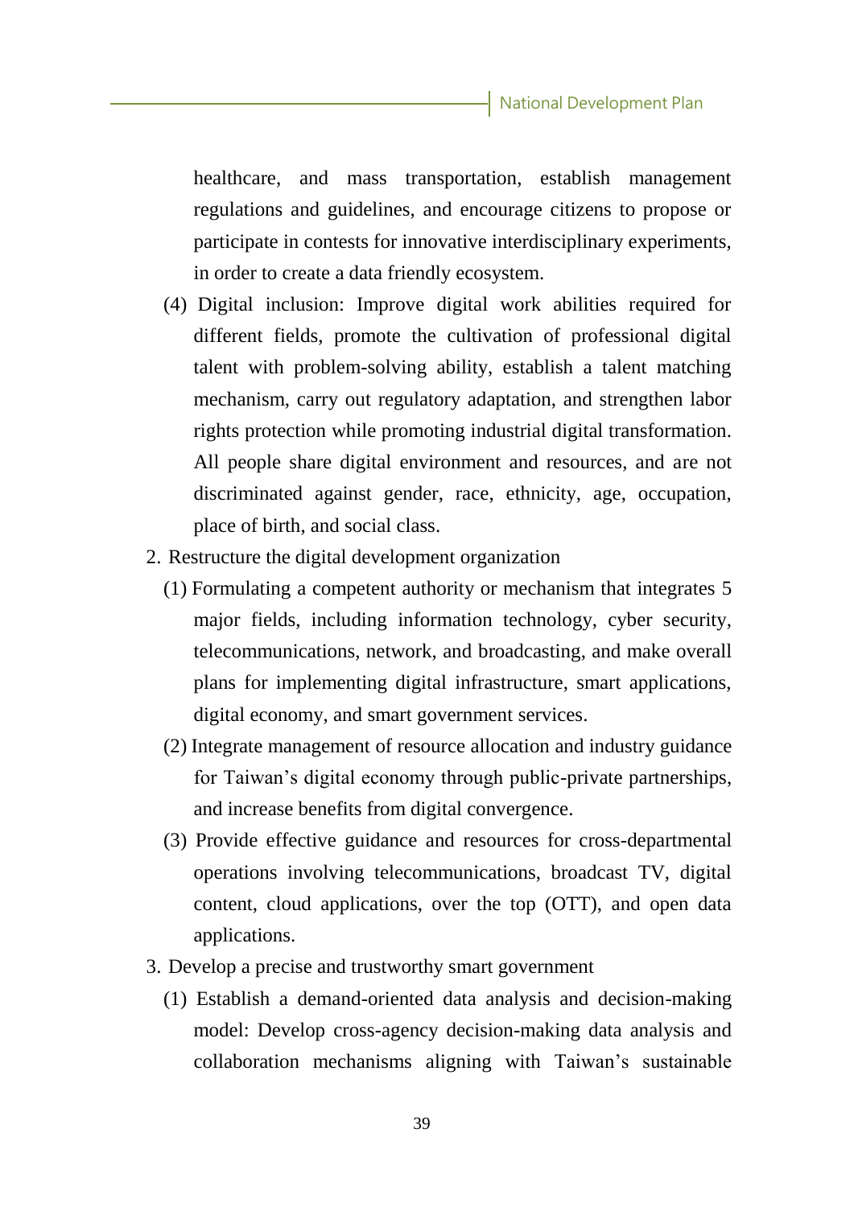healthcare, and mass transportation, establish management regulations and guidelines, and encourage citizens to propose or participate in contests for innovative interdisciplinary experiments, in order to create a data friendly ecosystem.

(4) Digital inclusion: Improve digital work abilities required for different fields, promote the cultivation of professional digital talent with problem-solving ability, establish a talent matching mechanism, carry out regulatory adaptation, and strengthen labor rights protection while promoting industrial digital transformation. All people share digital environment and resources, and are not discriminated against gender, race, ethnicity, age, occupation, place of birth, and social class.

2. Restructure the digital development organization

(1) Formulating a competent authority or mechanism that integrates 5 major fields, including information technology, cyber security, telecommunications, network, and broadcasting, and make overall plans for implementing digital infrastructure, smart applications, digital economy, and smart government services.

(2) Integrate management of resource allocation and industry guidance for Taiwan's digital economy through public-private partnerships, and increase benefits from digital convergence.

(3) Provide effective guidance and resources for cross-departmental operations involving telecommunications, broadcast TV, digital content, cloud applications, over the top (OTT), and open data applications.

3. Develop a precise and trustworthy smart government

(1) Establish a demand-oriented data analysis and decision-making model: Develop cross-agency decision-making data analysis and collaboration mechanisms aligning with Taiwan's sustainable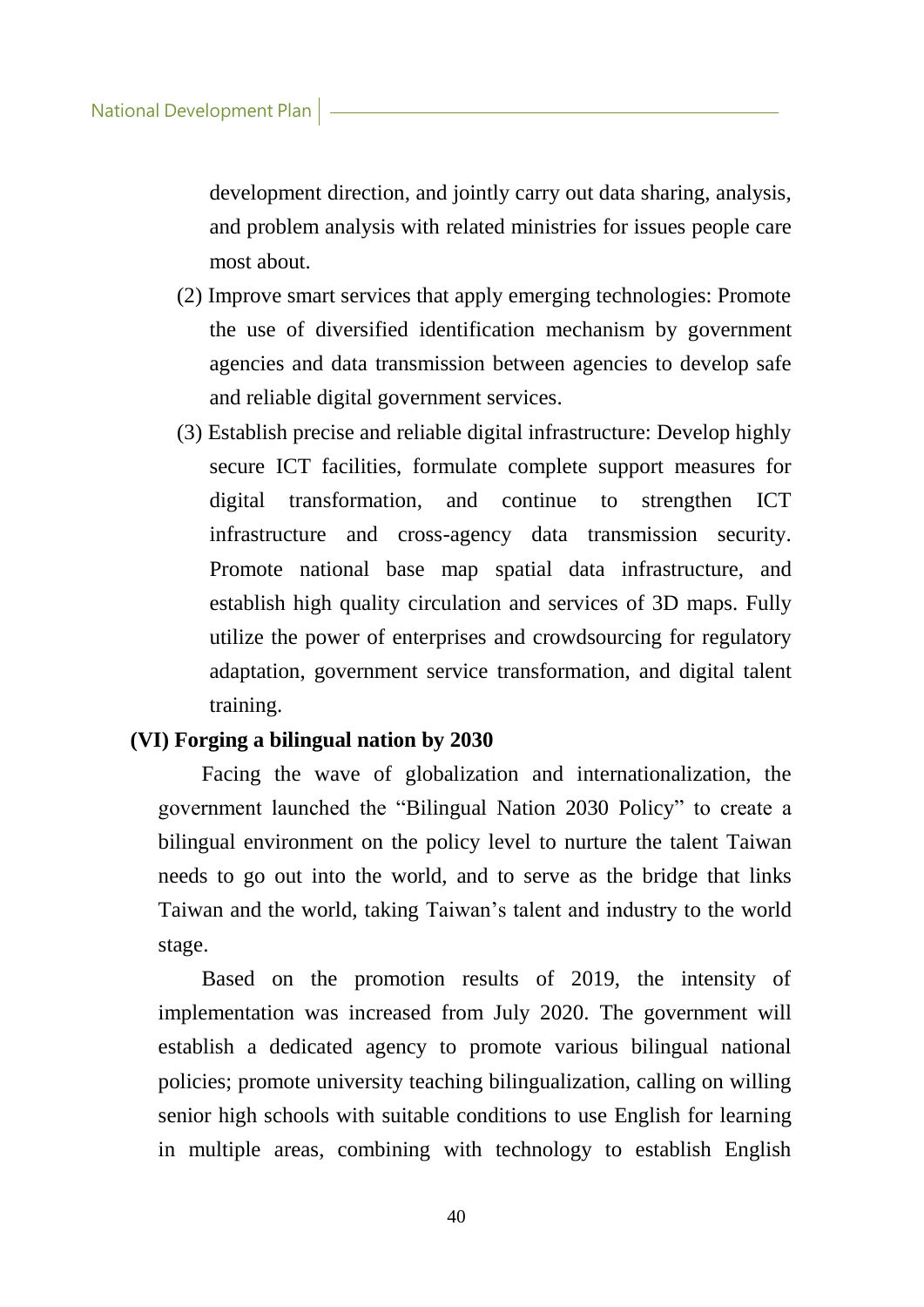development direction, and jointly carry out data sharing, analysis, and problem analysis with related ministries for issues people care most about.

(2) Improve smart services that apply emerging technologies: Promote the use of diversified identification mechanism by government agencies and data transmission between agencies to develop safe and reliable digital government services.

(3) Establish precise and reliable digital infrastructure: Develop highly secure ICT facilities, formulate complete support measures for digital transformation, and continue to strengthen ICT infrastructure and cross-agency data transmission security. Promote national base map spatial data infrastructure, and establish high quality circulation and services of 3D maps. Fully utilize the power of enterprises and crowdsourcing for regulatory adaptation, government service transformation, and digital talent training.

### (VI) Forging a bilingual nation by 2030

Facing the wave of globalization and internationalization, the government launched the "Bilingual Nation 2030 Policy" to create a bilingual environment on the policy level to nurture the talent Taiwan needs to go out into the world, and to serve as the bridge that links Taiwan and the world, taking Taiwan's talent and industry to the world stage.

Based on the promotion results of 2019, the intensity of implementation was increased from July 2020. The government will establish a dedicated agency to promote various bilingual national policies; promote university teaching bilingualization, calling on willing senior high schools with suitable conditions to use English for learning in multiple areas, combining with technology to establish English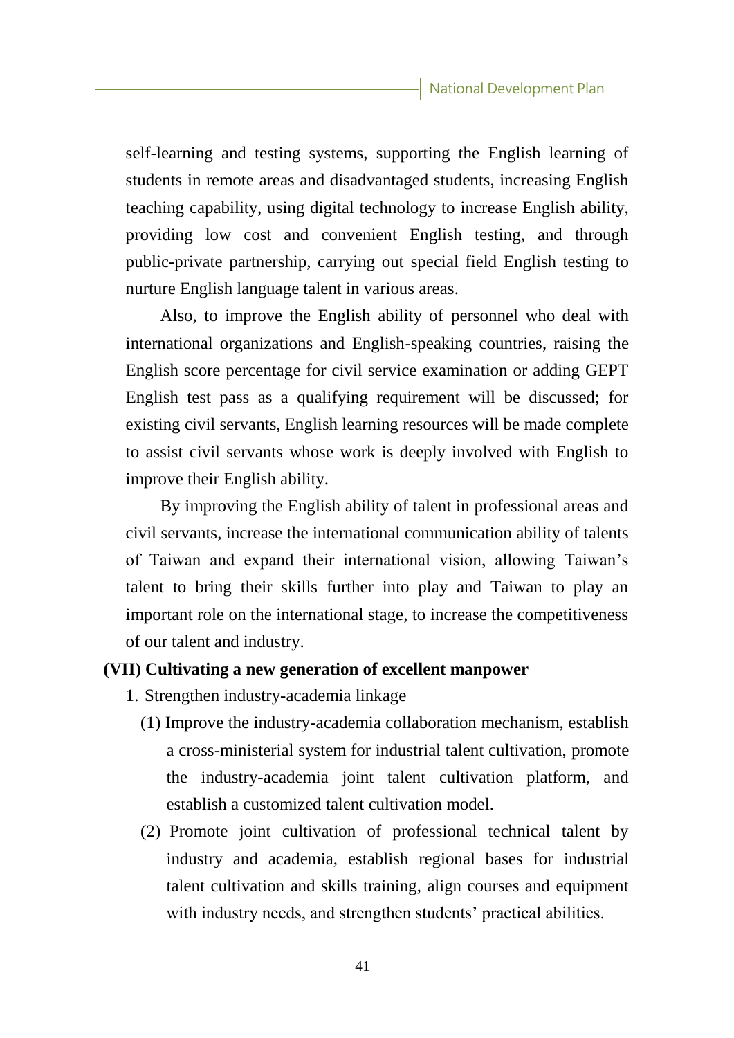self-learning and testing systems, supporting the English learning of students in remote areas and disadvantaged students, increasing English teaching capability, using digital technology to increase English ability, providing low cost and convenient English testing, and through public-private partnership, carrying out special field English testing to nurture English language talent in various areas.

Also, to improve the English ability of personnel who deal with international organizations and English-speaking countries, raising the English score percentage for civil service examination or adding GEPT English test pass as a qualifying requirement will be discussed; for existing civil servants, English learning resources will be made complete to assist civil servants whose work is deeply involved with English to improve their English ability.

By improving the English ability of talent in professional areas and civil servants, increase the international communication ability of talents of Taiwan and expand their international vision, allowing Taiwan's talent to bring their skills further into play and Taiwan to play an important role on the international stage, to increase the competitiveness of our talent and industry.

### (VII) Cultivating a new generation of excellent manpower

1. Strengthen industry-academia linkage
   - (1) Improve the industry-academia collaboration mechanism, establish a cross-ministerial system for industrial talent cultivation, promote the industry-academia joint talent cultivation platform, and establish a customized talent cultivation model.
   - (2) Promote joint cultivation of professional technical talent by industry and academia, establish regional bases for industrial talent cultivation and skills training, align courses and equipment with industry needs, and strengthen students' practical abilities.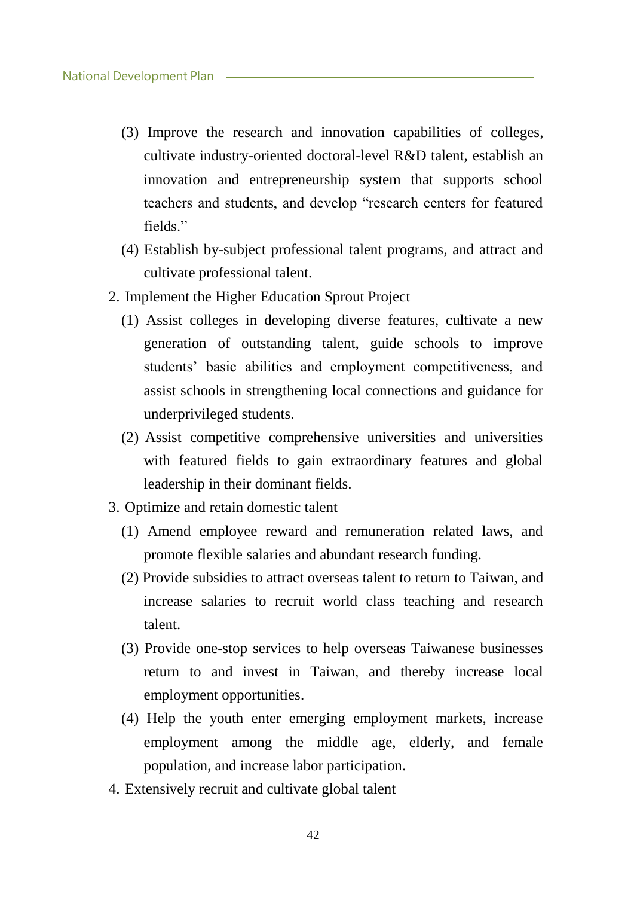(3) Improve the research and innovation capabilities of colleges, cultivate industry-oriented doctoral-level R&D talent, establish an innovation and entrepreneurship system that supports school teachers and students, and develop "research centers for featured fields."

(4) Establish by-subject professional talent programs, and attract and cultivate professional talent.

2. Implement the Higher Education Sprout Project

(1) Assist colleges in developing diverse features, cultivate a new generation of outstanding talent, guide schools to improve students' basic abilities and employment competitiveness, and assist schools in strengthening local connections and guidance for underprivileged students.

(2) Assist competitive comprehensive universities and universities with featured fields to gain extraordinary features and global leadership in their dominant fields.

3. Optimize and retain domestic talent

(1) Amend employee reward and remuneration related laws, and promote flexible salaries and abundant research funding.

(2) Provide subsidies to attract overseas talent to return to Taiwan, and increase salaries to recruit world class teaching and research talent.

(3) Provide one-stop services to help overseas Taiwanese businesses return to and invest in Taiwan, and thereby increase local employment opportunities.

(4) Help the youth enter emerging employment markets, increase employment among the middle age, elderly, and female population, and increase labor participation.

4. Extensively recruit and cultivate global talent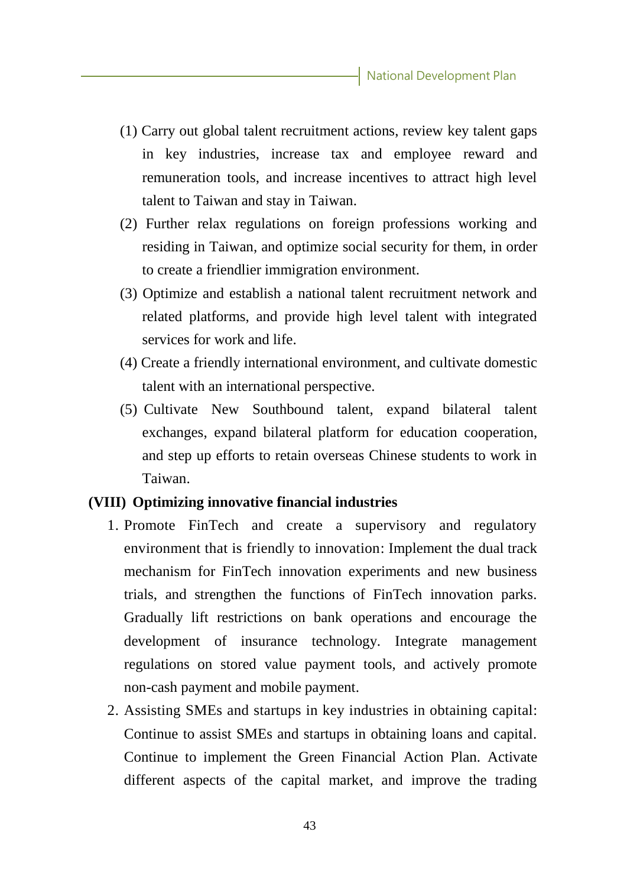(1) Carry out global talent recruitment actions, review key talent gaps in key industries, increase tax and employee reward and remuneration tools, and increase incentives to attract high level talent to Taiwan and stay in Taiwan.

(2) Further relax regulations on foreign professions working and residing in Taiwan, and optimize social security for them, in order to create a friendlier immigration environment.

(3) Optimize and establish a national talent recruitment network and related platforms, and provide high level talent with integrated services for work and life.

(4) Create a friendly international environment, and cultivate domestic talent with an international perspective.

(5) Cultivate New Southbound talent, expand bilateral talent exchanges, expand bilateral platform for education cooperation, and step up efforts to retain overseas Chinese students to work in Taiwan.

### (VIII) Optimizing innovative financial industries

1. Promote FinTech and create a supervisory and regulatory environment that is friendly to innovation: Implement the dual track mechanism for FinTech innovation experiments and new business trials, and strengthen the functions of FinTech innovation parks. Gradually lift restrictions on bank operations and encourage the development of insurance technology. Integrate management regulations on stored value payment tools, and actively promote non-cash payment and mobile payment.
2. Assisting SMEs and startups in key industries in obtaining capital: Continue to assist SMEs and startups in obtaining loans and capital. Continue to implement the Green Financial Action Plan. Activate different aspects of the capital market, and improve the trading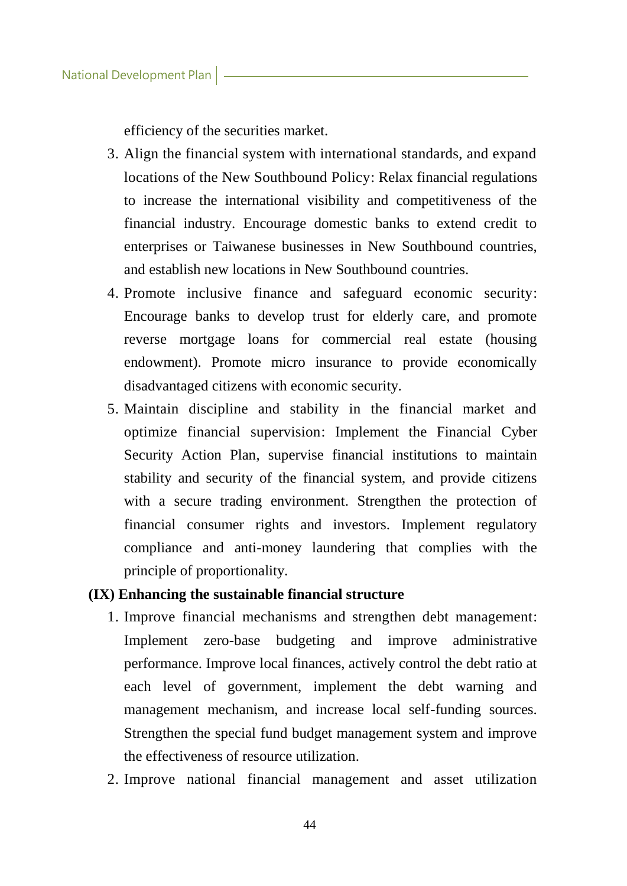efficiency of the securities market.

3. Align the financial system with international standards, and expand locations of the New Southbound Policy: Relax financial regulations to increase the international visibility and competitiveness of the financial industry. Encourage domestic banks to extend credit to enterprises or Taiwanese businesses in New Southbound countries, and establish new locations in New Southbound countries.
4. Promote inclusive finance and safeguard economic security: Encourage banks to develop trust for elderly care, and promote reverse mortgage loans for commercial real estate (housing endowment). Promote micro insurance to provide economically disadvantaged citizens with economic security.
5. Maintain discipline and stability in the financial market and optimize financial supervision: Implement the Financial Cyber Security Action Plan, supervise financial institutions to maintain stability and security of the financial system, and provide citizens with a secure trading environment. Strengthen the protection of financial consumer rights and investors. Implement regulatory compliance and anti-money laundering that complies with the principle of proportionality.

**(IX) Enhancing the sustainable financial structure**

1. Improve financial mechanisms and strengthen debt management: Implement zero-base budgeting and improve administrative performance. Improve local finances, actively control the debt ratio at each level of government, implement the debt warning and management mechanism, and increase local self-funding sources. Strengthen the special fund budget management system and improve the effectiveness of resource utilization.
2. Improve national financial management and asset utilization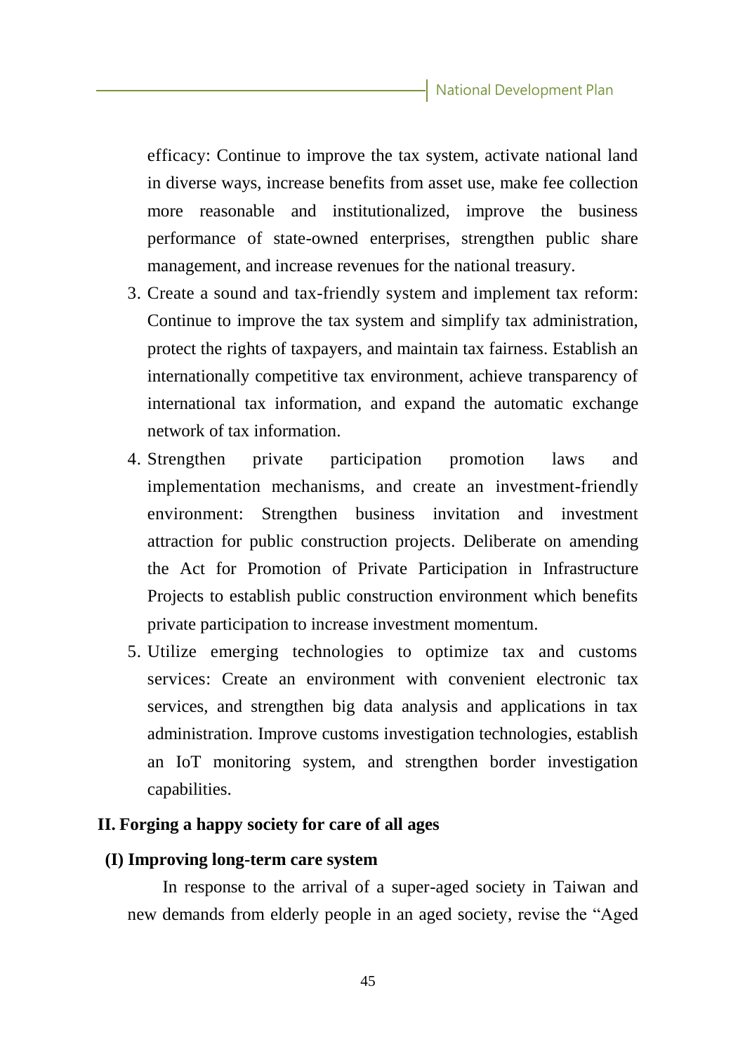efficacy: Continue to improve the tax system, activate national land in diverse ways, increase benefits from asset use, make fee collection more reasonable and institutionalized, improve the business performance of state-owned enterprises, strengthen public share management, and increase revenues for the national treasury.

3. Create a sound and tax-friendly system and implement tax reform: Continue to improve the tax system and simplify tax administration, protect the rights of taxpayers, and maintain tax fairness. Establish an internationally competitive tax environment, achieve transparency of international tax information, and expand the automatic exchange network of tax information.
4. Strengthen private participation promotion laws and implementation mechanisms, and create an investment-friendly environment: Strengthen business invitation and investment attraction for public construction projects. Deliberate on amending the Act for Promotion of Private Participation in Infrastructure Projects to establish public construction environment which benefits private participation to increase investment momentum.
5. Utilize emerging technologies to optimize tax and customs services: Create an environment with convenient electronic tax services, and strengthen big data analysis and applications in tax administration. Improve customs investigation technologies, establish an IoT monitoring system, and strengthen border investigation capabilities.

## II. Forging a happy society for care of all ages

### (I) Improving long-term care system

In response to the arrival of a super-aged society in Taiwan and new demands from elderly people in an aged society, revise the "Aged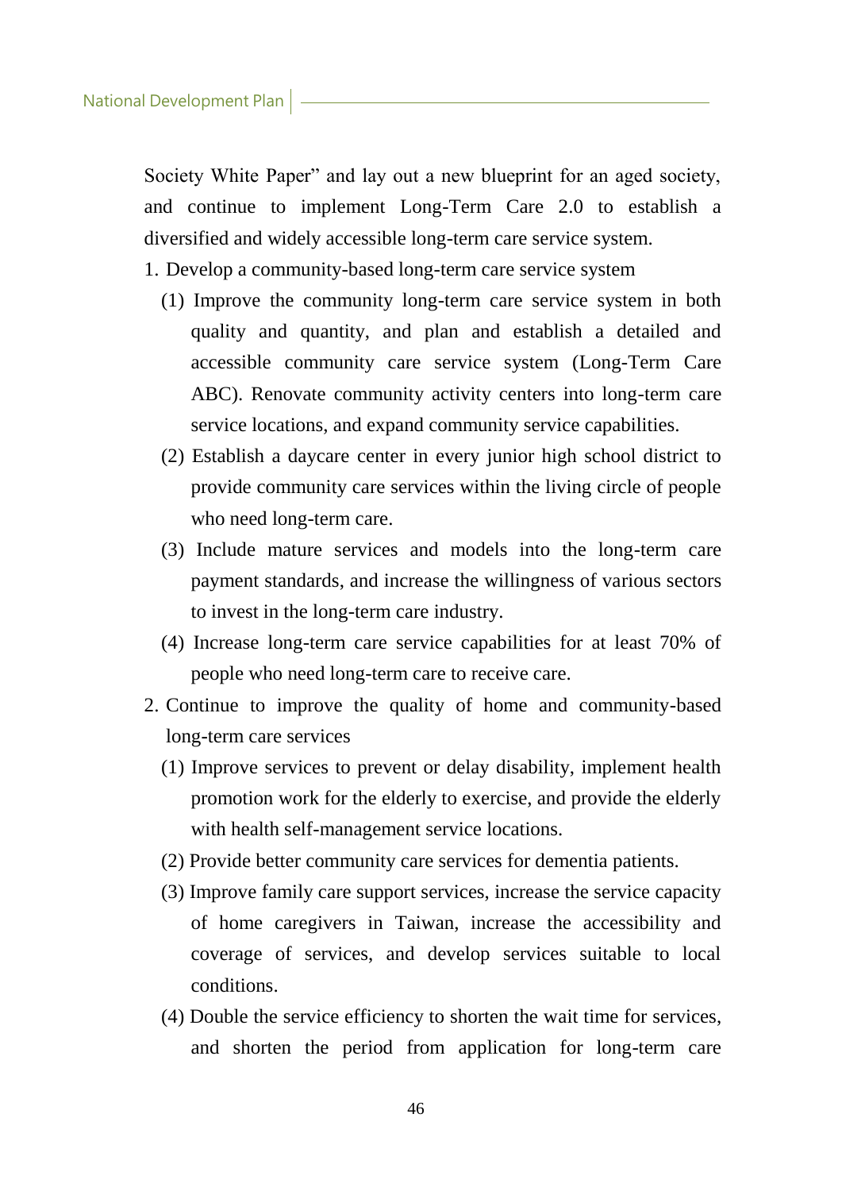Society White Paper" and lay out a new blueprint for an aged society, and continue to implement Long-Term Care 2.0 to establish a diversified and widely accessible long-term care service system.

1. Develop a community-based long-term care service system
   (1) Improve the community long-term care service system in both quality and quantity, and plan and establish a detailed and accessible community care service system (Long-Term Care ABC). Renovate community activity centers into long-term care service locations, and expand community service capabilities.
   (2) Establish a daycare center in every junior high school district to provide community care services within the living circle of people who need long-term care.
   (3) Include mature services and models into the long-term care payment standards, and increase the willingness of various sectors to invest in the long-term care industry.
   (4) Increase long-term care service capabilities for at least 70% of people who need long-term care to receive care.
2. Continue to improve the quality of home and community-based long-term care services
   (1) Improve services to prevent or delay disability, implement health promotion work for the elderly to exercise, and provide the elderly with health self-management service locations.
   (2) Provide better community care services for dementia patients.
   (3) Improve family care support services, increase the service capacity of home caregivers in Taiwan, increase the accessibility and coverage of services, and develop services suitable to local conditions.
   (4) Double the service efficiency to shorten the wait time for services, and shorten the period from application for long-term care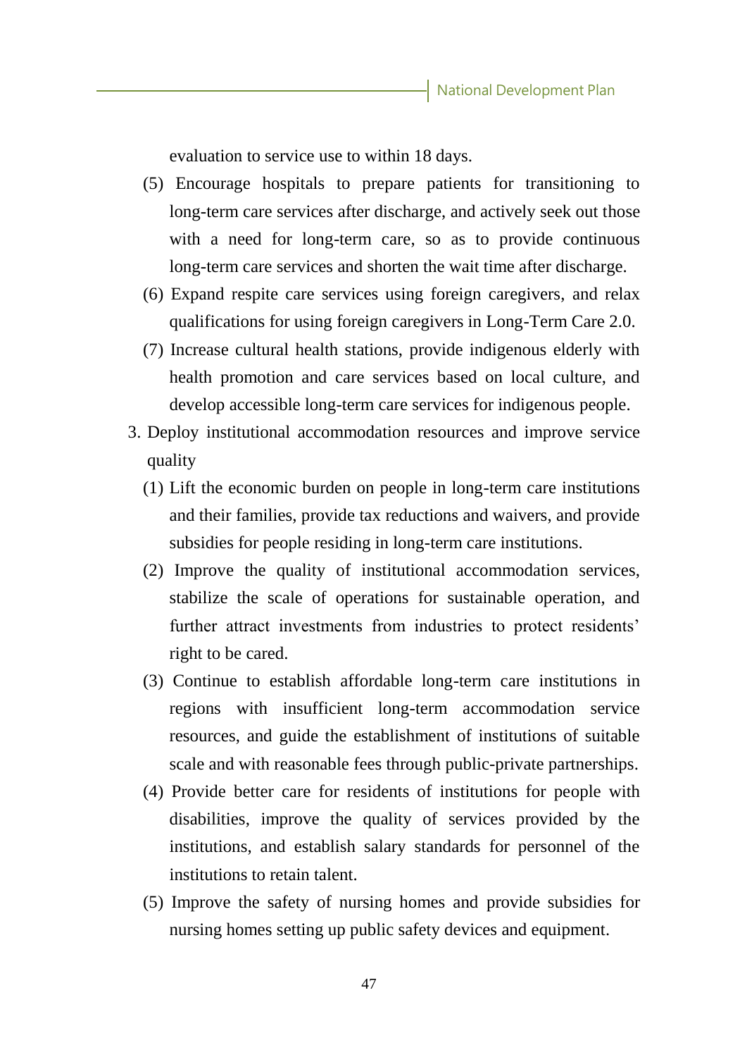evaluation to service use to within 18 days.

(5) Encourage hospitals to prepare patients for transitioning to long-term care services after discharge, and actively seek out those with a need for long-term care, so as to provide continuous long-term care services and shorten the wait time after discharge.

(6) Expand respite care services using foreign caregivers, and relax qualifications for using foreign caregivers in Long-Term Care 2.0.

(7) Increase cultural health stations, provide indigenous elderly with health promotion and care services based on local culture, and develop accessible long-term care services for indigenous people.

3. Deploy institutional accommodation resources and improve service quality

(1) Lift the economic burden on people in long-term care institutions and their families, provide tax reductions and waivers, and provide subsidies for people residing in long-term care institutions.

(2) Improve the quality of institutional accommodation services, stabilize the scale of operations for sustainable operation, and further attract investments from industries to protect residents' right to be cared.

(3) Continue to establish affordable long-term care institutions in regions with insufficient long-term accommodation service resources, and guide the establishment of institutions of suitable scale and with reasonable fees through public-private partnerships.

(4) Provide better care for residents of institutions for people with disabilities, improve the quality of services provided by the institutions, and establish salary standards for personnel of the institutions to retain talent.

(5) Improve the safety of nursing homes and provide subsidies for nursing homes setting up public safety devices and equipment.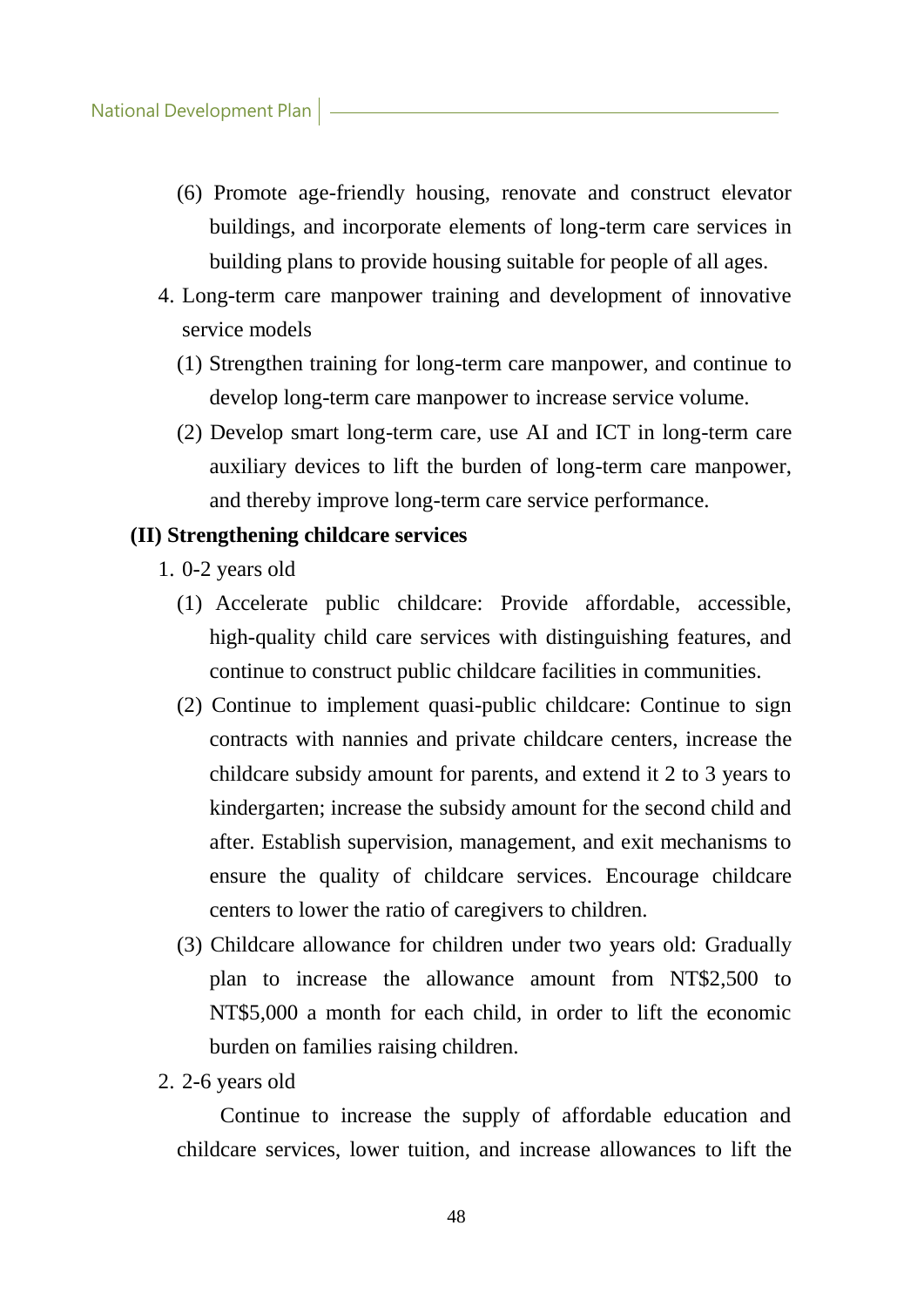(6) Promote age-friendly housing, renovate and construct elevator buildings, and incorporate elements of long-term care services in building plans to provide housing suitable for people of all ages.

4. Long-term care manpower training and development of innovative service models

(1) Strengthen training for long-term care manpower, and continue to develop long-term care manpower to increase service volume.

(2) Develop smart long-term care, use AI and ICT in long-term care auxiliary devices to lift the burden of long-term care manpower, and thereby improve long-term care service performance.

**(II) Strengthening childcare services**

1. 0-2 years old

(1) Accelerate public childcare: Provide affordable, accessible, high-quality child care services with distinguishing features, and continue to construct public childcare facilities in communities.

(2) Continue to implement quasi-public childcare: Continue to sign contracts with nannies and private childcare centers, increase the childcare subsidy amount for parents, and extend it 2 to 3 years to kindergarten; increase the subsidy amount for the second child and after. Establish supervision, management, and exit mechanisms to ensure the quality of childcare services. Encourage childcare centers to lower the ratio of caregivers to children.

(3) Childcare allowance for children under two years old: Gradually plan to increase the allowance amount from NT$2,500 to NT$5,000 a month for each child, in order to lift the economic burden on families raising children.

2. 2-6 years old

Continue to increase the supply of affordable education and childcare services, lower tuition, and increase allowances to lift the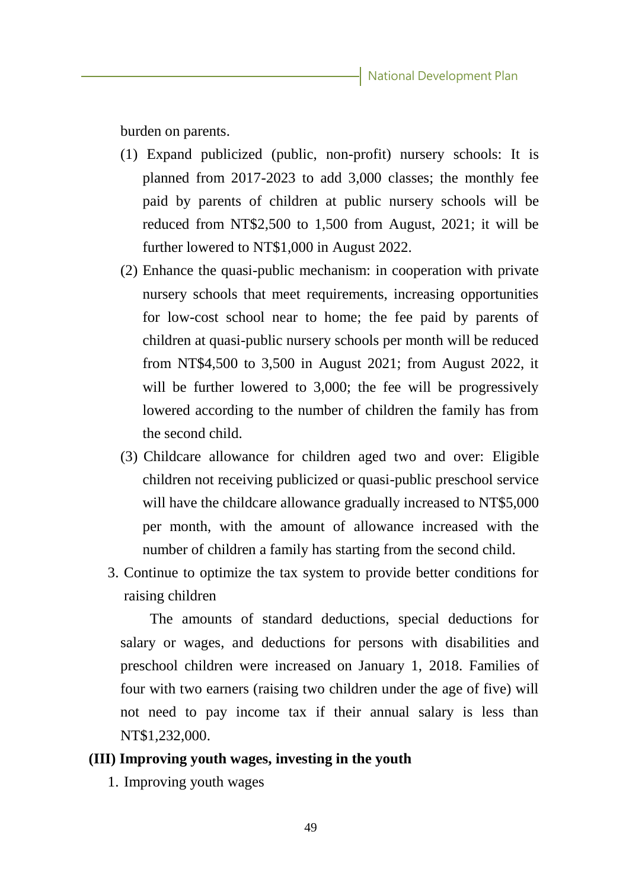burden on parents.

(1) Expand publicized (public, non-profit) nursery schools: It is planned from 2017-2023 to add 3,000 classes; the monthly fee paid by parents of children at public nursery schools will be reduced from NT$2,500 to 1,500 from August, 2021; it will be further lowered to NT$1,000 in August 2022.

(2) Enhance the quasi-public mechanism: in cooperation with private nursery schools that meet requirements, increasing opportunities for low-cost school near to home; the fee paid by parents of children at quasi-public nursery schools per month will be reduced from NT$4,500 to 3,500 in August 2021; from August 2022, it will be further lowered to 3,000; the fee will be progressively lowered according to the number of children the family has from the second child.

(3) Childcare allowance for children aged two and over: Eligible children not receiving publicized or quasi-public preschool service will have the childcare allowance gradually increased to NT$5,000 per month, with the amount of allowance increased with the number of children a family has starting from the second child.

3. Continue to optimize the tax system to provide better conditions for raising children

The amounts of standard deductions, special deductions for salary or wages, and deductions for persons with disabilities and preschool children were increased on January 1, 2018. Families of four with two earners (raising two children under the age of five) will not need to pay income tax if their annual salary is less than NT$1,232,000.

**(III) Improving youth wages, investing in the youth**

1. Improving youth wages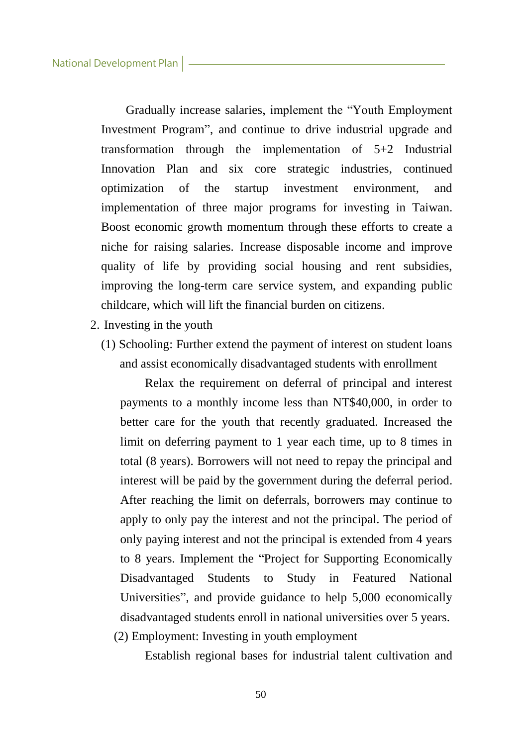Gradually increase salaries, implement the “Youth Employment Investment Program”, and continue to drive industrial upgrade and transformation through the implementation of 5+2 Industrial Innovation Plan and six core strategic industries, continued optimization of the startup investment environment, and implementation of three major programs for investing in Taiwan. Boost economic growth momentum through these efforts to create a niche for raising salaries. Increase disposable income and improve quality of life by providing social housing and rent subsidies, improving the long-term care service system, and expanding public childcare, which will lift the financial burden on citizens.

2. Investing in the youth

(1) Schooling: Further extend the payment of interest on student loans and assist economically disadvantaged students with enrollment

Relax the requirement on deferral of principal and interest payments to a monthly income less than NT$40,000, in order to better care for the youth that recently graduated. Increased the limit on deferring payment to 1 year each time, up to 8 times in total (8 years). Borrowers will not need to repay the principal and interest will be paid by the government during the deferral period. After reaching the limit on deferrals, borrowers may continue to apply to only pay the interest and not the principal. The period of only paying interest and not the principal is extended from 4 years to 8 years. Implement the “Project for Supporting Economically Disadvantaged Students to Study in Featured National Universities”, and provide guidance to help 5,000 economically disadvantaged students enroll in national universities over 5 years.

(2) Employment: Investing in youth employment

Establish regional bases for industrial talent cultivation and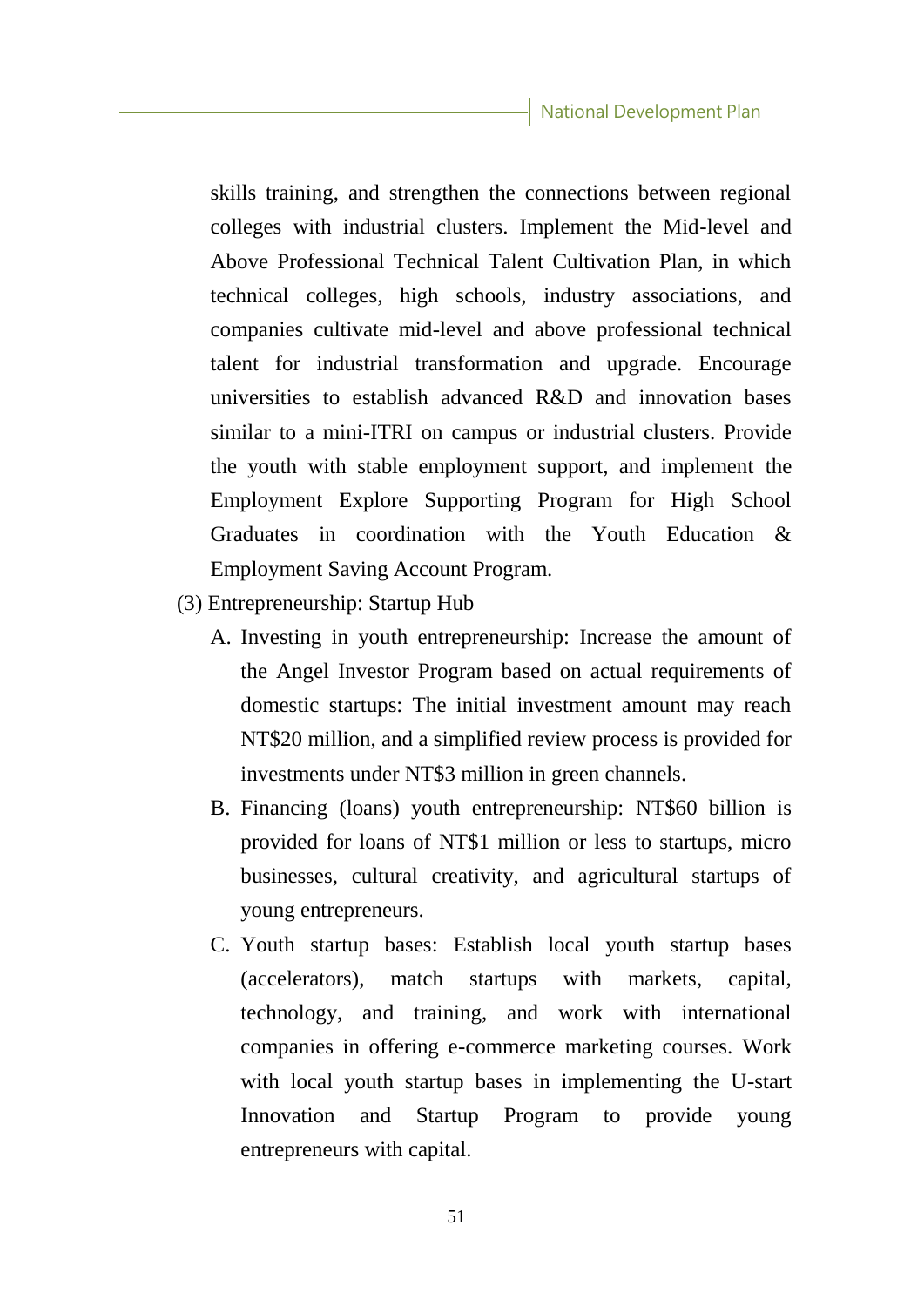skills training, and strengthen the connections between regional colleges with industrial clusters. Implement the Mid-level and Above Professional Technical Talent Cultivation Plan, in which technical colleges, high schools, industry associations, and companies cultivate mid-level and above professional technical talent for industrial transformation and upgrade. Encourage universities to establish advanced R&D and innovation bases similar to a mini-ITRI on campus or industrial clusters. Provide the youth with stable employment support, and implement the Employment Explore Supporting Program for High School Graduates in coordination with the Youth Education & Employment Saving Account Program.

(3) Entrepreneurship: Startup Hub

A. Investing in youth entrepreneurship: Increase the amount of the Angel Investor Program based on actual requirements of domestic startups: The initial investment amount may reach NT$20 million, and a simplified review process is provided for investments under NT$3 million in green channels.

B. Financing (loans) youth entrepreneurship: NT$60 billion is provided for loans of NT$1 million or less to startups, micro businesses, cultural creativity, and agricultural startups of young entrepreneurs.

C. Youth startup bases: Establish local youth startup bases (accelerators), match startups with markets, capital, technology, and training, and work with international companies in offering e-commerce marketing courses. Work with local youth startup bases in implementing the U-start Innovation and Startup Program to provide young entrepreneurs with capital.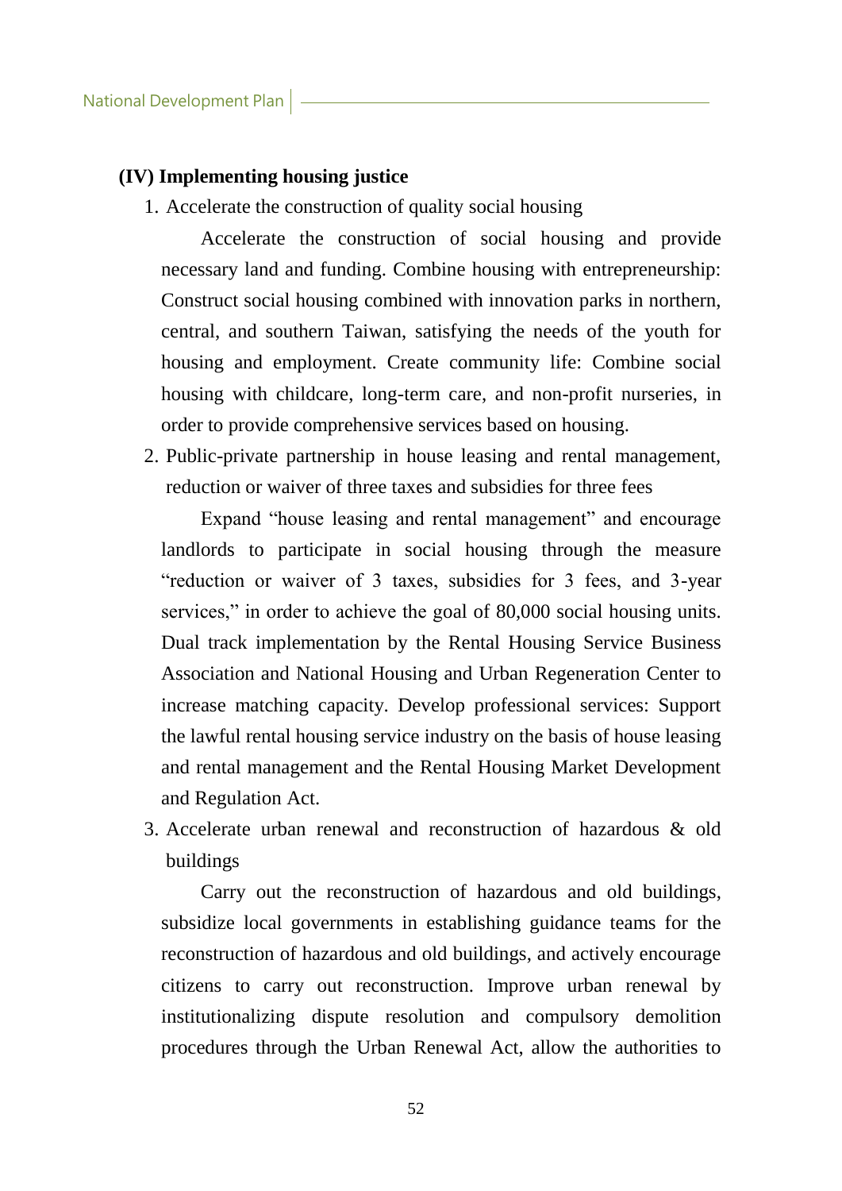### (IV) Implementing housing justice

1. Accelerate the construction of quality social housing

   Accelerate the construction of social housing and provide necessary land and funding. Combine housing with entrepreneurship: Construct social housing combined with innovation parks in northern, central, and southern Taiwan, satisfying the needs of the youth for housing and employment. Create community life: Combine social housing with childcare, long-term care, and non-profit nurseries, in order to provide comprehensive services based on housing.

2. Public-private partnership in house leasing and rental management, reduction or waiver of three taxes and subsidies for three fees

   Expand "house leasing and rental management" and encourage landlords to participate in social housing through the measure "reduction or waiver of 3 taxes, subsidies for 3 fees, and 3-year services," in order to achieve the goal of 80,000 social housing units. Dual track implementation by the Rental Housing Service Business Association and National Housing and Urban Regeneration Center to increase matching capacity. Develop professional services: Support the lawful rental housing service industry on the basis of house leasing and rental management and the Rental Housing Market Development and Regulation Act.

3. Accelerate urban renewal and reconstruction of hazardous & old buildings

   Carry out the reconstruction of hazardous and old buildings, subsidize local governments in establishing guidance teams for the reconstruction of hazardous and old buildings, and actively encourage citizens to carry out reconstruction. Improve urban renewal by institutionalizing dispute resolution and compulsory demolition procedures through the Urban Renewal Act, allow the authorities to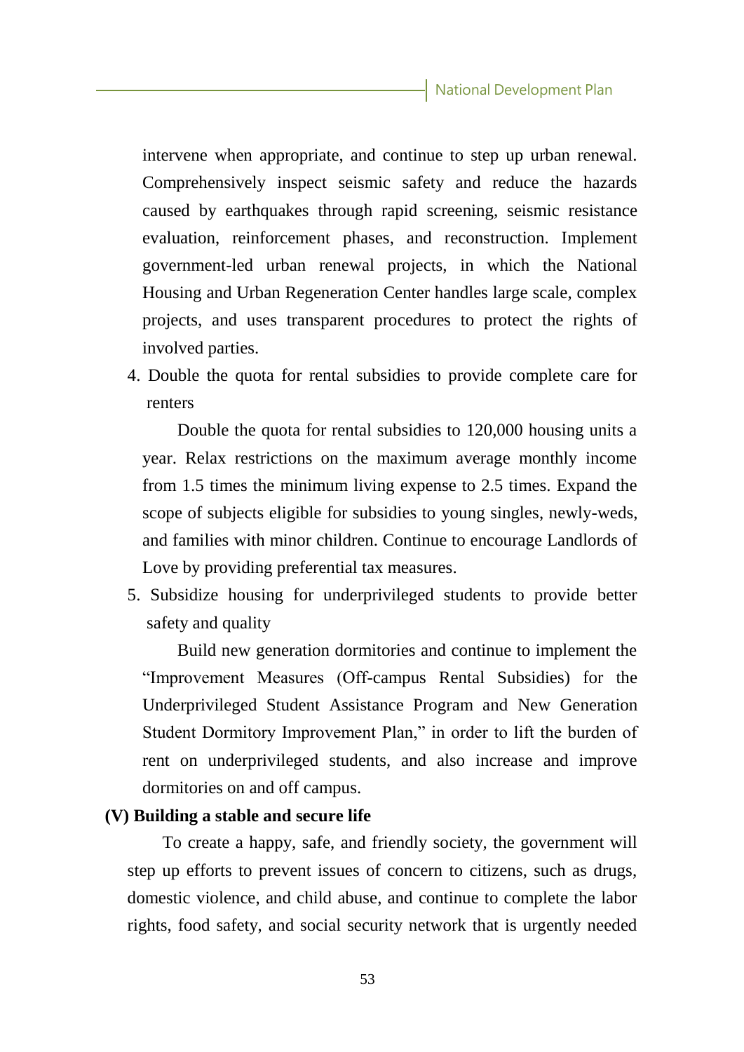intervene when appropriate, and continue to step up urban renewal. Comprehensively inspect seismic safety and reduce the hazards caused by earthquakes through rapid screening, seismic resistance evaluation, reinforcement phases, and reconstruction. Implement government-led urban renewal projects, in which the National Housing and Urban Regeneration Center handles large scale, complex projects, and uses transparent procedures to protect the rights of involved parties.

4. Double the quota for rental subsidies to provide complete care for renters

   Double the quota for rental subsidies to 120,000 housing units a year. Relax restrictions on the maximum average monthly income from 1.5 times the minimum living expense to 2.5 times. Expand the scope of subjects eligible for subsidies to young singles, newly-weds, and families with minor children. Continue to encourage Landlords of Love by providing preferential tax measures.

5. Subsidize housing for underprivileged students to provide better safety and quality

   Build new generation dormitories and continue to implement the "Improvement Measures (Off-campus Rental Subsidies) for the Underprivileged Student Assistance Program and New Generation Student Dormitory Improvement Plan," in order to lift the burden of rent on underprivileged students, and also increase and improve dormitories on and off campus.

### (V) Building a stable and secure life

To create a happy, safe, and friendly society, the government will step up efforts to prevent issues of concern to citizens, such as drugs, domestic violence, and child abuse, and continue to complete the labor rights, food safety, and social security network that is urgently needed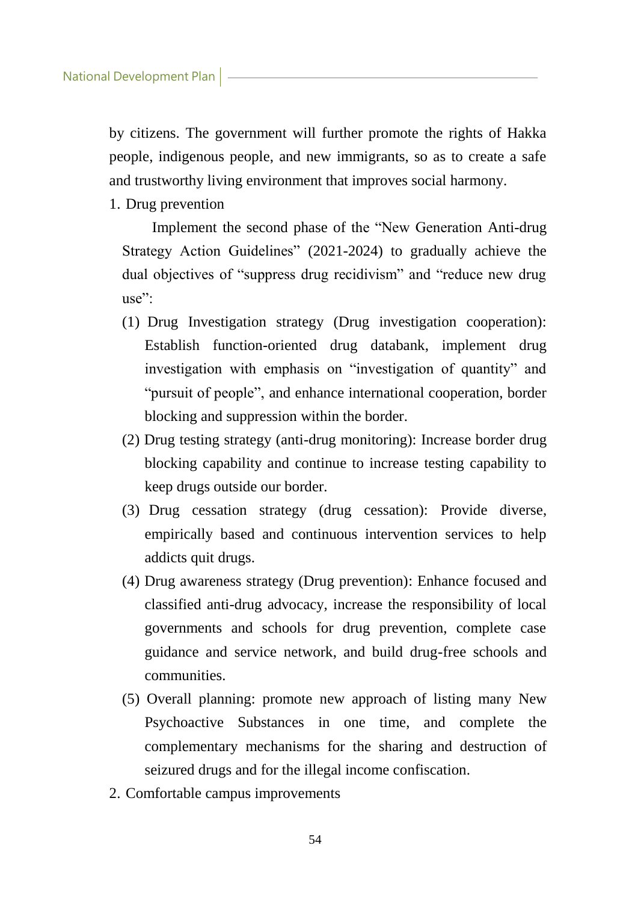by citizens. The government will further promote the rights of Hakka people, indigenous people, and new immigrants, so as to create a safe and trustworthy living environment that improves social harmony.

1. Drug prevention

   Implement the second phase of the "New Generation Anti-drug Strategy Action Guidelines" (2021-2024) to gradually achieve the dual objectives of "suppress drug recidivism" and "reduce new drug use":

   (1) Drug Investigation strategy (Drug investigation cooperation): Establish function-oriented drug databank, implement drug investigation with emphasis on "investigation of quantity" and "pursuit of people", and enhance international cooperation, border blocking and suppression within the border.

   (2) Drug testing strategy (anti-drug monitoring): Increase border drug blocking capability and continue to increase testing capability to keep drugs outside our border.

   (3) Drug cessation strategy (drug cessation): Provide diverse, empirically based and continuous intervention services to help addicts quit drugs.

   (4) Drug awareness strategy (Drug prevention): Enhance focused and classified anti-drug advocacy, increase the responsibility of local governments and schools for drug prevention, complete case guidance and service network, and build drug-free schools and communities.

   (5) Overall planning: promote new approach of listing many New Psychoactive Substances in one time, and complete the complementary mechanisms for the sharing and destruction of seizured drugs and for the illegal income confiscation.

2. Comfortable campus improvements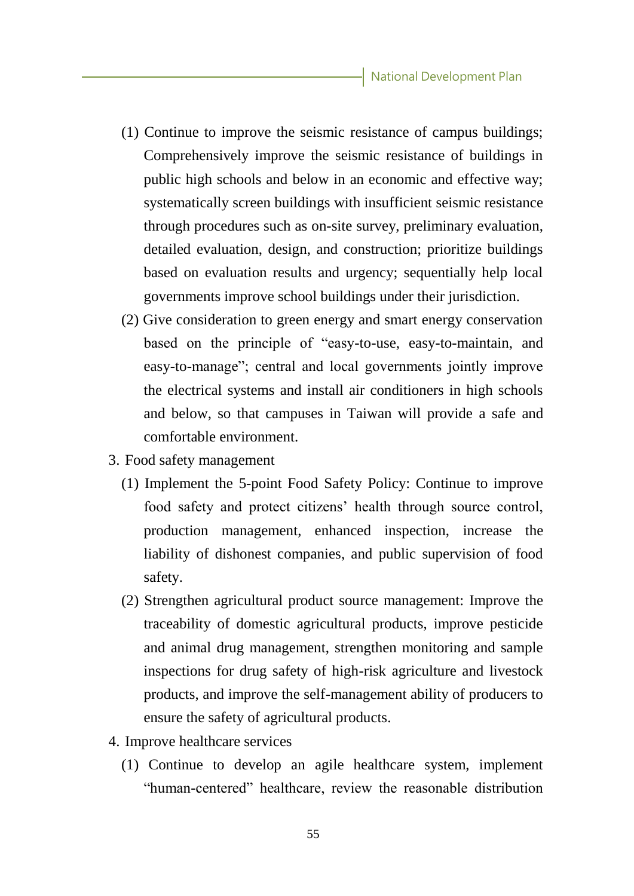(1) Continue to improve the seismic resistance of campus buildings; Comprehensively improve the seismic resistance of buildings in public high schools and below in an economic and effective way; systematically screen buildings with insufficient seismic resistance through procedures such as on-site survey, preliminary evaluation, detailed evaluation, design, and construction; prioritize buildings based on evaluation results and urgency; sequentially help local governments improve school buildings under their jurisdiction.

(2) Give consideration to green energy and smart energy conservation based on the principle of "easy-to-use, easy-to-maintain, and easy-to-manage"; central and local governments jointly improve the electrical systems and install air conditioners in high schools and below, so that campuses in Taiwan will provide a safe and comfortable environment.

3. Food safety management

(1) Implement the 5-point Food Safety Policy: Continue to improve food safety and protect citizens' health through source control, production management, enhanced inspection, increase the liability of dishonest companies, and public supervision of food safety.

(2) Strengthen agricultural product source management: Improve the traceability of domestic agricultural products, improve pesticide and animal drug management, strengthen monitoring and sample inspections for drug safety of high-risk agriculture and livestock products, and improve the self-management ability of producers to ensure the safety of agricultural products.

4. Improve healthcare services

(1) Continue to develop an agile healthcare system, implement "human-centered" healthcare, review the reasonable distribution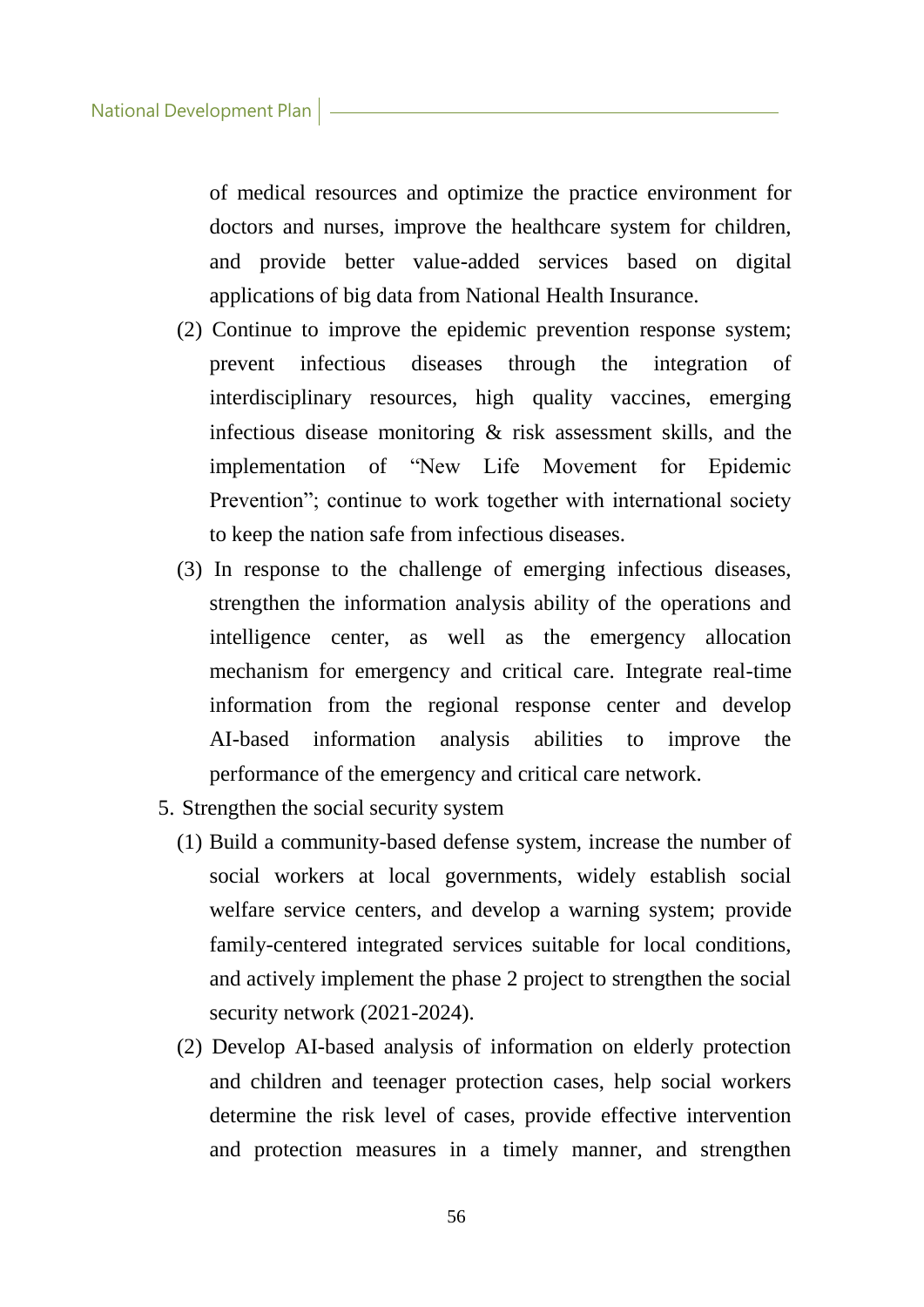of medical resources and optimize the practice environment for doctors and nurses, improve the healthcare system for children, and provide better value-added services based on digital applications of big data from National Health Insurance.

(2) Continue to improve the epidemic prevention response system; prevent infectious diseases through the integration of interdisciplinary resources, high quality vaccines, emerging infectious disease monitoring & risk assessment skills, and the implementation of "New Life Movement for Epidemic Prevention"; continue to work together with international society to keep the nation safe from infectious diseases.

(3) In response to the challenge of emerging infectious diseases, strengthen the information analysis ability of the operations and intelligence center, as well as the emergency allocation mechanism for emergency and critical care. Integrate real-time information from the regional response center and develop AI-based information analysis abilities to improve the performance of the emergency and critical care network.

5. Strengthen the social security system

(1) Build a community-based defense system, increase the number of social workers at local governments, widely establish social welfare service centers, and develop a warning system; provide family-centered integrated services suitable for local conditions, and actively implement the phase 2 project to strengthen the social security network (2021-2024).

(2) Develop AI-based analysis of information on elderly protection and children and teenager protection cases, help social workers determine the risk level of cases, provide effective intervention and protection measures in a timely manner, and strengthen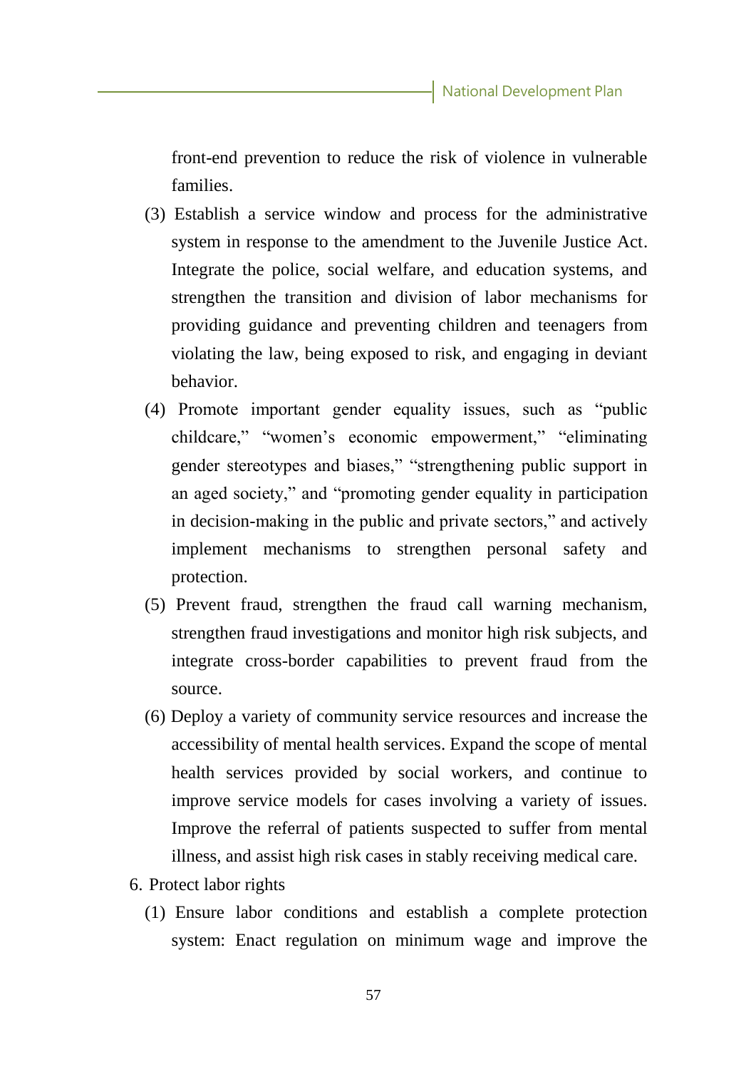front-end prevention to reduce the risk of violence in vulnerable families.

(3) Establish a service window and process for the administrative system in response to the amendment to the Juvenile Justice Act. Integrate the police, social welfare, and education systems, and strengthen the transition and division of labor mechanisms for providing guidance and preventing children and teenagers from violating the law, being exposed to risk, and engaging in deviant behavior.

(4) Promote important gender equality issues, such as "public childcare," "women's economic empowerment," "eliminating gender stereotypes and biases," "strengthening public support in an aged society," and "promoting gender equality in participation in decision-making in the public and private sectors," and actively implement mechanisms to strengthen personal safety and protection.

(5) Prevent fraud, strengthen the fraud call warning mechanism, strengthen fraud investigations and monitor high risk subjects, and integrate cross-border capabilities to prevent fraud from the source.

(6) Deploy a variety of community service resources and increase the accessibility of mental health services. Expand the scope of mental health services provided by social workers, and continue to improve service models for cases involving a variety of issues. Improve the referral of patients suspected to suffer from mental illness, and assist high risk cases in stably receiving medical care.

6. Protect labor rights

(1) Ensure labor conditions and establish a complete protection system: Enact regulation on minimum wage and improve the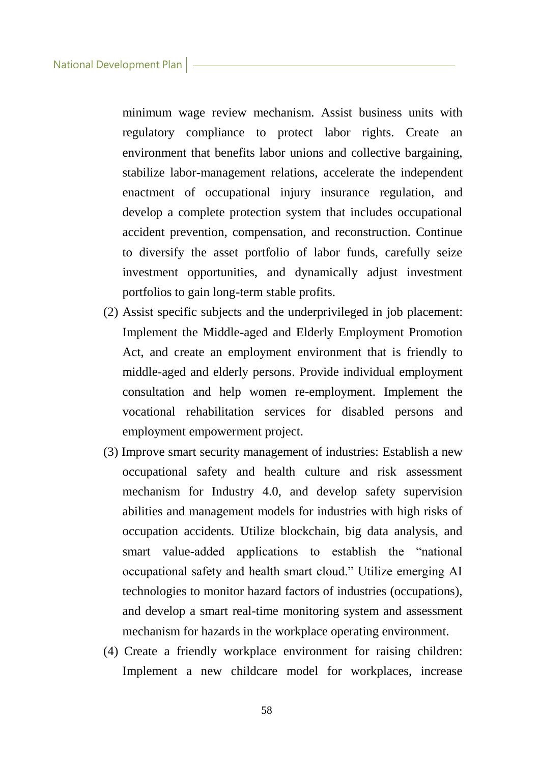minimum wage review mechanism. Assist business units with regulatory compliance to protect labor rights. Create an environment that benefits labor unions and collective bargaining, stabilize labor-management relations, accelerate the independent enactment of occupational injury insurance regulation, and develop a complete protection system that includes occupational accident prevention, compensation, and reconstruction. Continue to diversify the asset portfolio of labor funds, carefully seize investment opportunities, and dynamically adjust investment portfolios to gain long-term stable profits.

(2) Assist specific subjects and the underprivileged in job placement: Implement the Middle-aged and Elderly Employment Promotion Act, and create an employment environment that is friendly to middle-aged and elderly persons. Provide individual employment consultation and help women re-employment. Implement the vocational rehabilitation services for disabled persons and employment empowerment project.

(3) Improve smart security management of industries: Establish a new occupational safety and health culture and risk assessment mechanism for Industry 4.0, and develop safety supervision abilities and management models for industries with high risks of occupation accidents. Utilize blockchain, big data analysis, and smart value-added applications to establish the "national occupational safety and health smart cloud." Utilize emerging AI technologies to monitor hazard factors of industries (occupations), and develop a smart real-time monitoring system and assessment mechanism for hazards in the workplace operating environment.

(4) Create a friendly workplace environment for raising children: Implement a new childcare model for workplaces, increase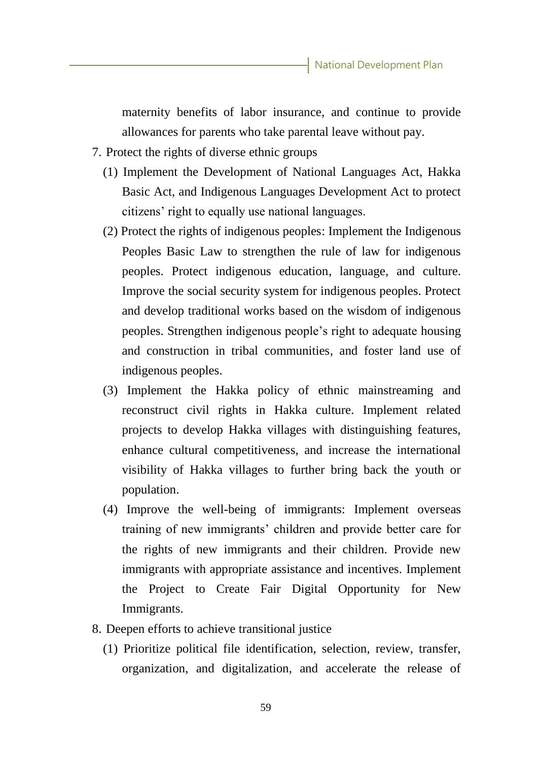maternity benefits of labor insurance, and continue to provide allowances for parents who take parental leave without pay.

7. Protect the rights of diverse ethnic groups

   (1) Implement the Development of National Languages Act, Hakka Basic Act, and Indigenous Languages Development Act to protect citizens' right to equally use national languages.

   (2) Protect the rights of indigenous peoples: Implement the Indigenous Peoples Basic Law to strengthen the rule of law for indigenous peoples. Protect indigenous education, language, and culture. Improve the social security system for indigenous peoples. Protect and develop traditional works based on the wisdom of indigenous peoples. Strengthen indigenous people's right to adequate housing and construction in tribal communities, and foster land use of indigenous peoples.

   (3) Implement the Hakka policy of ethnic mainstreaming and reconstruct civil rights in Hakka culture. Implement related projects to develop Hakka villages with distinguishing features, enhance cultural competitiveness, and increase the international visibility of Hakka villages to further bring back the youth or population.

   (4) Improve the well-being of immigrants: Implement overseas training of new immigrants' children and provide better care for the rights of new immigrants and their children. Provide new immigrants with appropriate assistance and incentives. Implement the Project to Create Fair Digital Opportunity for New Immigrants.

8. Deepen efforts to achieve transitional justice

   (1) Prioritize political file identification, selection, review, transfer, organization, and digitalization, and accelerate the release of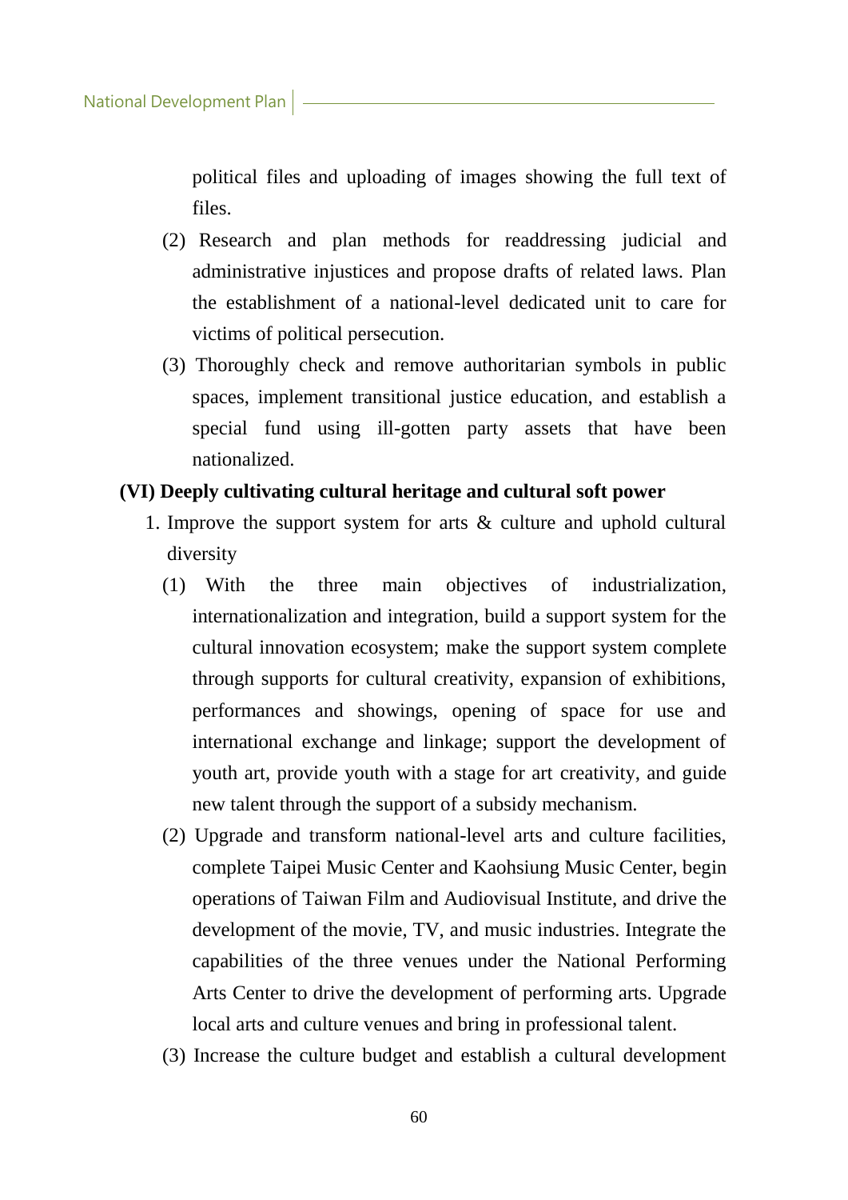political files and uploading of images showing the full text of files.

(2) Research and plan methods for readdressing judicial and administrative injustices and propose drafts of related laws. Plan the establishment of a national-level dedicated unit to care for victims of political persecution.

(3) Thoroughly check and remove authoritarian symbols in public spaces, implement transitional justice education, and establish a special fund using ill-gotten party assets that have been nationalized.

### (VI) Deeply cultivating cultural heritage and cultural soft power

1. Improve the support system for arts & culture and uphold cultural diversity

(1) With the three main objectives of industrialization, internationalization and integration, build a support system for the cultural innovation ecosystem; make the support system complete through supports for cultural creativity, expansion of exhibitions, performances and showings, opening of space for use and international exchange and linkage; support the development of youth art, provide youth with a stage for art creativity, and guide new talent through the support of a subsidy mechanism.

(2) Upgrade and transform national-level arts and culture facilities, complete Taipei Music Center and Kaohsiung Music Center, begin operations of Taiwan Film and Audiovisual Institute, and drive the development of the movie, TV, and music industries. Integrate the capabilities of the three venues under the National Performing Arts Center to drive the development of performing arts. Upgrade local arts and culture venues and bring in professional talent.

(3) Increase the culture budget and establish a cultural development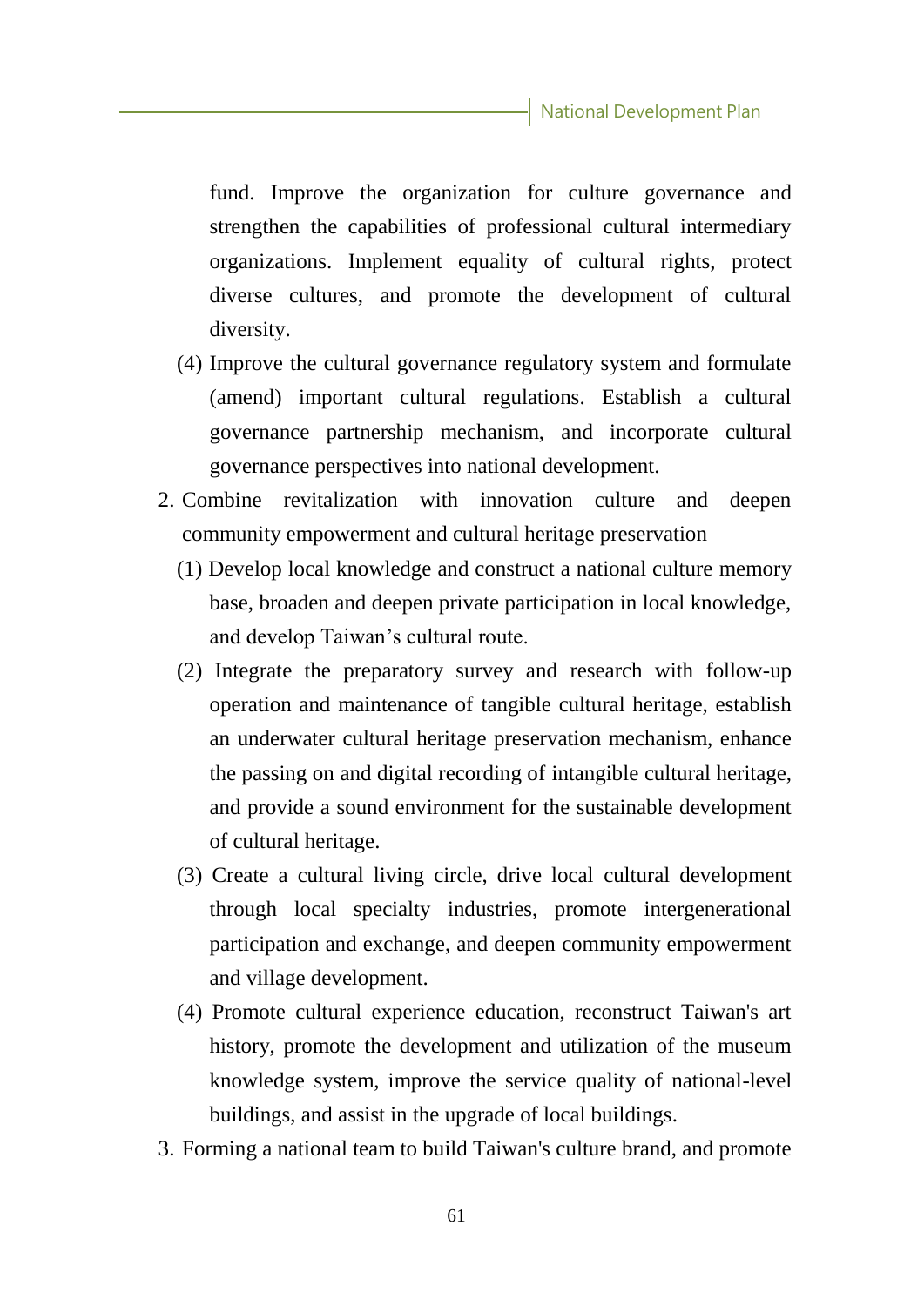fund. Improve the organization for culture governance and strengthen the capabilities of professional cultural intermediary organizations. Implement equality of cultural rights, protect diverse cultures, and promote the development of cultural diversity.

   (4) Improve the cultural governance regulatory system and formulate (amend) important cultural regulations. Establish a cultural governance partnership mechanism, and incorporate cultural governance perspectives into national development.

2. Combine revitalization with innovation culture and deepen community empowerment and cultural heritage preservation

   (1) Develop local knowledge and construct a national culture memory base, broaden and deepen private participation in local knowledge, and develop Taiwan's cultural route.

   (2) Integrate the preparatory survey and research with follow-up operation and maintenance of tangible cultural heritage, establish an underwater cultural heritage preservation mechanism, enhance the passing on and digital recording of intangible cultural heritage, and provide a sound environment for the sustainable development of cultural heritage.

   (3) Create a cultural living circle, drive local cultural development through local specialty industries, promote intergenerational participation and exchange, and deepen community empowerment and village development.

   (4) Promote cultural experience education, reconstruct Taiwan's art history, promote the development and utilization of the museum knowledge system, improve the service quality of national-level buildings, and assist in the upgrade of local buildings.

3. Forming a national team to build Taiwan's culture brand, and promote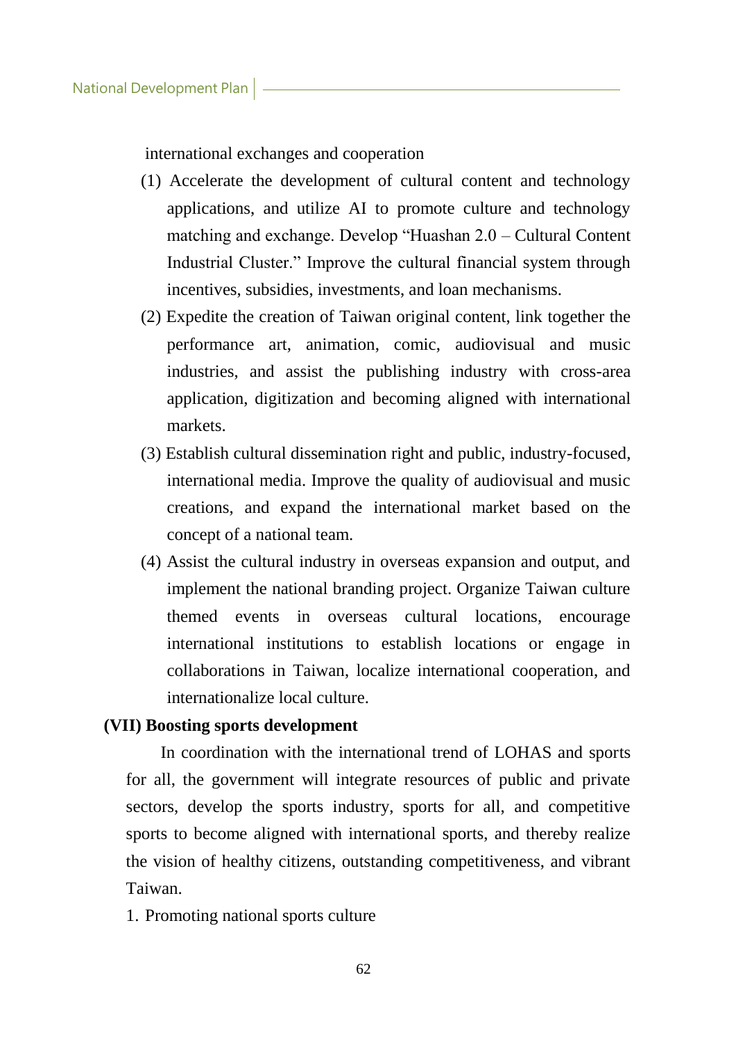international exchanges and cooperation

(1) Accelerate the development of cultural content and technology applications, and utilize AI to promote culture and technology matching and exchange. Develop "Huashan 2.0 – Cultural Content Industrial Cluster." Improve the cultural financial system through incentives, subsidies, investments, and loan mechanisms.

(2) Expedite the creation of Taiwan original content, link together the performance art, animation, comic, audiovisual and music industries, and assist the publishing industry with cross-area application, digitization and becoming aligned with international markets.

(3) Establish cultural dissemination right and public, industry-focused, international media. Improve the quality of audiovisual and music creations, and expand the international market based on the concept of a national team.

(4) Assist the cultural industry in overseas expansion and output, and implement the national branding project. Organize Taiwan culture themed events in overseas cultural locations, encourage international institutions to establish locations or engage in collaborations in Taiwan, localize international cooperation, and internationalize local culture.

**(VII) Boosting sports development**

In coordination with the international trend of LOHAS and sports for all, the government will integrate resources of public and private sectors, develop the sports industry, sports for all, and competitive sports to become aligned with international sports, and thereby realize the vision of healthy citizens, outstanding competitiveness, and vibrant Taiwan.

1. Promoting national sports culture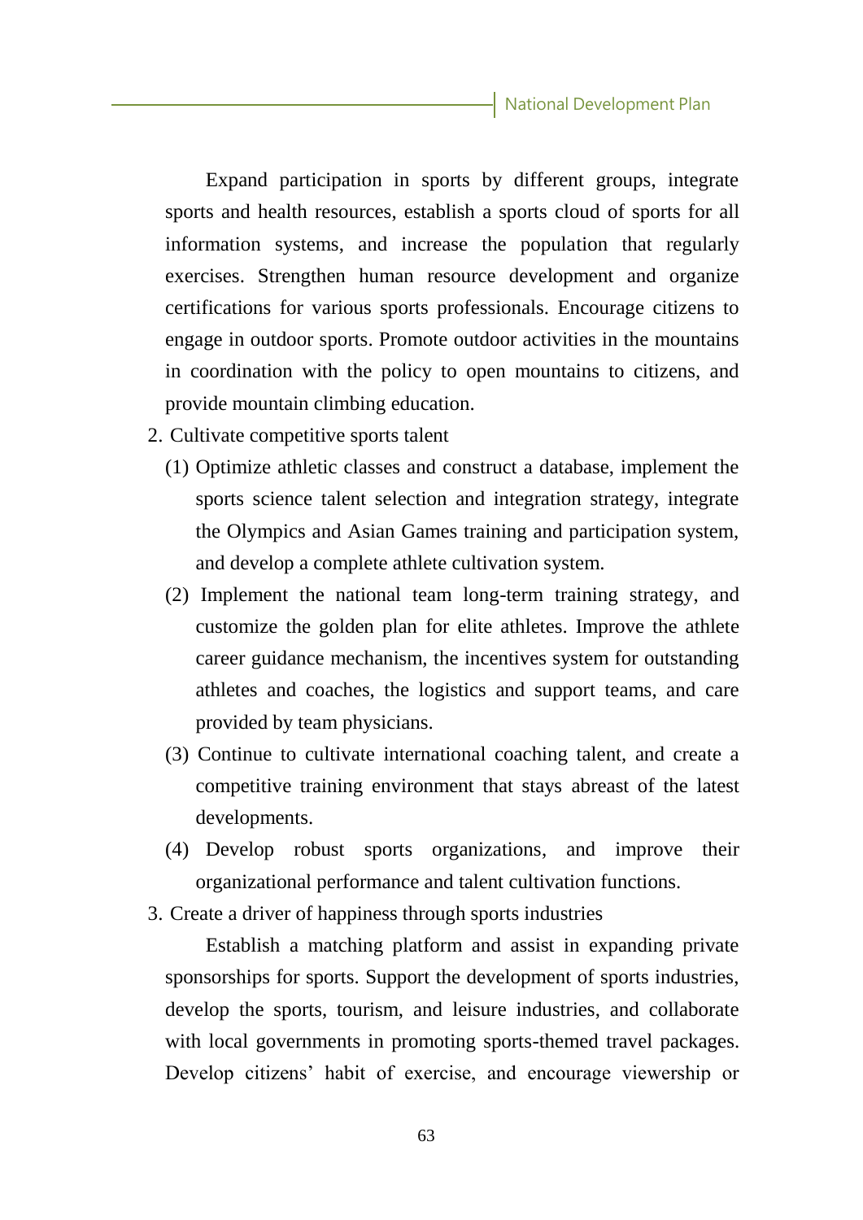Expand participation in sports by different groups, integrate sports and health resources, establish a sports cloud of sports for all information systems, and increase the population that regularly exercises. Strengthen human resource development and organize certifications for various sports professionals. Encourage citizens to engage in outdoor sports. Promote outdoor activities in the mountains in coordination with the policy to open mountains to citizens, and provide mountain climbing education.

2. Cultivate competitive sports talent

   (1) Optimize athletic classes and construct a database, implement the sports science talent selection and integration strategy, integrate the Olympics and Asian Games training and participation system, and develop a complete athlete cultivation system.

   (2) Implement the national team long-term training strategy, and customize the golden plan for elite athletes. Improve the athlete career guidance mechanism, the incentives system for outstanding athletes and coaches, the logistics and support teams, and care provided by team physicians.

   (3) Continue to cultivate international coaching talent, and create a competitive training environment that stays abreast of the latest developments.

   (4) Develop robust sports organizations, and improve their organizational performance and talent cultivation functions.

3. Create a driver of happiness through sports industries

   Establish a matching platform and assist in expanding private sponsorships for sports. Support the development of sports industries, develop the sports, tourism, and leisure industries, and collaborate with local governments in promoting sports-themed travel packages. Develop citizens' habit of exercise, and encourage viewership or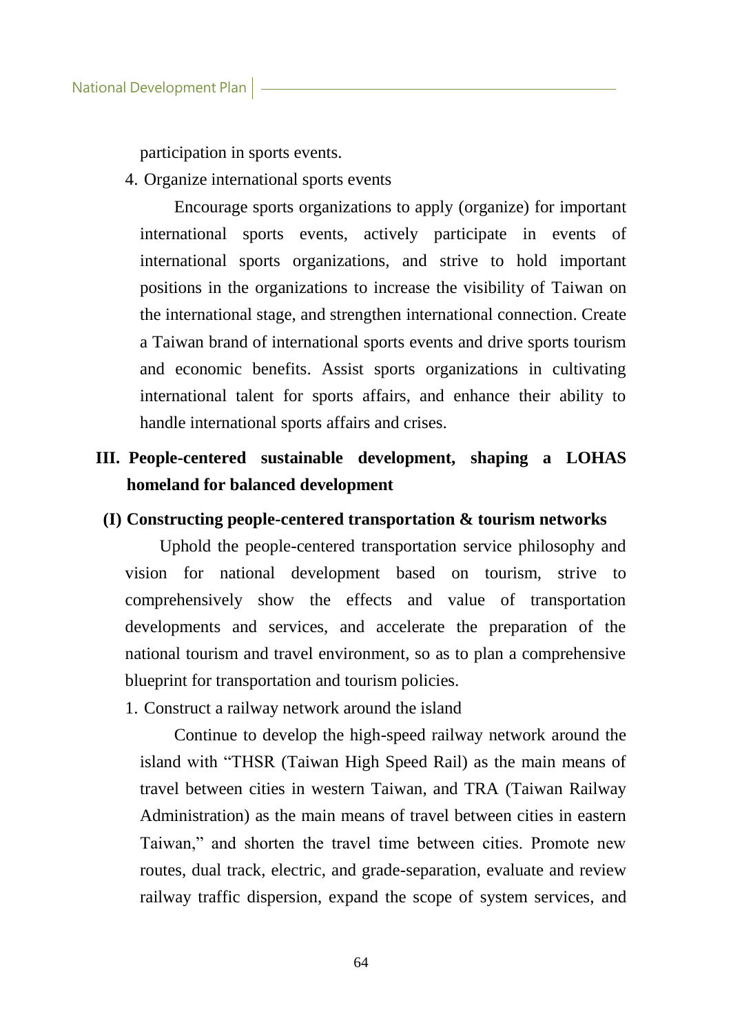participation in sports events.

4. Organize international sports events

Encourage sports organizations to apply (organize) for important international sports events, actively participate in events of international sports organizations, and strive to hold important positions in the organizations to increase the visibility of Taiwan on the international stage, and strengthen international connection. Create a Taiwan brand of international sports events and drive sports tourism and economic benefits. Assist sports organizations in cultivating international talent for sports affairs, and enhance their ability to handle international sports affairs and crises.

## III. People-centered sustainable development, shaping a LOHAS homeland for balanced development

### (I) Constructing people-centered transportation & tourism networks

Uphold the people-centered transportation service philosophy and vision for national development based on tourism, strive to comprehensively show the effects and value of transportation developments and services, and accelerate the preparation of the national tourism and travel environment, so as to plan a comprehensive blueprint for transportation and tourism policies.

1. Construct a railway network around the island

Continue to develop the high-speed railway network around the island with "THSR (Taiwan High Speed Rail) as the main means of travel between cities in western Taiwan, and TRA (Taiwan Railway Administration) as the main means of travel between cities in eastern Taiwan," and shorten the travel time between cities. Promote new routes, dual track, electric, and grade-separation, evaluate and review railway traffic dispersion, expand the scope of system services, and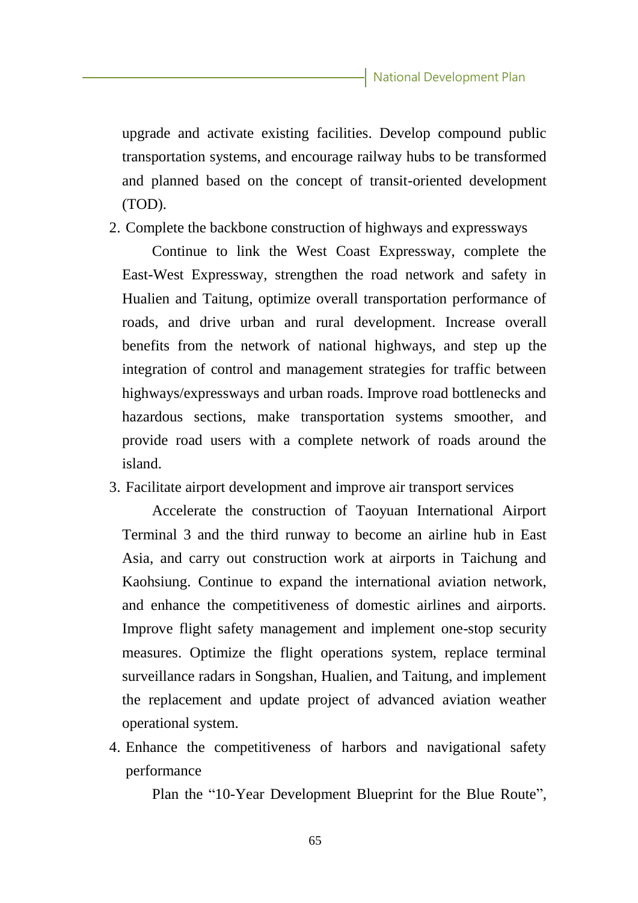upgrade and activate existing facilities. Develop compound public transportation systems, and encourage railway hubs to be transformed and planned based on the concept of transit-oriented development (TOD).

2. Complete the backbone construction of highways and expressways

   Continue to link the West Coast Expressway, complete the East-West Expressway, strengthen the road network and safety in Hualien and Taitung, optimize overall transportation performance of roads, and drive urban and rural development. Increase overall benefits from the network of national highways, and step up the integration of control and management strategies for traffic between highways/expressways and urban roads. Improve road bottlenecks and hazardous sections, make transportation systems smoother, and provide road users with a complete network of roads around the island.

3. Facilitate airport development and improve air transport services

   Accelerate the construction of Taoyuan International Airport Terminal 3 and the third runway to become an airline hub in East Asia, and carry out construction work at airports in Taichung and Kaohsiung. Continue to expand the international aviation network, and enhance the competitiveness of domestic airlines and airports. Improve flight safety management and implement one-stop security measures. Optimize the flight operations system, replace terminal surveillance radars in Songshan, Hualien, and Taitung, and implement the replacement and update project of advanced aviation weather operational system.

4. Enhance the competitiveness of harbors and navigational safety performance

   Plan the "10-Year Development Blueprint for the Blue Route",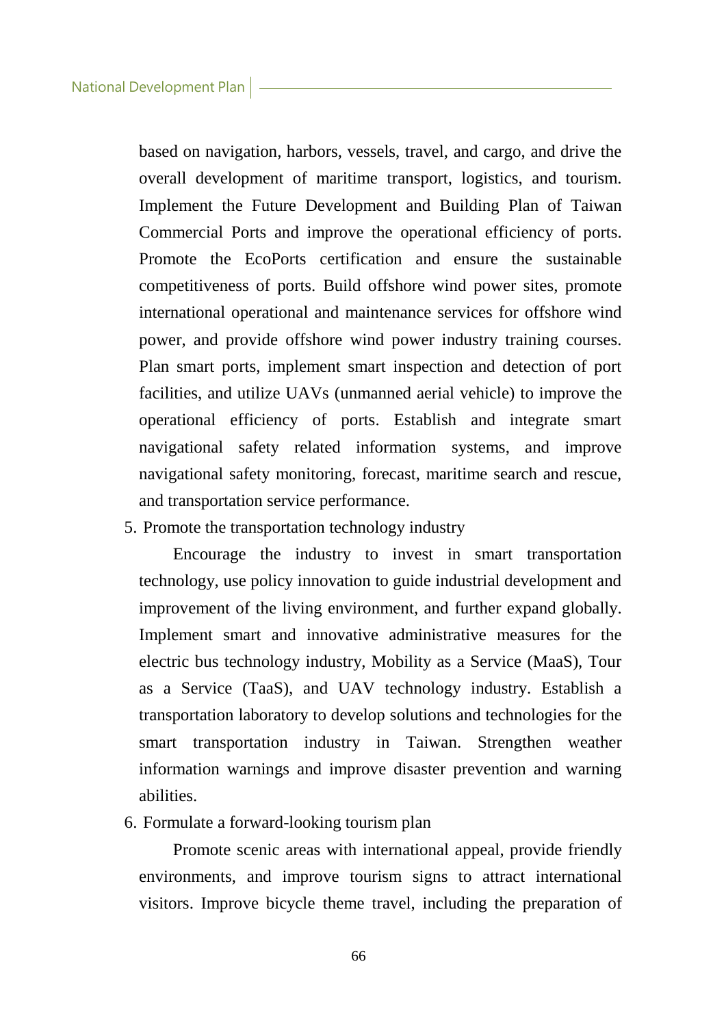based on navigation, harbors, vessels, travel, and cargo, and drive the overall development of maritime transport, logistics, and tourism. Implement the Future Development and Building Plan of Taiwan Commercial Ports and improve the operational efficiency of ports. Promote the EcoPorts certification and ensure the sustainable competitiveness of ports. Build offshore wind power sites, promote international operational and maintenance services for offshore wind power, and provide offshore wind power industry training courses. Plan smart ports, implement smart inspection and detection of port facilities, and utilize UAVs (unmanned aerial vehicle) to improve the operational efficiency of ports. Establish and integrate smart navigational safety related information systems, and improve navigational safety monitoring, forecast, maritime search and rescue, and transportation service performance.

5. Promote the transportation technology industry

   Encourage the industry to invest in smart transportation technology, use policy innovation to guide industrial development and improvement of the living environment, and further expand globally. Implement smart and innovative administrative measures for the electric bus technology industry, Mobility as a Service (MaaS), Tour as a Service (TaaS), and UAV technology industry. Establish a transportation laboratory to develop solutions and technologies for the smart transportation industry in Taiwan. Strengthen weather information warnings and improve disaster prevention and warning abilities.

6. Formulate a forward-looking tourism plan

   Promote scenic areas with international appeal, provide friendly environments, and improve tourism signs to attract international visitors. Improve bicycle theme travel, including the preparation of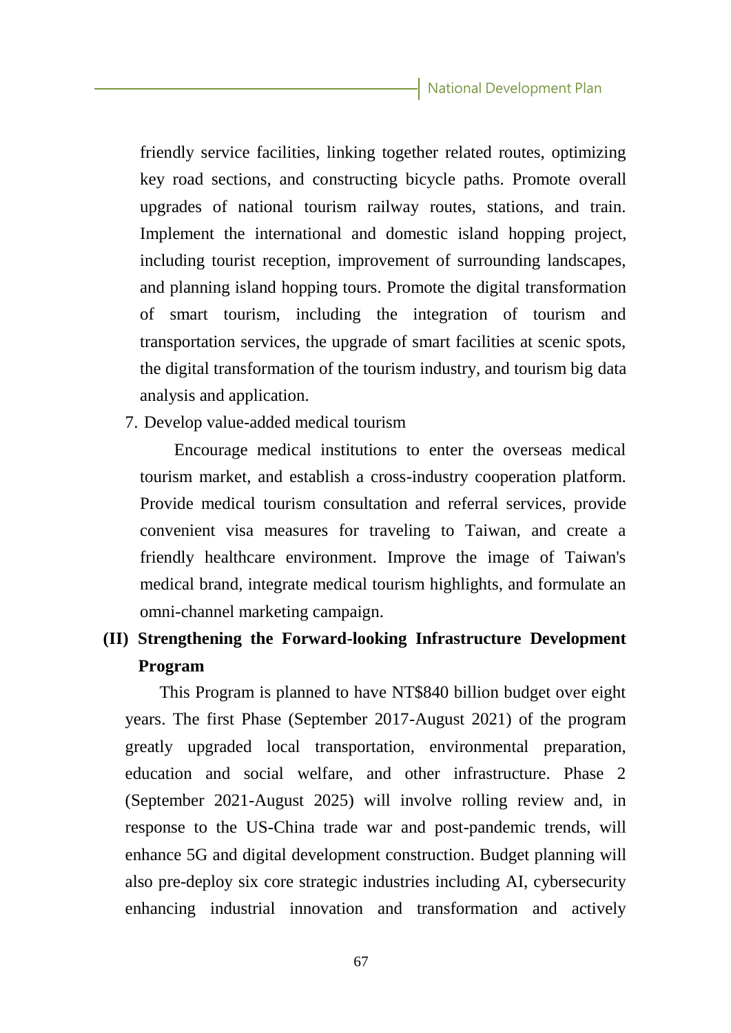friendly service facilities, linking together related routes, optimizing key road sections, and constructing bicycle paths. Promote overall upgrades of national tourism railway routes, stations, and train. Implement the international and domestic island hopping project, including tourist reception, improvement of surrounding landscapes, and planning island hopping tours. Promote the digital transformation of smart tourism, including the integration of tourism and transportation services, the upgrade of smart facilities at scenic spots, the digital transformation of the tourism industry, and tourism big data analysis and application.

7. Develop value-added medical tourism

Encourage medical institutions to enter the overseas medical tourism market, and establish a cross-industry cooperation platform. Provide medical tourism consultation and referral services, provide convenient visa measures for traveling to Taiwan, and create a friendly healthcare environment. Improve the image of Taiwan's medical brand, integrate medical tourism highlights, and formulate an omni-channel marketing campaign.

### (II) Strengthening the Forward-looking Infrastructure Development Program

This Program is planned to have NT$840 billion budget over eight years. The first Phase (September 2017-August 2021) of the program greatly upgraded local transportation, environmental preparation, education and social welfare, and other infrastructure. Phase 2 (September 2021-August 2025) will involve rolling review and, in response to the US-China trade war and post-pandemic trends, will enhance 5G and digital development construction. Budget planning will also pre-deploy six core strategic industries including AI, cybersecurity enhancing industrial innovation and transformation and actively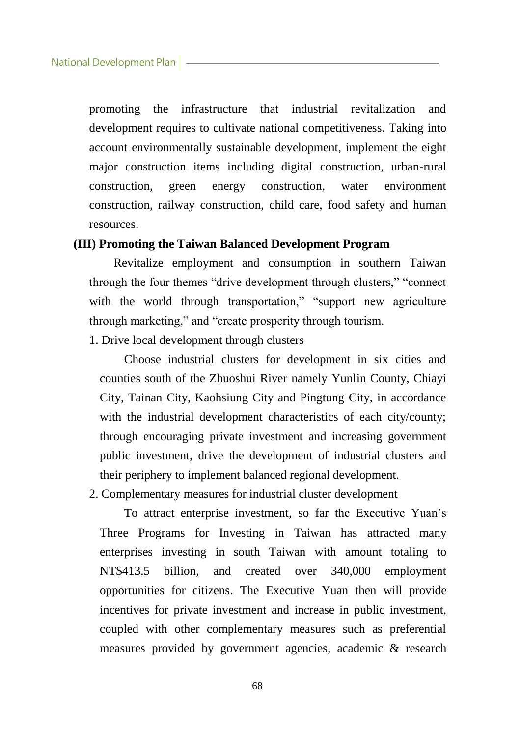promoting the infrastructure that industrial revitalization and development requires to cultivate national competitiveness. Taking into account environmentally sustainable development, implement the eight major construction items including digital construction, urban-rural construction, green energy construction, water environment construction, railway construction, child care, food safety and human resources.

### (III) Promoting the Taiwan Balanced Development Program

Revitalize employment and consumption in southern Taiwan through the four themes “drive development through clusters,” “connect with the world through transportation,” “support new agriculture through marketing,” and “create prosperity through tourism.

1. Drive local development through clusters

   Choose industrial clusters for development in six cities and counties south of the Zhuoshui River namely Yunlin County, Chiayi City, Tainan City, Kaohsiung City and Pingtung City, in accordance with the industrial development characteristics of each city/county; through encouraging private investment and increasing government public investment, drive the development of industrial clusters and their periphery to implement balanced regional development.

2. Complementary measures for industrial cluster development

   To attract enterprise investment, so far the Executive Yuan’s Three Programs for Investing in Taiwan has attracted many enterprises investing in south Taiwan with amount totaling to NT$413.5 billion, and created over 340,000 employment opportunities for citizens. The Executive Yuan then will provide incentives for private investment and increase in public investment, coupled with other complementary measures such as preferential measures provided by government agencies, academic & research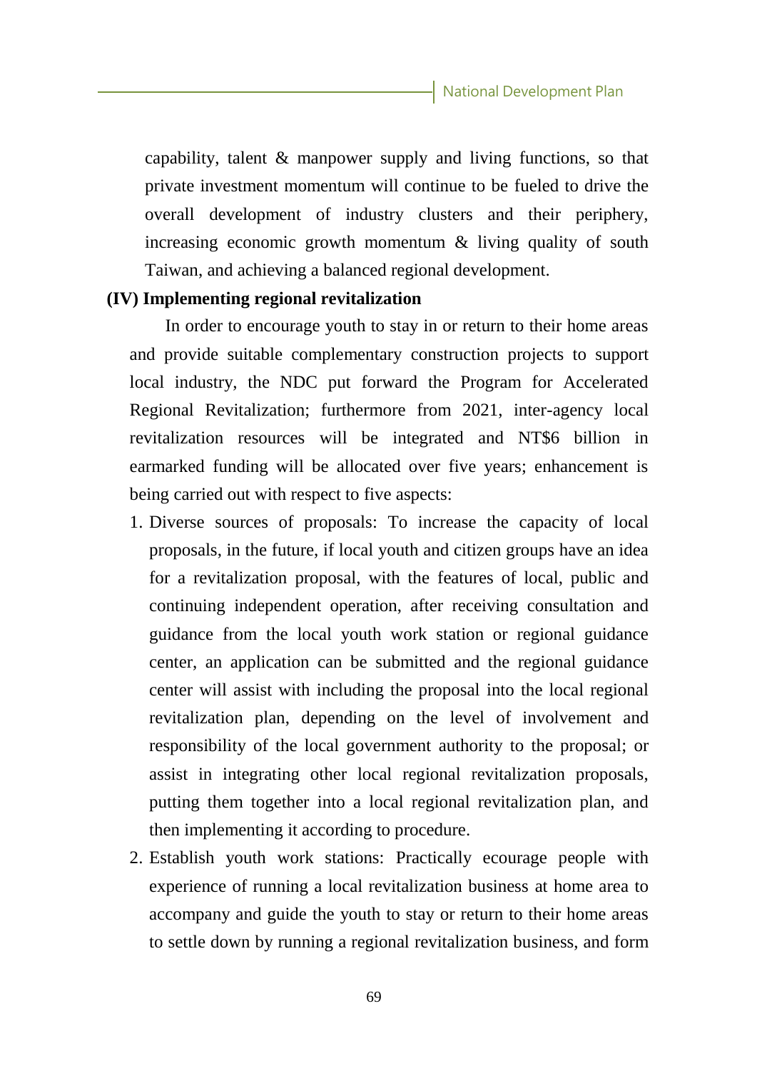capability, talent & manpower supply and living functions, so that private investment momentum will continue to be fueled to drive the overall development of industry clusters and their periphery, increasing economic growth momentum & living quality of south Taiwan, and achieving a balanced regional development.

### (IV) Implementing regional revitalization

In order to encourage youth to stay in or return to their home areas and provide suitable complementary construction projects to support local industry, the NDC put forward the Program for Accelerated Regional Revitalization; furthermore from 2021, inter-agency local revitalization resources will be integrated and NT$6 billion in earmarked funding will be allocated over five years; enhancement is being carried out with respect to five aspects:

1. Diverse sources of proposals: To increase the capacity of local proposals, in the future, if local youth and citizen groups have an idea for a revitalization proposal, with the features of local, public and continuing independent operation, after receiving consultation and guidance from the local youth work station or regional guidance center, an application can be submitted and the regional guidance center will assist with including the proposal into the local regional revitalization plan, depending on the level of involvement and responsibility of the local government authority to the proposal; or assist in integrating other local regional revitalization proposals, putting them together into a local regional revitalization plan, and then implementing it according to procedure.
2. Establish youth work stations: Practically ecourage people with experience of running a local revitalization business at home area to accompany and guide the youth to stay or return to their home areas to settle down by running a regional revitalization business, and form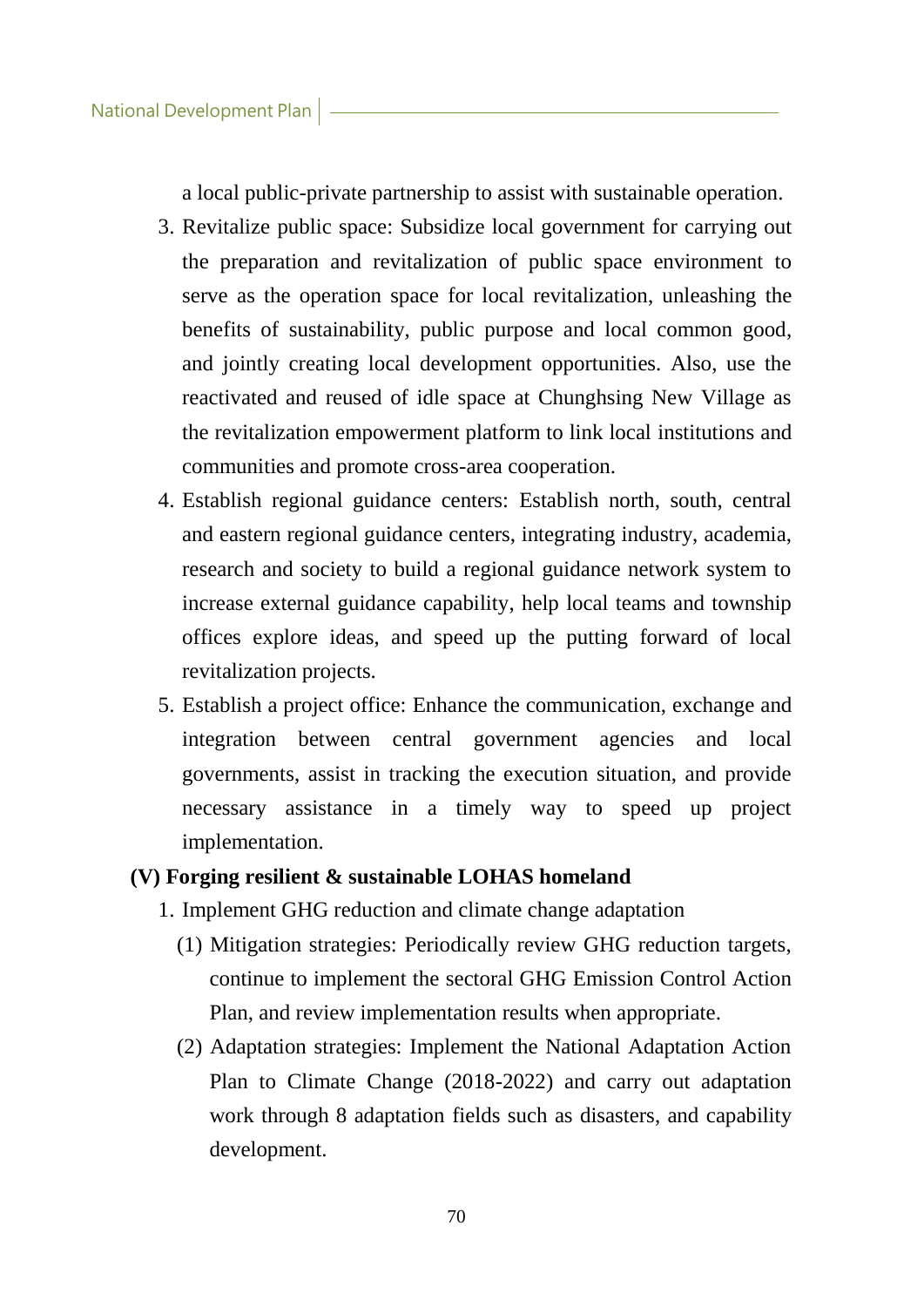a local public-private partnership to assist with sustainable operation.

3. Revitalize public space: Subsidize local government for carrying out the preparation and revitalization of public space environment to serve as the operation space for local revitalization, unleashing the benefits of sustainability, public purpose and local common good, and jointly creating local development opportunities. Also, use the reactivated and reused of idle space at Chunghsing New Village as the revitalization empowerment platform to link local institutions and communities and promote cross-area cooperation.
4. Establish regional guidance centers: Establish north, south, central and eastern regional guidance centers, integrating industry, academia, research and society to build a regional guidance network system to increase external guidance capability, help local teams and township offices explore ideas, and speed up the putting forward of local revitalization projects.
5. Establish a project office: Enhance the communication, exchange and integration between central government agencies and local governments, assist in tracking the execution situation, and provide necessary assistance in a timely way to speed up project implementation.

**(V) Forging resilient & sustainable LOHAS homeland**

1. Implement GHG reduction and climate change adaptation
   (1) Mitigation strategies: Periodically review GHG reduction targets, continue to implement the sectoral GHG Emission Control Action Plan, and review implementation results when appropriate.
   (2) Adaptation strategies: Implement the National Adaptation Action Plan to Climate Change (2018-2022) and carry out adaptation work through 8 adaptation fields such as disasters, and capability development.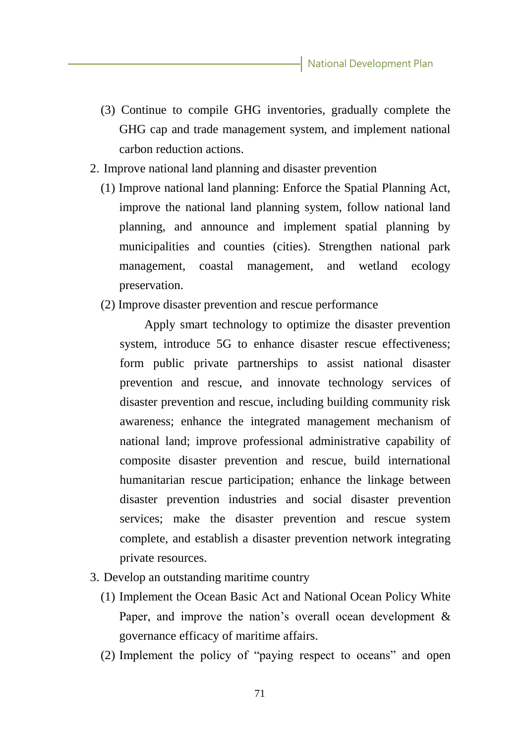(3) Continue to compile GHG inventories, gradually complete the GHG cap and trade management system, and implement national carbon reduction actions.

2. Improve national land planning and disaster prevention

   (1) Improve national land planning: Enforce the Spatial Planning Act, improve the national land planning system, follow national land planning, and announce and implement spatial planning by municipalities and counties (cities). Strengthen national park management, coastal management, and wetland ecology preservation.

   (2) Improve disaster prevention and rescue performance

   Apply smart technology to optimize the disaster prevention system, introduce 5G to enhance disaster rescue effectiveness; form public private partnerships to assist national disaster prevention and rescue, and innovate technology services of disaster prevention and rescue, including building community risk awareness; enhance the integrated management mechanism of national land; improve professional administrative capability of composite disaster prevention and rescue, build international humanitarian rescue participation; enhance the linkage between disaster prevention industries and social disaster prevention services; make the disaster prevention and rescue system complete, and establish a disaster prevention network integrating private resources.

3. Develop an outstanding maritime country

   (1) Implement the Ocean Basic Act and National Ocean Policy White Paper, and improve the nation's overall ocean development & governance efficacy of maritime affairs.

   (2) Implement the policy of "paying respect to oceans" and open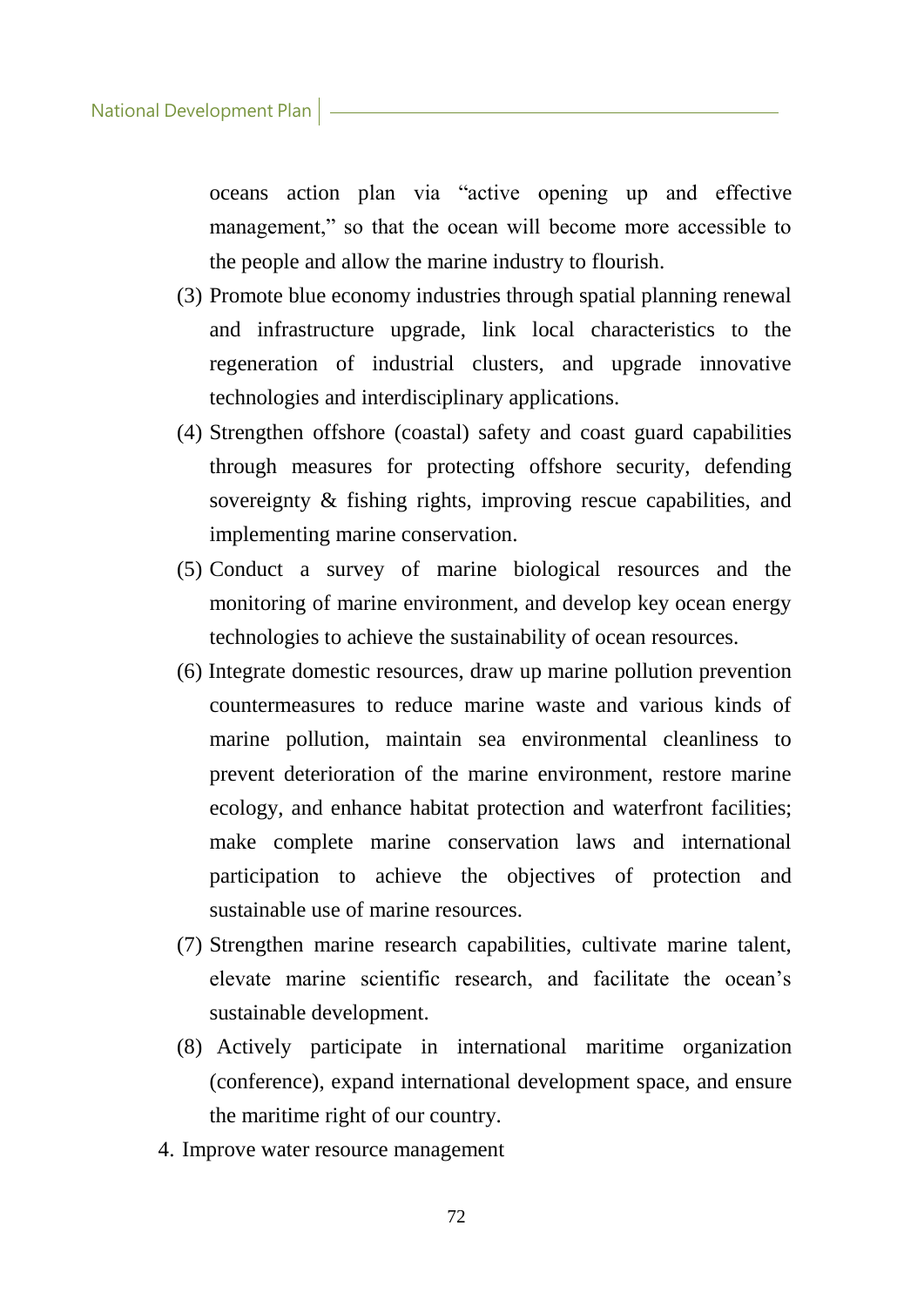oceans action plan via "active opening up and effective management," so that the ocean will become more accessible to the people and allow the marine industry to flourish.

(3) Promote blue economy industries through spatial planning renewal and infrastructure upgrade, link local characteristics to the regeneration of industrial clusters, and upgrade innovative technologies and interdisciplinary applications.

(4) Strengthen offshore (coastal) safety and coast guard capabilities through measures for protecting offshore security, defending sovereignty & fishing rights, improving rescue capabilities, and implementing marine conservation.

(5) Conduct a survey of marine biological resources and the monitoring of marine environment, and develop key ocean energy technologies to achieve the sustainability of ocean resources.

(6) Integrate domestic resources, draw up marine pollution prevention countermeasures to reduce marine waste and various kinds of marine pollution, maintain sea environmental cleanliness to prevent deterioration of the marine environment, restore marine ecology, and enhance habitat protection and waterfront facilities; make complete marine conservation laws and international participation to achieve the objectives of protection and sustainable use of marine resources.

(7) Strengthen marine research capabilities, cultivate marine talent, elevate marine scientific research, and facilitate the ocean's sustainable development.

(8) Actively participate in international maritime organization (conference), expand international development space, and ensure the maritime right of our country.

4. Improve water resource management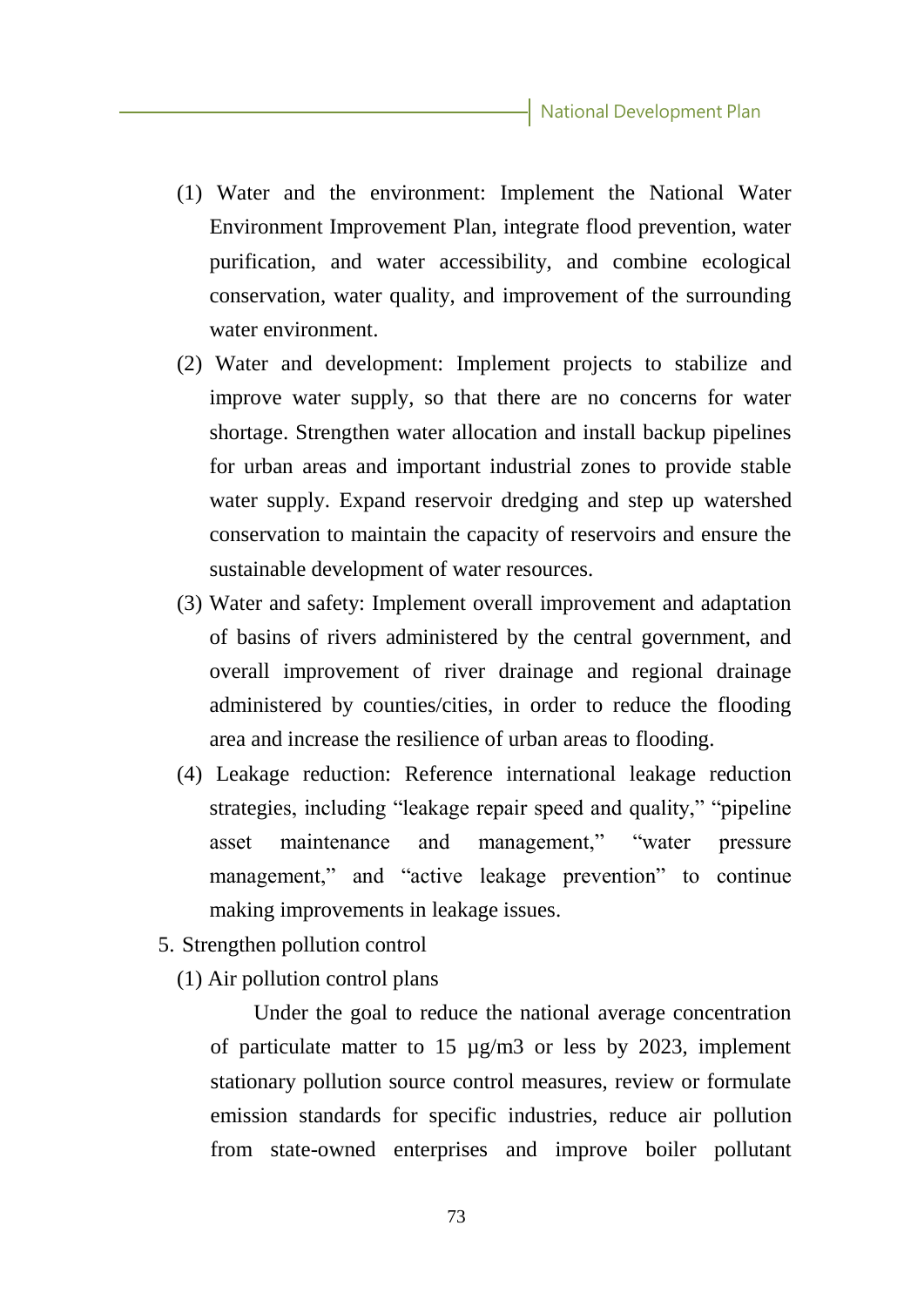(1) Water and the environment: Implement the National Water Environment Improvement Plan, integrate flood prevention, water purification, and water accessibility, and combine ecological conservation, water quality, and improvement of the surrounding water environment.

(2) Water and development: Implement projects to stabilize and improve water supply, so that there are no concerns for water shortage. Strengthen water allocation and install backup pipelines for urban areas and important industrial zones to provide stable water supply. Expand reservoir dredging and step up watershed conservation to maintain the capacity of reservoirs and ensure the sustainable development of water resources.

(3) Water and safety: Implement overall improvement and adaptation of basins of rivers administered by the central government, and overall improvement of river drainage and regional drainage administered by counties/cities, in order to reduce the flooding area and increase the resilience of urban areas to flooding.

(4) Leakage reduction: Reference international leakage reduction strategies, including “leakage repair speed and quality,” “pipeline asset maintenance and management,” “water pressure management,” and “active leakage prevention” to continue making improvements in leakage issues.

5. Strengthen pollution control

(1) Air pollution control plans

Under the goal to reduce the national average concentration of particulate matter to 15 μg/m3 or less by 2023, implement stationary pollution source control measures, review or formulate emission standards for specific industries, reduce air pollution from state-owned enterprises and improve boiler pollutant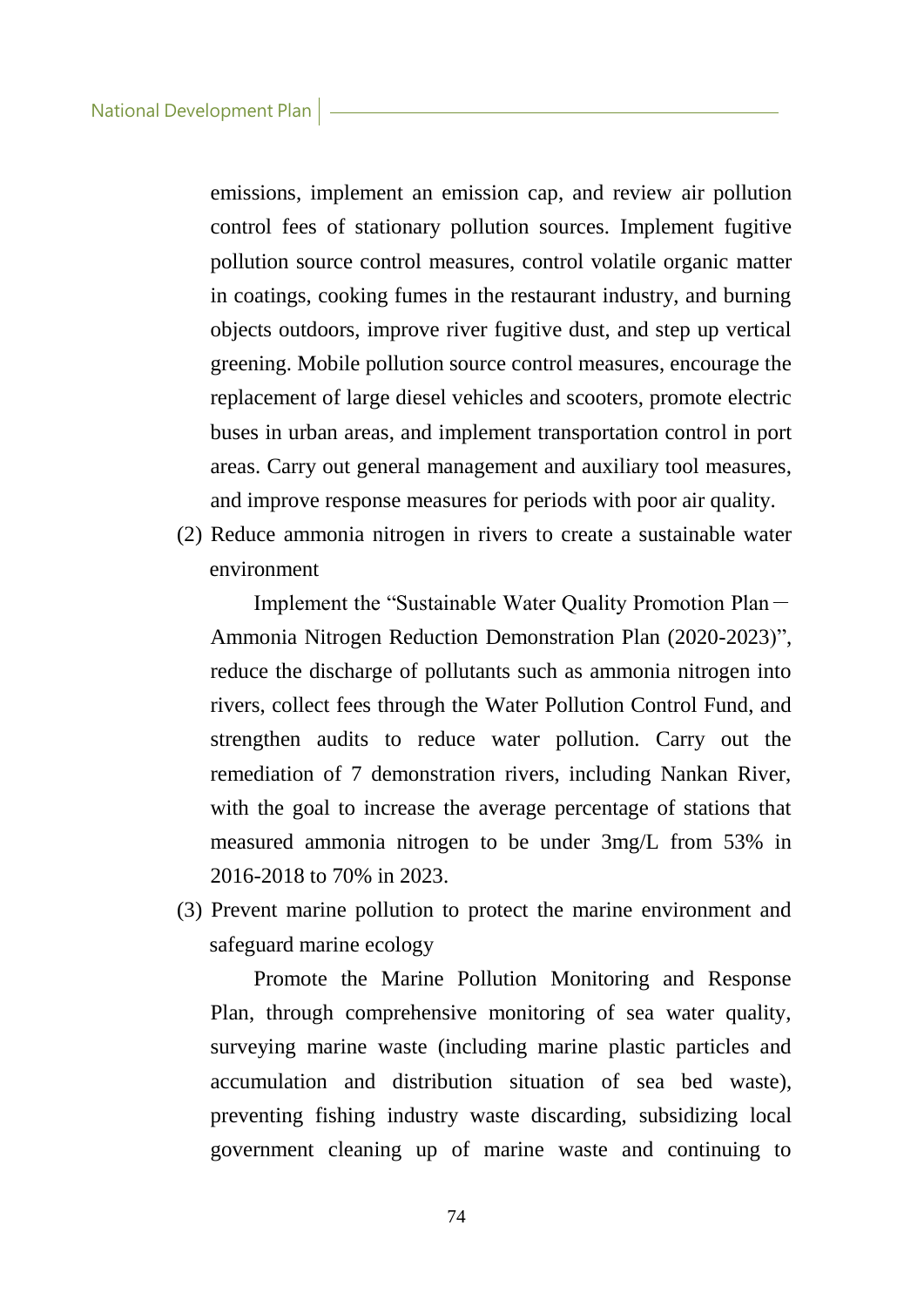emissions, implement an emission cap, and review air pollution control fees of stationary pollution sources. Implement fugitive pollution source control measures, control volatile organic matter in coatings, cooking fumes in the restaurant industry, and burning objects outdoors, improve river fugitive dust, and step up vertical greening. Mobile pollution source control measures, encourage the replacement of large diesel vehicles and scooters, promote electric buses in urban areas, and implement transportation control in port areas. Carry out general management and auxiliary tool measures, and improve response measures for periods with poor air quality.

(2) Reduce ammonia nitrogen in rivers to create a sustainable water environment

Implement the "Sustainable Water Quality Promotion Plan－Ammonia Nitrogen Reduction Demonstration Plan (2020-2023)", reduce the discharge of pollutants such as ammonia nitrogen into rivers, collect fees through the Water Pollution Control Fund, and strengthen audits to reduce water pollution. Carry out the remediation of 7 demonstration rivers, including Nankan River, with the goal to increase the average percentage of stations that measured ammonia nitrogen to be under 3mg/L from 53% in 2016-2018 to 70% in 2023.

(3) Prevent marine pollution to protect the marine environment and safeguard marine ecology

Promote the Marine Pollution Monitoring and Response Plan, through comprehensive monitoring of sea water quality, surveying marine waste (including marine plastic particles and accumulation and distribution situation of sea bed waste), preventing fishing industry waste discarding, subsidizing local government cleaning up of marine waste and continuing to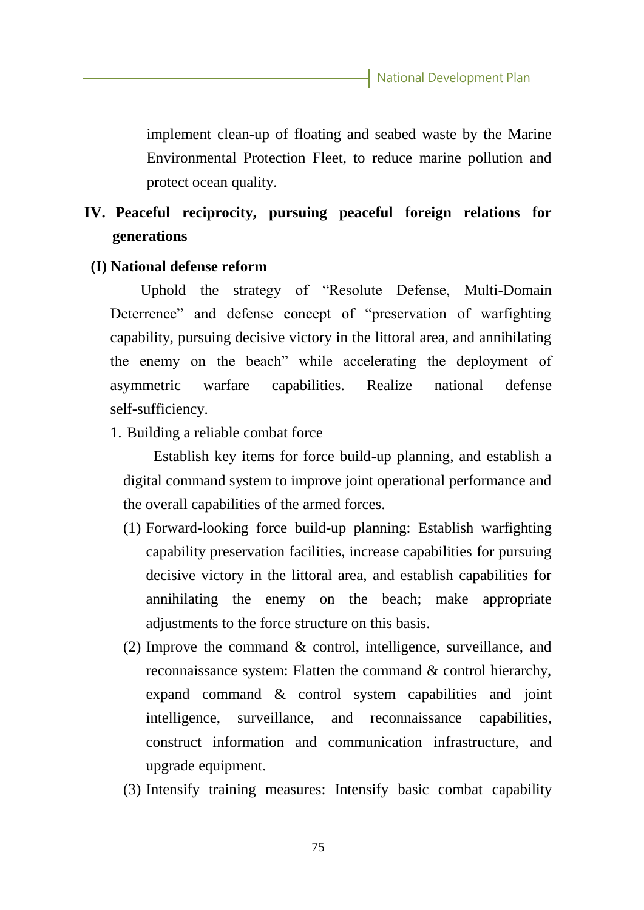implement clean-up of floating and seabed waste by the Marine Environmental Protection Fleet, to reduce marine pollution and protect ocean quality.

## IV. Peaceful reciprocity, pursuing peaceful foreign relations for generations

### (I) National defense reform

Uphold the strategy of "Resolute Defense, Multi-Domain Deterrence" and defense concept of "preservation of warfighting capability, pursuing decisive victory in the littoral area, and annihilating the enemy on the beach" while accelerating the deployment of asymmetric warfare capabilities. Realize national defense self-sufficiency.

1. Building a reliable combat force

   Establish key items for force build-up planning, and establish a digital command system to improve joint operational performance and the overall capabilities of the armed forces.

   (1) Forward-looking force build-up planning: Establish warfighting capability preservation facilities, increase capabilities for pursuing decisive victory in the littoral area, and establish capabilities for annihilating the enemy on the beach; make appropriate adjustments to the force structure on this basis.

   (2) Improve the command & control, intelligence, surveillance, and reconnaissance system: Flatten the command & control hierarchy, expand command & control system capabilities and joint intelligence, surveillance, and reconnaissance capabilities, construct information and communication infrastructure, and upgrade equipment.

   (3) Intensify training measures: Intensify basic combat capability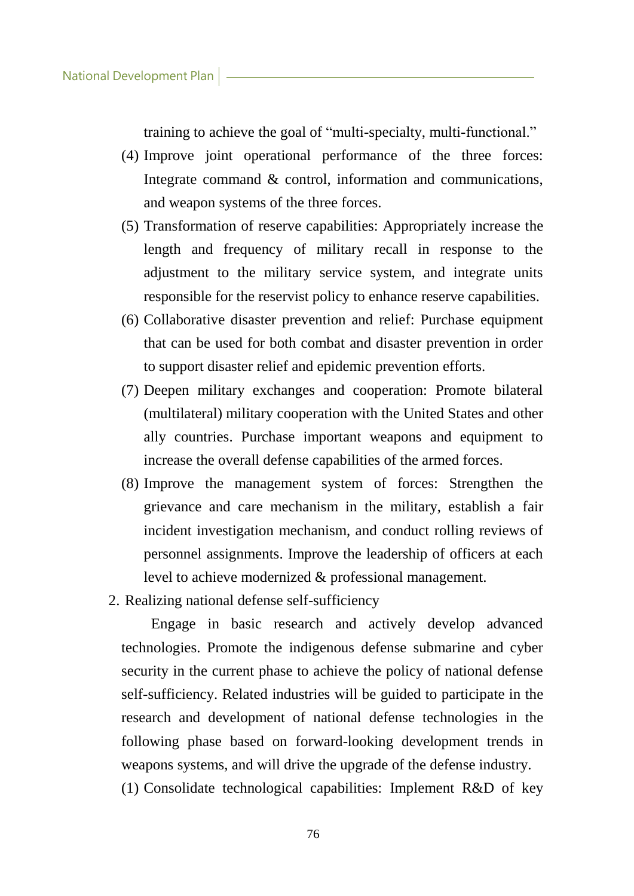training to achieve the goal of "multi-specialty, multi-functional."

(4) Improve joint operational performance of the three forces: Integrate command & control, information and communications, and weapon systems of the three forces.

(5) Transformation of reserve capabilities: Appropriately increase the length and frequency of military recall in response to the adjustment to the military service system, and integrate units responsible for the reservist policy to enhance reserve capabilities.

(6) Collaborative disaster prevention and relief: Purchase equipment that can be used for both combat and disaster prevention in order to support disaster relief and epidemic prevention efforts.

(7) Deepen military exchanges and cooperation: Promote bilateral (multilateral) military cooperation with the United States and other ally countries. Purchase important weapons and equipment to increase the overall defense capabilities of the armed forces.

(8) Improve the management system of forces: Strengthen the grievance and care mechanism in the military, establish a fair incident investigation mechanism, and conduct rolling reviews of personnel assignments. Improve the leadership of officers at each level to achieve modernized & professional management.

2. Realizing national defense self-sufficiency

Engage in basic research and actively develop advanced technologies. Promote the indigenous defense submarine and cyber security in the current phase to achieve the policy of national defense self-sufficiency. Related industries will be guided to participate in the research and development of national defense technologies in the following phase based on forward-looking development trends in weapons systems, and will drive the upgrade of the defense industry.

(1) Consolidate technological capabilities: Implement R&D of key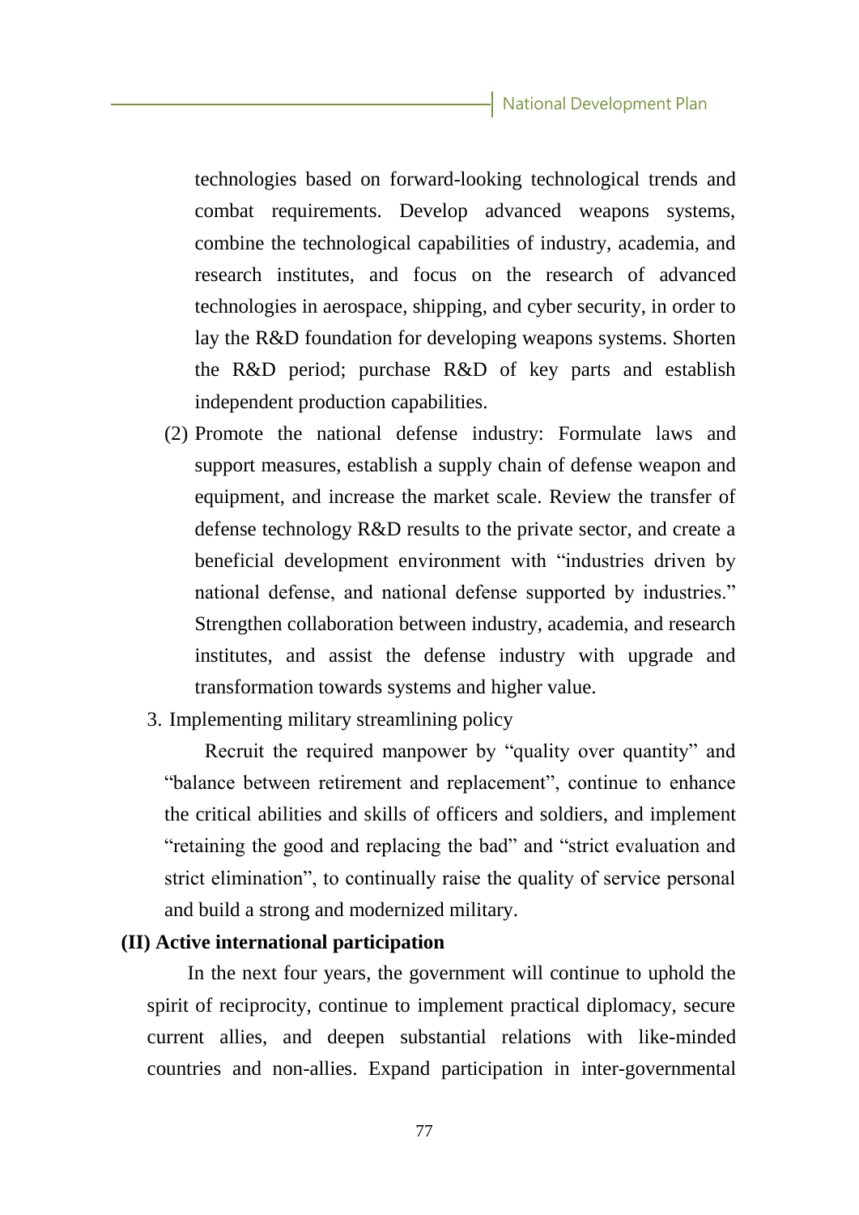technologies based on forward-looking technological trends and combat requirements. Develop advanced weapons systems, combine the technological capabilities of industry, academia, and research institutes, and focus on the research of advanced technologies in aerospace, shipping, and cyber security, in order to lay the R&D foundation for developing weapons systems. Shorten the R&D period; purchase R&D of key parts and establish independent production capabilities.

(2) Promote the national defense industry: Formulate laws and support measures, establish a supply chain of defense weapon and equipment, and increase the market scale. Review the transfer of defense technology R&D results to the private sector, and create a beneficial development environment with "industries driven by national defense, and national defense supported by industries." Strengthen collaboration between industry, academia, and research institutes, and assist the defense industry with upgrade and transformation towards systems and higher value.

3. Implementing military streamlining policy

Recruit the required manpower by "quality over quantity" and "balance between retirement and replacement", continue to enhance the critical abilities and skills of officers and soldiers, and implement "retaining the good and replacing the bad" and "strict evaluation and strict elimination", to continually raise the quality of service personal and build a strong and modernized military.

### (II) Active international participation

In the next four years, the government will continue to uphold the spirit of reciprocity, continue to implement practical diplomacy, secure current allies, and deepen substantial relations with like-minded countries and non-allies. Expand participation in inter-governmental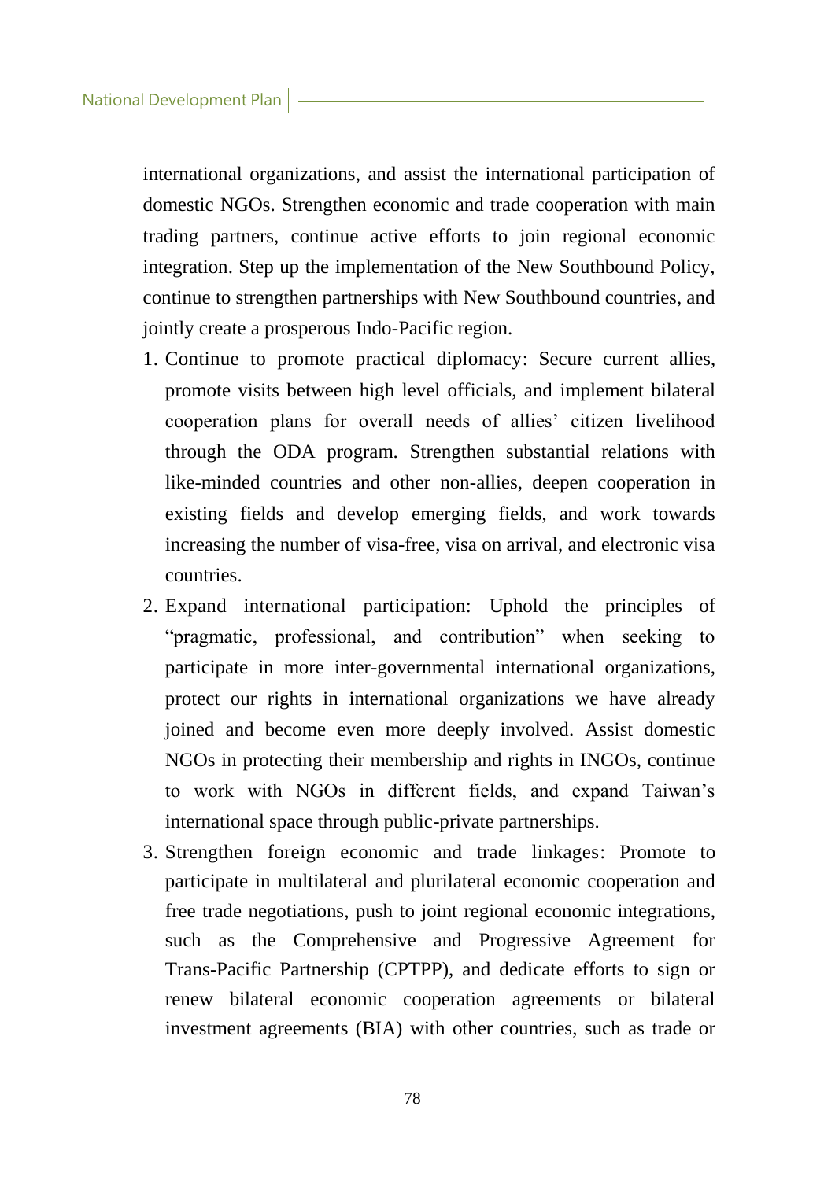international organizations, and assist the international participation of domestic NGOs. Strengthen economic and trade cooperation with main trading partners, continue active efforts to join regional economic integration. Step up the implementation of the New Southbound Policy, continue to strengthen partnerships with New Southbound countries, and jointly create a prosperous Indo-Pacific region.

1. Continue to promote practical diplomacy: Secure current allies, promote visits between high level officials, and implement bilateral cooperation plans for overall needs of allies' citizen livelihood through the ODA program. Strengthen substantial relations with like-minded countries and other non-allies, deepen cooperation in existing fields and develop emerging fields, and work towards increasing the number of visa-free, visa on arrival, and electronic visa countries.
2. Expand international participation: Uphold the principles of "pragmatic, professional, and contribution" when seeking to participate in more inter-governmental international organizations, protect our rights in international organizations we have already joined and become even more deeply involved. Assist domestic NGOs in protecting their membership and rights in INGOs, continue to work with NGOs in different fields, and expand Taiwan's international space through public-private partnerships.
3. Strengthen foreign economic and trade linkages: Promote to participate in multilateral and plurilateral economic cooperation and free trade negotiations, push to joint regional economic integrations, such as the Comprehensive and Progressive Agreement for Trans-Pacific Partnership (CPTPP), and dedicate efforts to sign or renew bilateral economic cooperation agreements or bilateral investment agreements (BIA) with other countries, such as trade or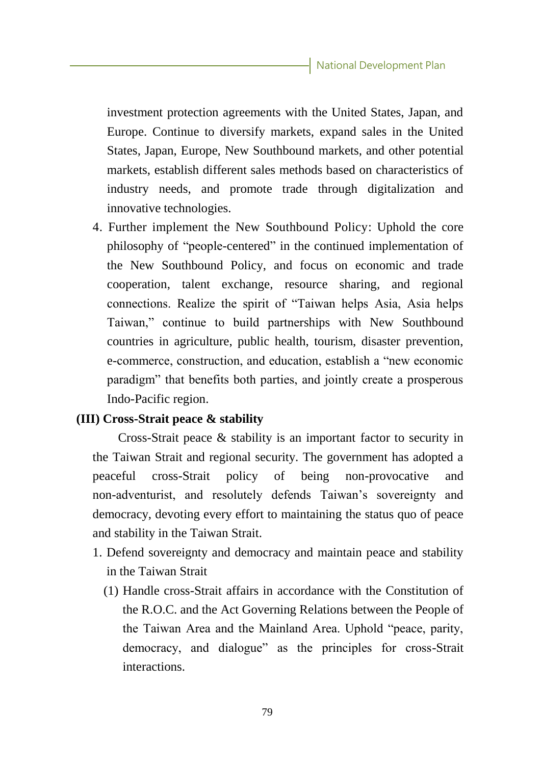investment protection agreements with the United States, Japan, and Europe. Continue to diversify markets, expand sales in the United States, Japan, Europe, New Southbound markets, and other potential markets, establish different sales methods based on characteristics of industry needs, and promote trade through digitalization and innovative technologies.

4. Further implement the New Southbound Policy: Uphold the core philosophy of "people-centered" in the continued implementation of the New Southbound Policy, and focus on economic and trade cooperation, talent exchange, resource sharing, and regional connections. Realize the spirit of "Taiwan helps Asia, Asia helps Taiwan," continue to build partnerships with New Southbound countries in agriculture, public health, tourism, disaster prevention, e-commerce, construction, and education, establish a "new economic paradigm" that benefits both parties, and jointly create a prosperous Indo-Pacific region.

**(III) Cross-Strait peace & stability**

Cross-Strait peace & stability is an important factor to security in the Taiwan Strait and regional security. The government has adopted a peaceful cross-Strait policy of being non-provocative and non-adventurist, and resolutely defends Taiwan's sovereignty and democracy, devoting every effort to maintaining the status quo of peace and stability in the Taiwan Strait.

1. Defend sovereignty and democracy and maintain peace and stability in the Taiwan Strait
   (1) Handle cross-Strait affairs in accordance with the Constitution of the R.O.C. and the Act Governing Relations between the People of the Taiwan Area and the Mainland Area. Uphold "peace, parity, democracy, and dialogue" as the principles for cross-Strait interactions.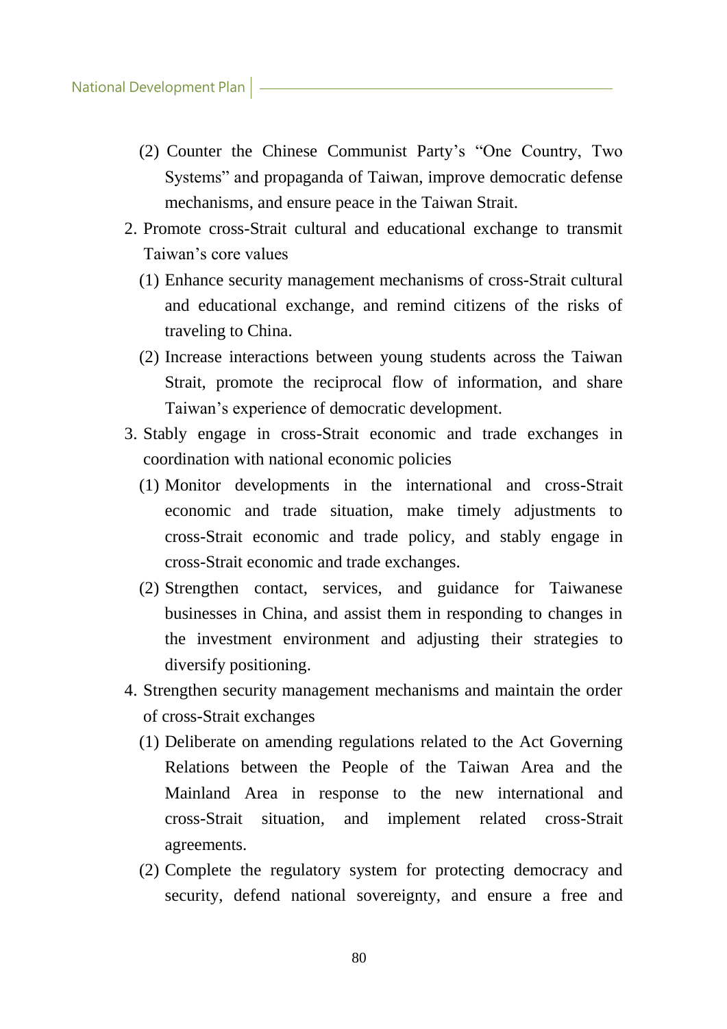(2) Counter the Chinese Communist Party's "One Country, Two Systems" and propaganda of Taiwan, improve democratic defense mechanisms, and ensure peace in the Taiwan Strait.

2. Promote cross-Strait cultural and educational exchange to transmit Taiwan's core values
   (1) Enhance security management mechanisms of cross-Strait cultural and educational exchange, and remind citizens of the risks of traveling to China.
   (2) Increase interactions between young students across the Taiwan Strait, promote the reciprocal flow of information, and share Taiwan's experience of democratic development.
3. Stably engage in cross-Strait economic and trade exchanges in coordination with national economic policies
   (1) Monitor developments in the international and cross-Strait economic and trade situation, make timely adjustments to cross-Strait economic and trade policy, and stably engage in cross-Strait economic and trade exchanges.
   (2) Strengthen contact, services, and guidance for Taiwanese businesses in China, and assist them in responding to changes in the investment environment and adjusting their strategies to diversify positioning.
4. Strengthen security management mechanisms and maintain the order of cross-Strait exchanges
   (1) Deliberate on amending regulations related to the Act Governing Relations between the People of the Taiwan Area and the Mainland Area in response to the new international and cross-Strait situation, and implement related cross-Strait agreements.
   (2) Complete the regulatory system for protecting democracy and security, defend national sovereignty, and ensure a free and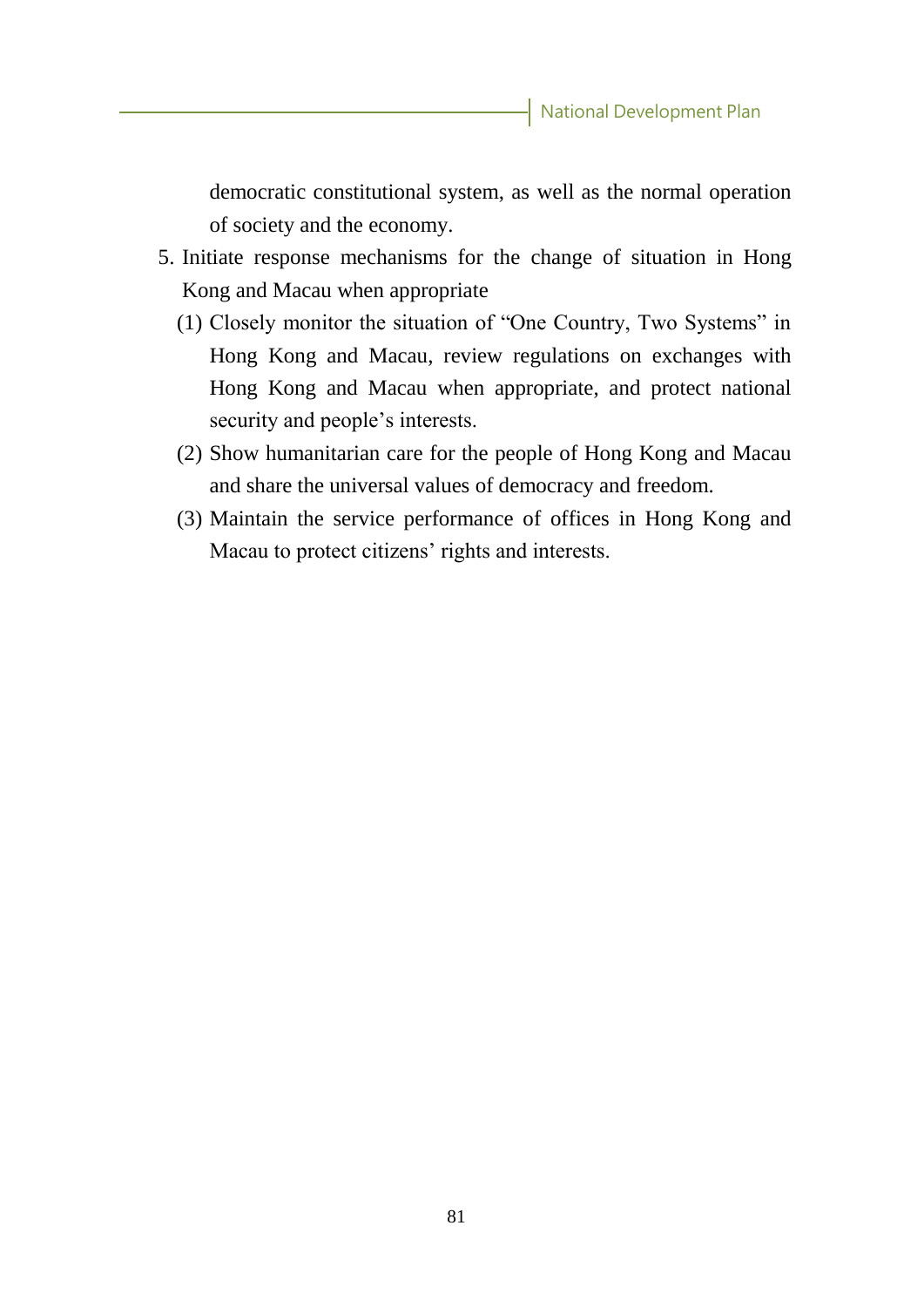democratic constitutional system, as well as the normal operation of society and the economy.

5. Initiate response mechanisms for the change of situation in Hong Kong and Macau when appropriate
   (1) Closely monitor the situation of "One Country, Two Systems" in Hong Kong and Macau, review regulations on exchanges with Hong Kong and Macau when appropriate, and protect national security and people's interests.
   (2) Show humanitarian care for the people of Hong Kong and Macau and share the universal values of democracy and freedom.
   (3) Maintain the service performance of offices in Hong Kong and Macau to protect citizens' rights and interests.